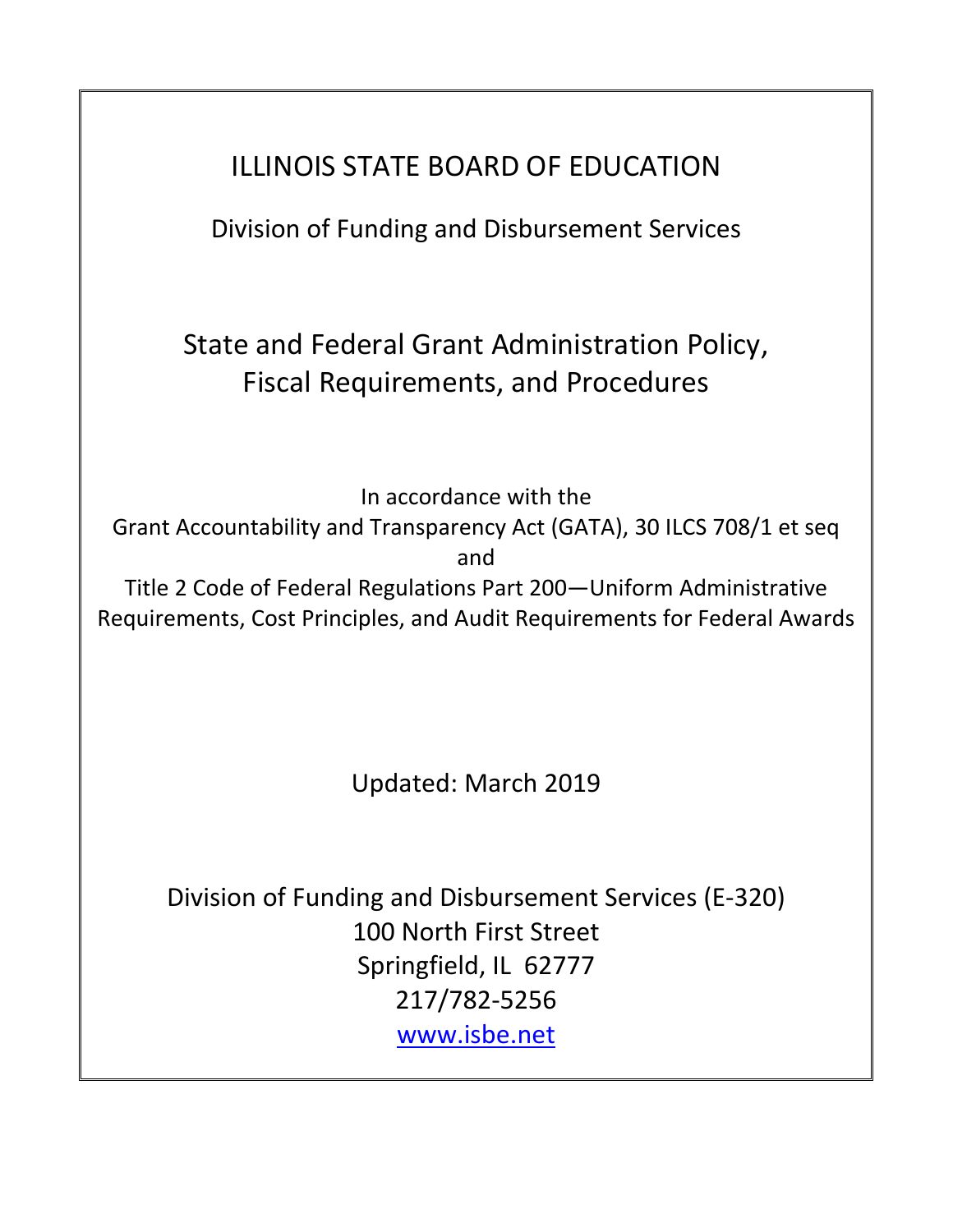# ILLINOIS STATE BOARD OF EDUCATION

## Division of Funding and Disbursement Services

# State and Federal Grant Administration Policy, Fiscal Requirements, and Procedures

In accordance with the
Grant Accountability and Transparency Act (GATA), 30 ILCS 708/1 et seq
and
Title 2 Code of Federal Regulations Part 200—Uniform Administrative Requirements, Cost Principles, and Audit Requirements for Federal Awards

Updated: March 2019

Division of Funding and Disbursement Services (E-320)
100 North First Street
Springfield, IL 62777
217/782-5256
[www.isbe.net](http://www.isbe.net)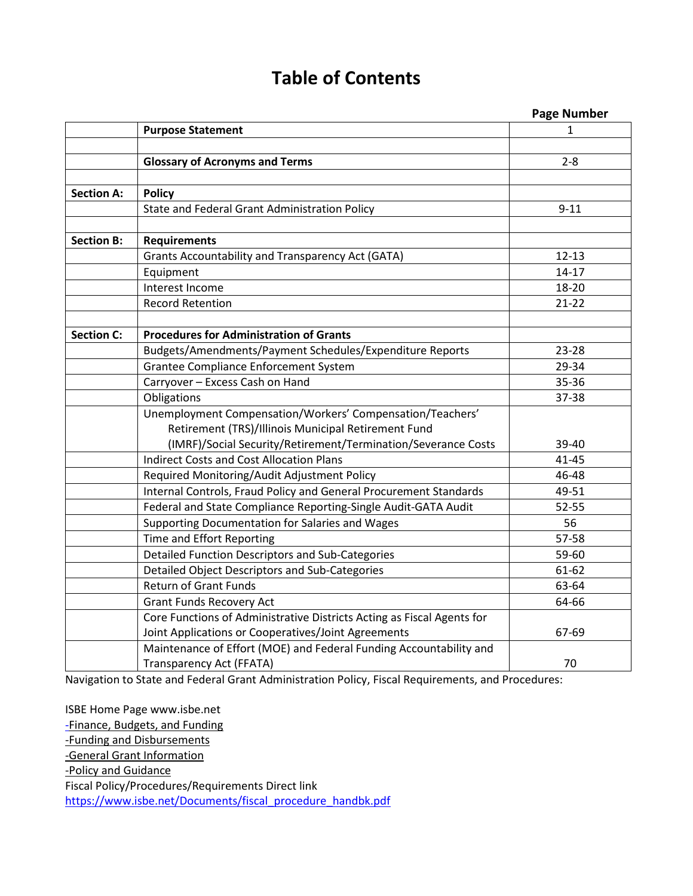# Table of Contents

| | | Page Number |
|---|---|---|
| | **Purpose Statement** | 1 |
| | | |
| | **Glossary of Acronyms and Terms** | 2-8 |
| | | |
| **Section A:** | **Policy** | |
| | State and Federal Grant Administration Policy | 9-11 |
| | | |
| **Section B:** | **Requirements** | |
| | Grants Accountability and Transparency Act (GATA) | 12-13 |
| | Equipment | 14-17 |
| | Interest Income | 18-20 |
| | Record Retention | 21-22 |
| | | |
| **Section C:** | **Procedures for Administration of Grants** | |
| | Budgets/Amendments/Payment Schedules/Expenditure Reports | 23-28 |
| | Grantee Compliance Enforcement System | 29-34 |
| | Carryover – Excess Cash on Hand | 35-36 |
| | Obligations | 37-38 |
| | Unemployment Compensation/Workers' Compensation/Teachers' Retirement (TRS)/Illinois Municipal Retirement Fund (IMRF)/Social Security/Retirement/Termination/Severance Costs | 39-40 |
| | Indirect Costs and Cost Allocation Plans | 41-45 |
| | Required Monitoring/Audit Adjustment Policy | 46-48 |
| | Internal Controls, Fraud Policy and General Procurement Standards | 49-51 |
| | Federal and State Compliance Reporting-Single Audit-GATA Audit | 52-55 |
| | Supporting Documentation for Salaries and Wages | 56 |
| | Time and Effort Reporting | 57-58 |
| | Detailed Function Descriptors and Sub-Categories | 59-60 |
| | Detailed Object Descriptors and Sub-Categories | 61-62 |
| | Return of Grant Funds | 63-64 |
| | Grant Funds Recovery Act | 64-66 |
| | Core Functions of Administrative Districts Acting as Fiscal Agents for Joint Applications or Cooperatives/Joint Agreements | 67-69 |
| | Maintenance of Effort (MOE) and Federal Funding Accountability and Transparency Act (FFATA) | 70 |

Navigation to State and Federal Grant Administration Policy, Fiscal Requirements, and Procedures:

ISBE Home Page www.isbe.net
-Finance, Budgets, and Funding
-Funding and Disbursements
-General Grant Information
-Policy and Guidance
Fiscal Policy/Procedures/Requirements Direct link
https://www.isbe.net/Documents/fiscal_procedure_handbk.pdf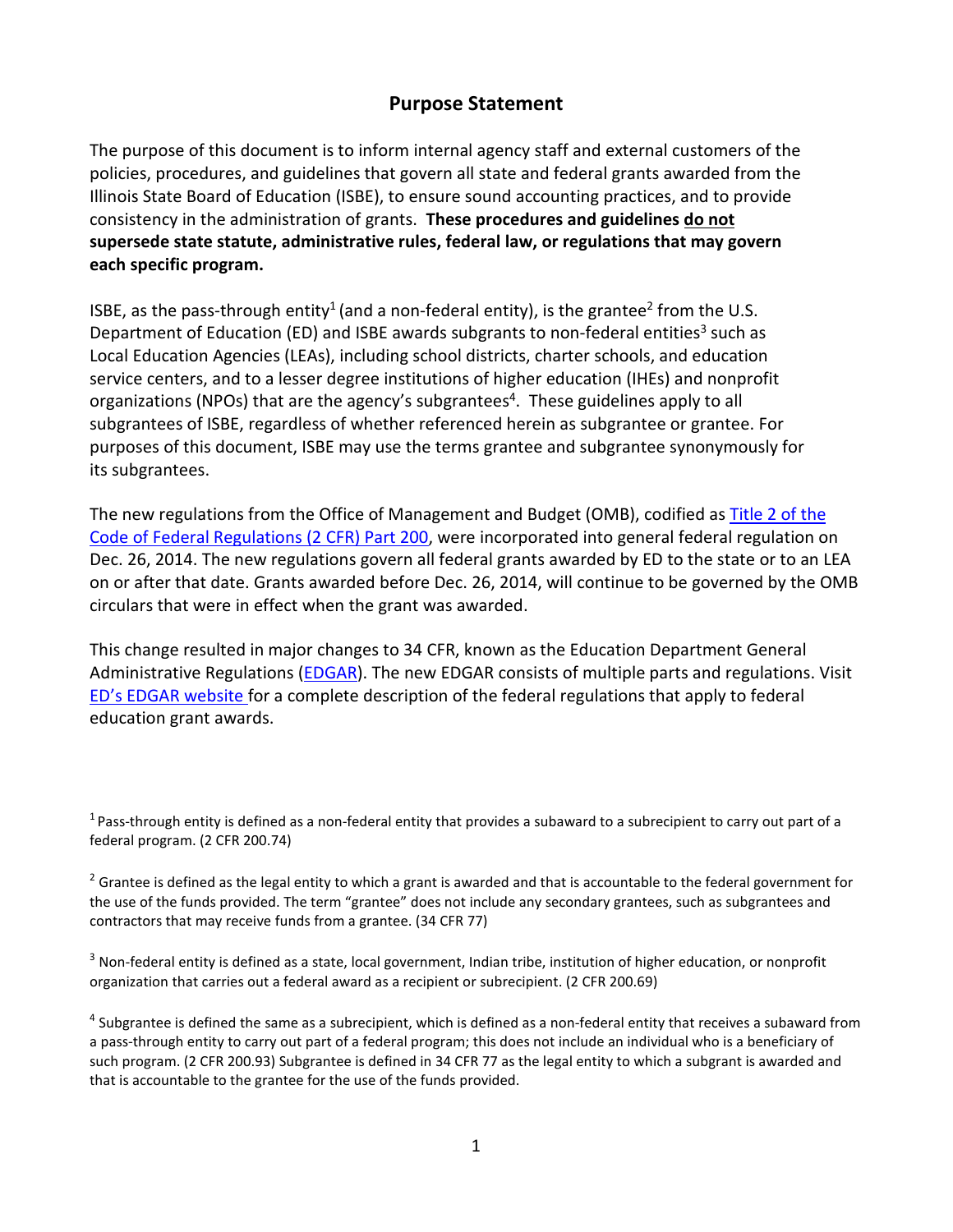## Purpose Statement

The purpose of this document is to inform internal agency staff and external customers of the policies, procedures, and guidelines that govern all state and federal grants awarded from the Illinois State Board of Education (ISBE), to ensure sound accounting practices, and to provide consistency in the administration of grants. **These procedures and guidelines do not supersede state statute, administrative rules, federal law, or regulations that may govern each specific program.**

ISBE, as the pass-through entity[1] (and a non-federal entity), is the grantee[2] from the U.S. Department of Education (ED) and ISBE awards subgrants to non-federal entities[3] such as Local Education Agencies (LEAs), including school districts, charter schools, and education service centers, and to a lesser degree institutions of higher education (IHEs) and nonprofit organizations (NPOs) that are the agency's subgrantees[4]. These guidelines apply to all subgrantees of ISBE, regardless of whether referenced herein as subgrantee or grantee. For purposes of this document, ISBE may use the terms grantee and subgrantee synonymously for its subgrantees.

The new regulations from the Office of Management and Budget (OMB), codified as Title 2 of the Code of Federal Regulations (2 CFR) Part 200, were incorporated into general federal regulation on Dec. 26, 2014. The new regulations govern all federal grants awarded by ED to the state or to an LEA on or after that date. Grants awarded before Dec. 26, 2014, will continue to be governed by the OMB circulars that were in effect when the grant was awarded.

This change resulted in major changes to 34 CFR, known as the Education Department General Administrative Regulations (EDGAR). The new EDGAR consists of multiple parts and regulations. Visit ED's EDGAR website for a complete description of the federal regulations that apply to federal education grant awards.

[1] Pass-through entity is defined as a non-federal entity that provides a subaward to a subrecipient to carry out part of a federal program. (2 CFR 200.74)

[2] Grantee is defined as the legal entity to which a grant is awarded and that is accountable to the federal government for the use of the funds provided. The term "grantee" does not include any secondary grantees, such as subgrantees and contractors that may receive funds from a grantee. (34 CFR 77)

[3] Non-federal entity is defined as a state, local government, Indian tribe, institution of higher education, or nonprofit organization that carries out a federal award as a recipient or subrecipient. (2 CFR 200.69)

[4] Subgrantee is defined the same as a subrecipient, which is defined as a non-federal entity that receives a subaward from a pass-through entity to carry out part of a federal program; this does not include an individual who is a beneficiary of such program. (2 CFR 200.93) Subgrantee is defined in 34 CFR 77 as the legal entity to which a subgrant is awarded and that is accountable to the grantee for the use of the funds provided.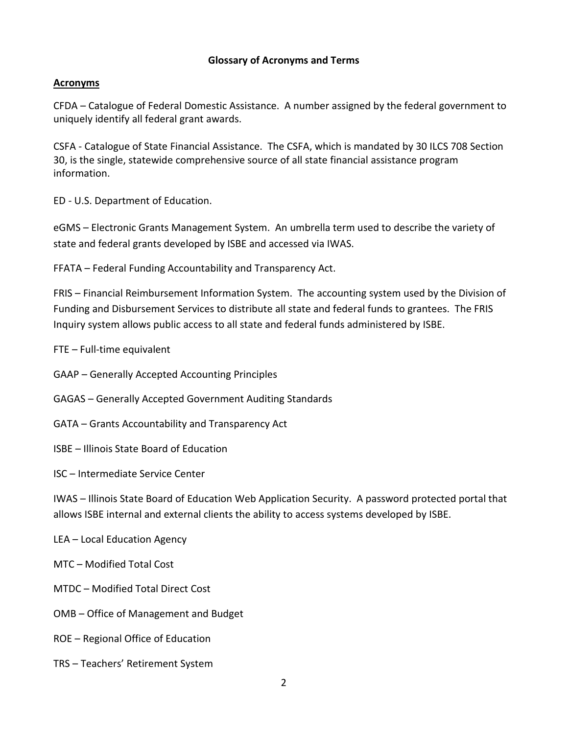## Glossary of Acronyms and Terms

### Acronyms

CFDA – Catalogue of Federal Domestic Assistance. A number assigned by the federal government to uniquely identify all federal grant awards.

CSFA - Catalogue of State Financial Assistance. The CSFA, which is mandated by 30 ILCS 708 Section 30, is the single, statewide comprehensive source of all state financial assistance program information.

ED - U.S. Department of Education.

eGMS – Electronic Grants Management System. An umbrella term used to describe the variety of state and federal grants developed by ISBE and accessed via IWAS.

FFATA – Federal Funding Accountability and Transparency Act.

FRIS – Financial Reimbursement Information System. The accounting system used by the Division of Funding and Disbursement Services to distribute all state and federal funds to grantees. The FRIS Inquiry system allows public access to all state and federal funds administered by ISBE.

FTE – Full-time equivalent

GAAP – Generally Accepted Accounting Principles

GAGAS – Generally Accepted Government Auditing Standards

GATA – Grants Accountability and Transparency Act

ISBE – Illinois State Board of Education

ISC – Intermediate Service Center

IWAS – Illinois State Board of Education Web Application Security. A password protected portal that allows ISBE internal and external clients the ability to access systems developed by ISBE.

LEA – Local Education Agency

MTC – Modified Total Cost

MTDC – Modified Total Direct Cost

OMB – Office of Management and Budget

ROE – Regional Office of Education

TRS – Teachers' Retirement System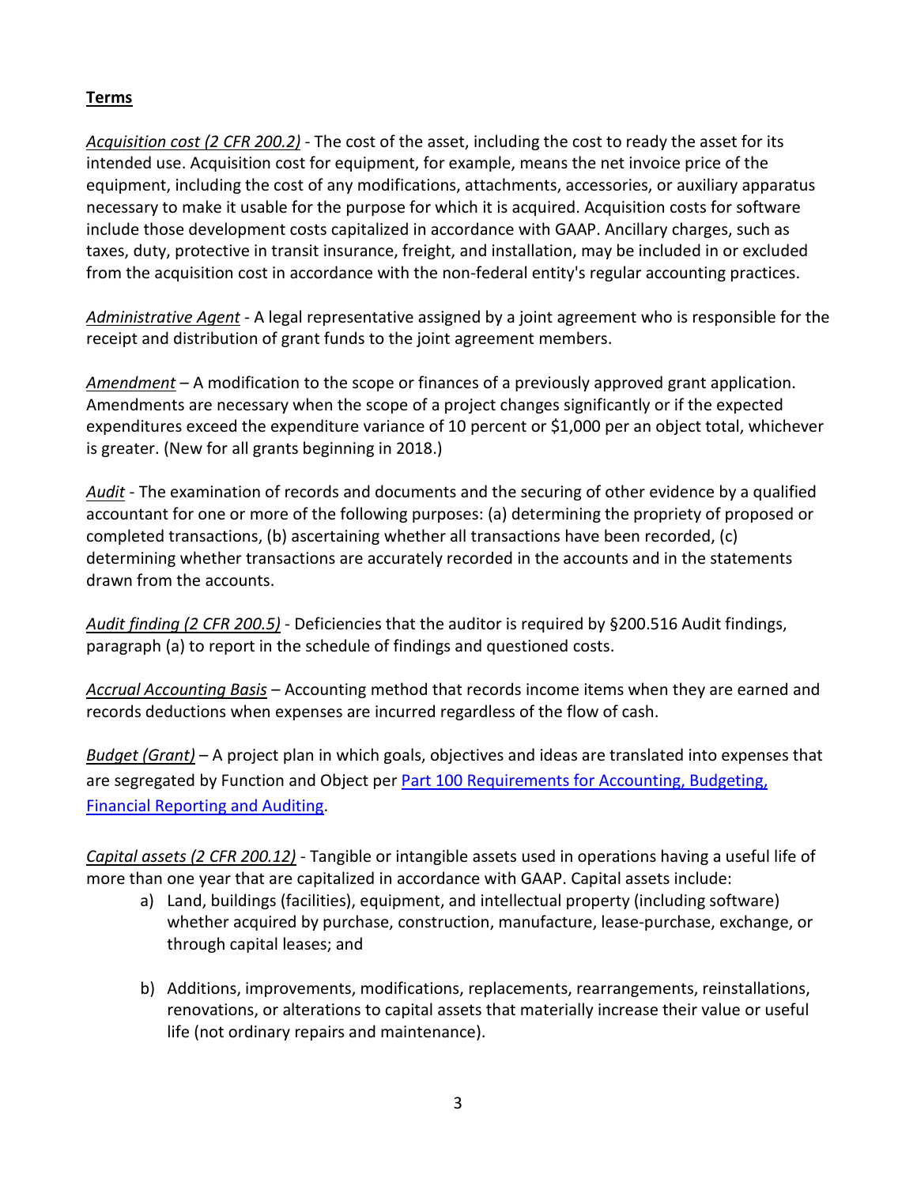## Terms

*Acquisition cost (2 CFR 200.2)* - The cost of the asset, including the cost to ready the asset for its intended use. Acquisition cost for equipment, for example, means the net invoice price of the equipment, including the cost of any modifications, attachments, accessories, or auxiliary apparatus necessary to make it usable for the purpose for which it is acquired. Acquisition costs for software include those development costs capitalized in accordance with GAAP. Ancillary charges, such as taxes, duty, protective in transit insurance, freight, and installation, may be included in or excluded from the acquisition cost in accordance with the non-federal entity's regular accounting practices.

*Administrative Agent* - A legal representative assigned by a joint agreement who is responsible for the receipt and distribution of grant funds to the joint agreement members.

*Amendment* – A modification to the scope or finances of a previously approved grant application. Amendments are necessary when the scope of a project changes significantly or if the expected expenditures exceed the expenditure variance of 10 percent or $1,000 per an object total, whichever is greater. (New for all grants beginning in 2018.)

*Audit* - The examination of records and documents and the securing of other evidence by a qualified accountant for one or more of the following purposes: (a) determining the propriety of proposed or completed transactions, (b) ascertaining whether all transactions have been recorded, (c) determining whether transactions are accurately recorded in the accounts and in the statements drawn from the accounts.

*Audit finding (2 CFR 200.5)* - Deficiencies that the auditor is required by §200.516 Audit findings, paragraph (a) to report in the schedule of findings and questioned costs.

*Accrual Accounting Basis* – Accounting method that records income items when they are earned and records deductions when expenses are incurred regardless of the flow of cash.

*Budget (Grant)* – A project plan in which goals, objectives and ideas are translated into expenses that are segregated by Function and Object per [Part 100 Requirements for Accounting, Budgeting, Financial Reporting and Auditing](#).

*Capital assets (2 CFR 200.12)* - Tangible or intangible assets used in operations having a useful life of more than one year that are capitalized in accordance with GAAP. Capital assets include:

a) Land, buildings (facilities), equipment, and intellectual property (including software) whether acquired by purchase, construction, manufacture, lease-purchase, exchange, or through capital leases; and

b) Additions, improvements, modifications, replacements, rearrangements, reinstallations, renovations, or alterations to capital assets that materially increase their value or useful life (not ordinary repairs and maintenance).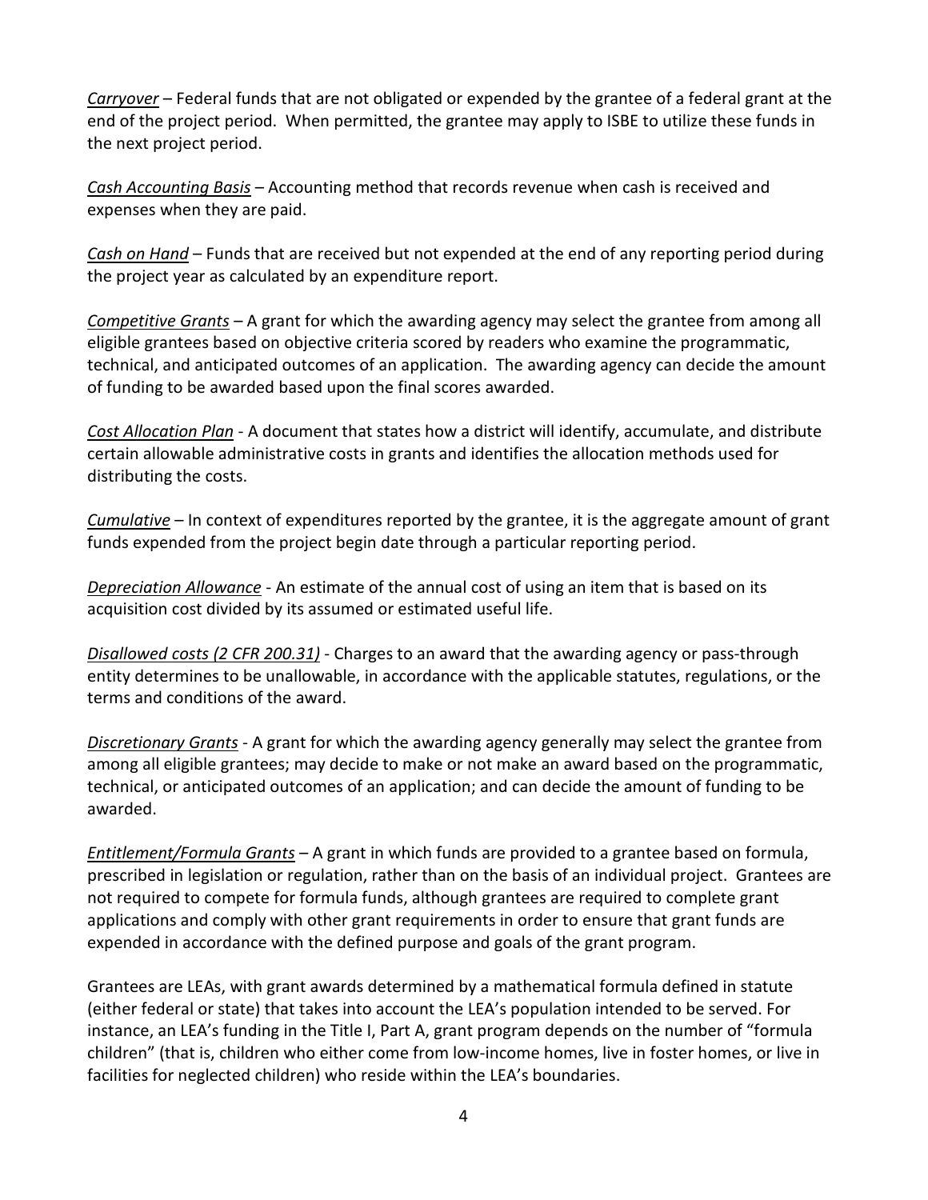*Carryover* – Federal funds that are not obligated or expended by the grantee of a federal grant at the end of the project period. When permitted, the grantee may apply to ISBE to utilize these funds in the next project period.

*Cash Accounting Basis* – Accounting method that records revenue when cash is received and expenses when they are paid.

*Cash on Hand* – Funds that are received but not expended at the end of any reporting period during the project year as calculated by an expenditure report.

*Competitive Grants* – A grant for which the awarding agency may select the grantee from among all eligible grantees based on objective criteria scored by readers who examine the programmatic, technical, and anticipated outcomes of an application. The awarding agency can decide the amount of funding to be awarded based upon the final scores awarded.

*Cost Allocation Plan* - A document that states how a district will identify, accumulate, and distribute certain allowable administrative costs in grants and identifies the allocation methods used for distributing the costs.

*Cumulative* – In context of expenditures reported by the grantee, it is the aggregate amount of grant funds expended from the project begin date through a particular reporting period.

*Depreciation Allowance* - An estimate of the annual cost of using an item that is based on its acquisition cost divided by its assumed or estimated useful life.

*Disallowed costs (2 CFR 200.31)* - Charges to an award that the awarding agency or pass-through entity determines to be unallowable, in accordance with the applicable statutes, regulations, or the terms and conditions of the award.

*Discretionary Grants* - A grant for which the awarding agency generally may select the grantee from among all eligible grantees; may decide to make or not make an award based on the programmatic, technical, or anticipated outcomes of an application; and can decide the amount of funding to be awarded.

*Entitlement/Formula Grants* – A grant in which funds are provided to a grantee based on formula, prescribed in legislation or regulation, rather than on the basis of an individual project. Grantees are not required to compete for formula funds, although grantees are required to complete grant applications and comply with other grant requirements in order to ensure that grant funds are expended in accordance with the defined purpose and goals of the grant program.

Grantees are LEAs, with grant awards determined by a mathematical formula defined in statute (either federal or state) that takes into account the LEA's population intended to be served. For instance, an LEA's funding in the Title I, Part A, grant program depends on the number of "formula children" (that is, children who either come from low-income homes, live in foster homes, or live in facilities for neglected children) who reside within the LEA's boundaries.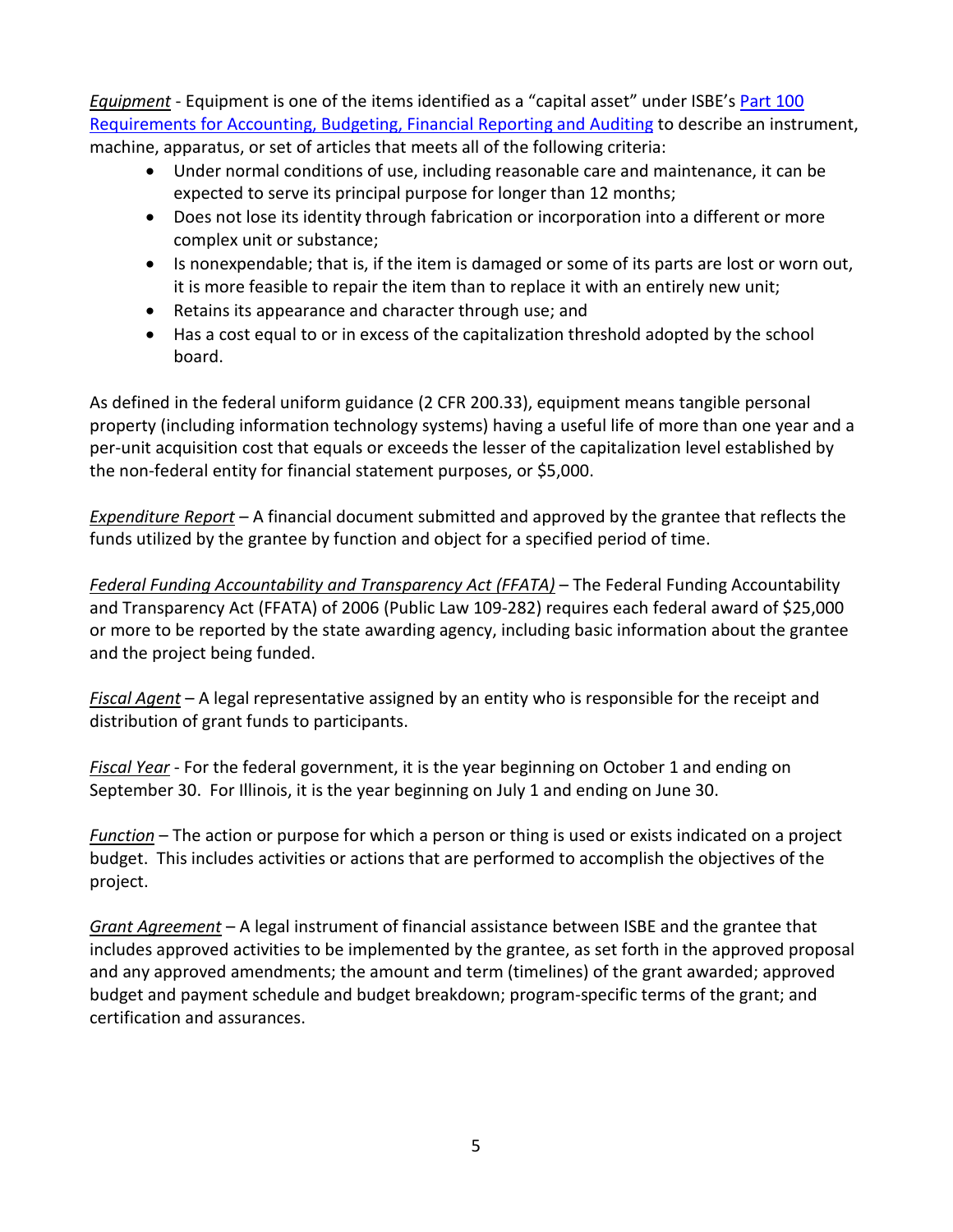*Equipment* - Equipment is one of the items identified as a "capital asset" under ISBE's [Part 100 Requirements for Accounting, Budgeting, Financial Reporting and Auditing]() to describe an instrument, machine, apparatus, or set of articles that meets all of the following criteria:

- Under normal conditions of use, including reasonable care and maintenance, it can be expected to serve its principal purpose for longer than 12 months;
- Does not lose its identity through fabrication or incorporation into a different or more complex unit or substance;
- Is nonexpendable; that is, if the item is damaged or some of its parts are lost or worn out, it is more feasible to repair the item than to replace it with an entirely new unit;
- Retains its appearance and character through use; and
- Has a cost equal to or in excess of the capitalization threshold adopted by the school board.

As defined in the federal uniform guidance (2 CFR 200.33), equipment means tangible personal property (including information technology systems) having a useful life of more than one year and a per-unit acquisition cost that equals or exceeds the lesser of the capitalization level established by the non-federal entity for financial statement purposes, or $5,000.

*Expenditure Report* – A financial document submitted and approved by the grantee that reflects the funds utilized by the grantee by function and object for a specified period of time.

*Federal Funding Accountability and Transparency Act (FFATA)* – The Federal Funding Accountability and Transparency Act (FFATA) of 2006 (Public Law 109-282) requires each federal award of $25,000 or more to be reported by the state awarding agency, including basic information about the grantee and the project being funded.

*Fiscal Agent* – A legal representative assigned by an entity who is responsible for the receipt and distribution of grant funds to participants.

*Fiscal Year* - For the federal government, it is the year beginning on October 1 and ending on September 30. For Illinois, it is the year beginning on July 1 and ending on June 30.

*Function* – The action or purpose for which a person or thing is used or exists indicated on a project budget. This includes activities or actions that are performed to accomplish the objectives of the project.

*Grant Agreement* – A legal instrument of financial assistance between ISBE and the grantee that includes approved activities to be implemented by the grantee, as set forth in the approved proposal and any approved amendments; the amount and term (timelines) of the grant awarded; approved budget and payment schedule and budget breakdown; program-specific terms of the grant; and certification and assurances.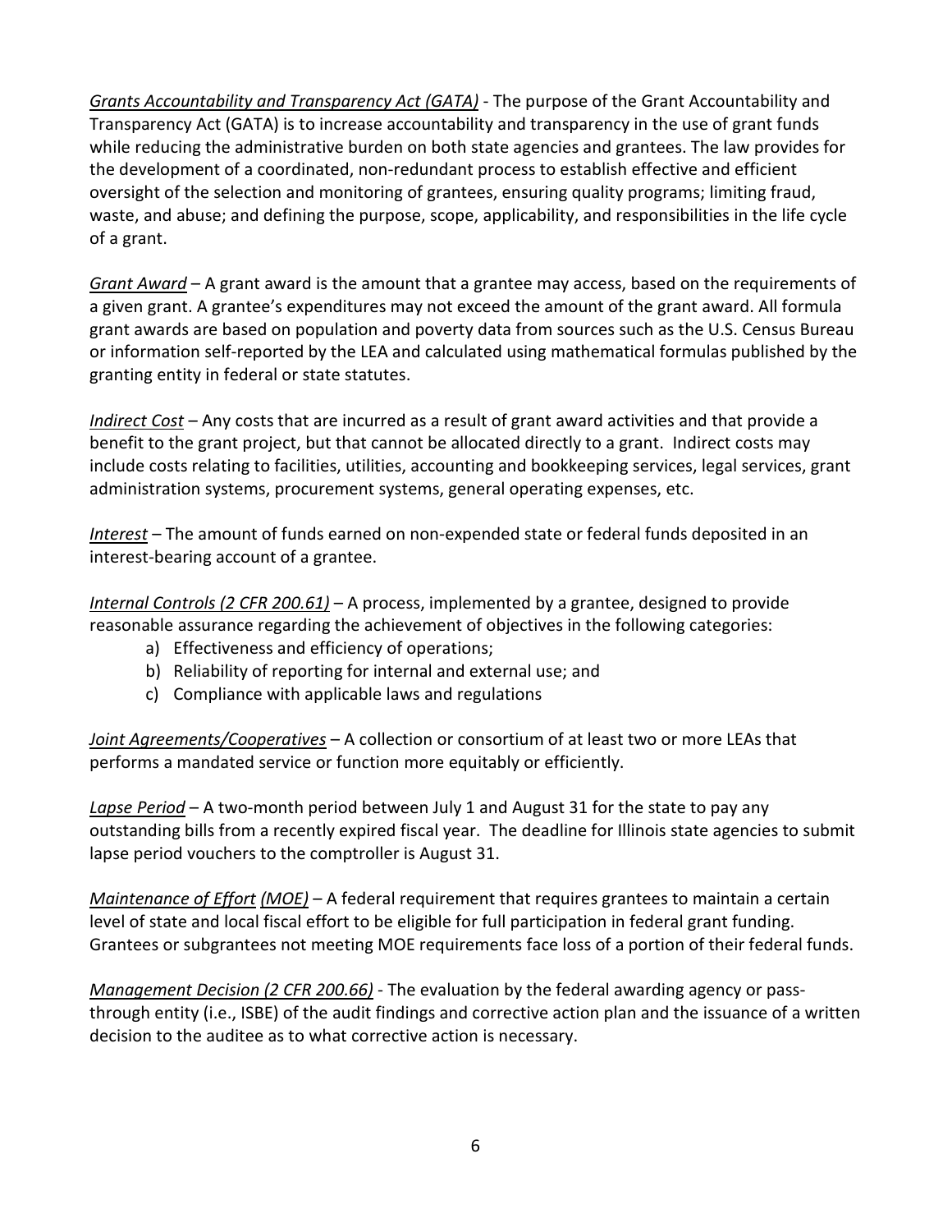*Grants Accountability and Transparency Act (GATA)* - The purpose of the Grant Accountability and Transparency Act (GATA) is to increase accountability and transparency in the use of grant funds while reducing the administrative burden on both state agencies and grantees. The law provides for the development of a coordinated, non-redundant process to establish effective and efficient oversight of the selection and monitoring of grantees, ensuring quality programs; limiting fraud, waste, and abuse; and defining the purpose, scope, applicability, and responsibilities in the life cycle of a grant.

*Grant Award* – A grant award is the amount that a grantee may access, based on the requirements of a given grant. A grantee's expenditures may not exceed the amount of the grant award. All formula grant awards are based on population and poverty data from sources such as the U.S. Census Bureau or information self-reported by the LEA and calculated using mathematical formulas published by the granting entity in federal or state statutes.

*Indirect Cost* – Any costs that are incurred as a result of grant award activities and that provide a benefit to the grant project, but that cannot be allocated directly to a grant. Indirect costs may include costs relating to facilities, utilities, accounting and bookkeeping services, legal services, grant administration systems, procurement systems, general operating expenses, etc.

*Interest* – The amount of funds earned on non-expended state or federal funds deposited in an interest-bearing account of a grantee.

*Internal Controls (2 CFR 200.61)* – A process, implemented by a grantee, designed to provide reasonable assurance regarding the achievement of objectives in the following categories:

a) Effectiveness and efficiency of operations;
b) Reliability of reporting for internal and external use; and
c) Compliance with applicable laws and regulations

*Joint Agreements/Cooperatives* – A collection or consortium of at least two or more LEAs that performs a mandated service or function more equitably or efficiently.

*Lapse Period* – A two-month period between July 1 and August 31 for the state to pay any outstanding bills from a recently expired fiscal year. The deadline for Illinois state agencies to submit lapse period vouchers to the comptroller is August 31.

*Maintenance of Effort (MOE)* – A federal requirement that requires grantees to maintain a certain level of state and local fiscal effort to be eligible for full participation in federal grant funding. Grantees or subgrantees not meeting MOE requirements face loss of a portion of their federal funds.

*Management Decision (2 CFR 200.66)* - The evaluation by the federal awarding agency or pass-through entity (i.e., ISBE) of the audit findings and corrective action plan and the issuance of a written decision to the auditee as to what corrective action is necessary.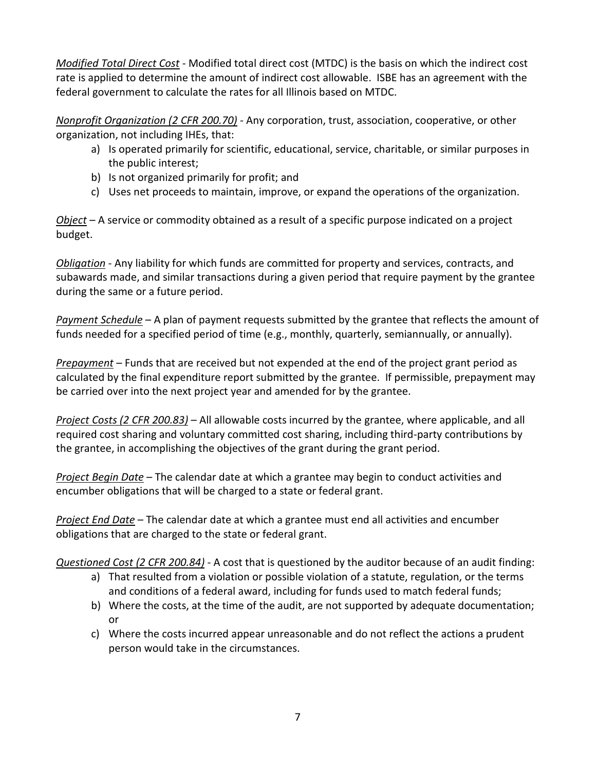*Modified Total Direct Cost* - Modified total direct cost (MTDC) is the basis on which the indirect cost rate is applied to determine the amount of indirect cost allowable. ISBE has an agreement with the federal government to calculate the rates for all Illinois based on MTDC.

*Nonprofit Organization (2 CFR 200.70)* - Any corporation, trust, association, cooperative, or other organization, not including IHEs, that:

a) Is operated primarily for scientific, educational, service, charitable, or similar purposes in the public interest;
b) Is not organized primarily for profit; and
c) Uses net proceeds to maintain, improve, or expand the operations of the organization.

*Object* – A service or commodity obtained as a result of a specific purpose indicated on a project budget.

*Obligation* - Any liability for which funds are committed for property and services, contracts, and subawards made, and similar transactions during a given period that require payment by the grantee during the same or a future period.

*Payment Schedule* – A plan of payment requests submitted by the grantee that reflects the amount of funds needed for a specified period of time (e.g., monthly, quarterly, semiannually, or annually).

*Prepayment* – Funds that are received but not expended at the end of the project grant period as calculated by the final expenditure report submitted by the grantee. If permissible, prepayment may be carried over into the next project year and amended for by the grantee.

*Project Costs (2 CFR 200.83)* – All allowable costs incurred by the grantee, where applicable, and all required cost sharing and voluntary committed cost sharing, including third-party contributions by the grantee, in accomplishing the objectives of the grant during the grant period.

*Project Begin Date* – The calendar date at which a grantee may begin to conduct activities and encumber obligations that will be charged to a state or federal grant.

*Project End Date* – The calendar date at which a grantee must end all activities and encumber obligations that are charged to the state or federal grant.

*Questioned Cost (2 CFR 200.84)* - A cost that is questioned by the auditor because of an audit finding:

a) That resulted from a violation or possible violation of a statute, regulation, or the terms and conditions of a federal award, including for funds used to match federal funds;
b) Where the costs, at the time of the audit, are not supported by adequate documentation; or
c) Where the costs incurred appear unreasonable and do not reflect the actions a prudent person would take in the circumstances.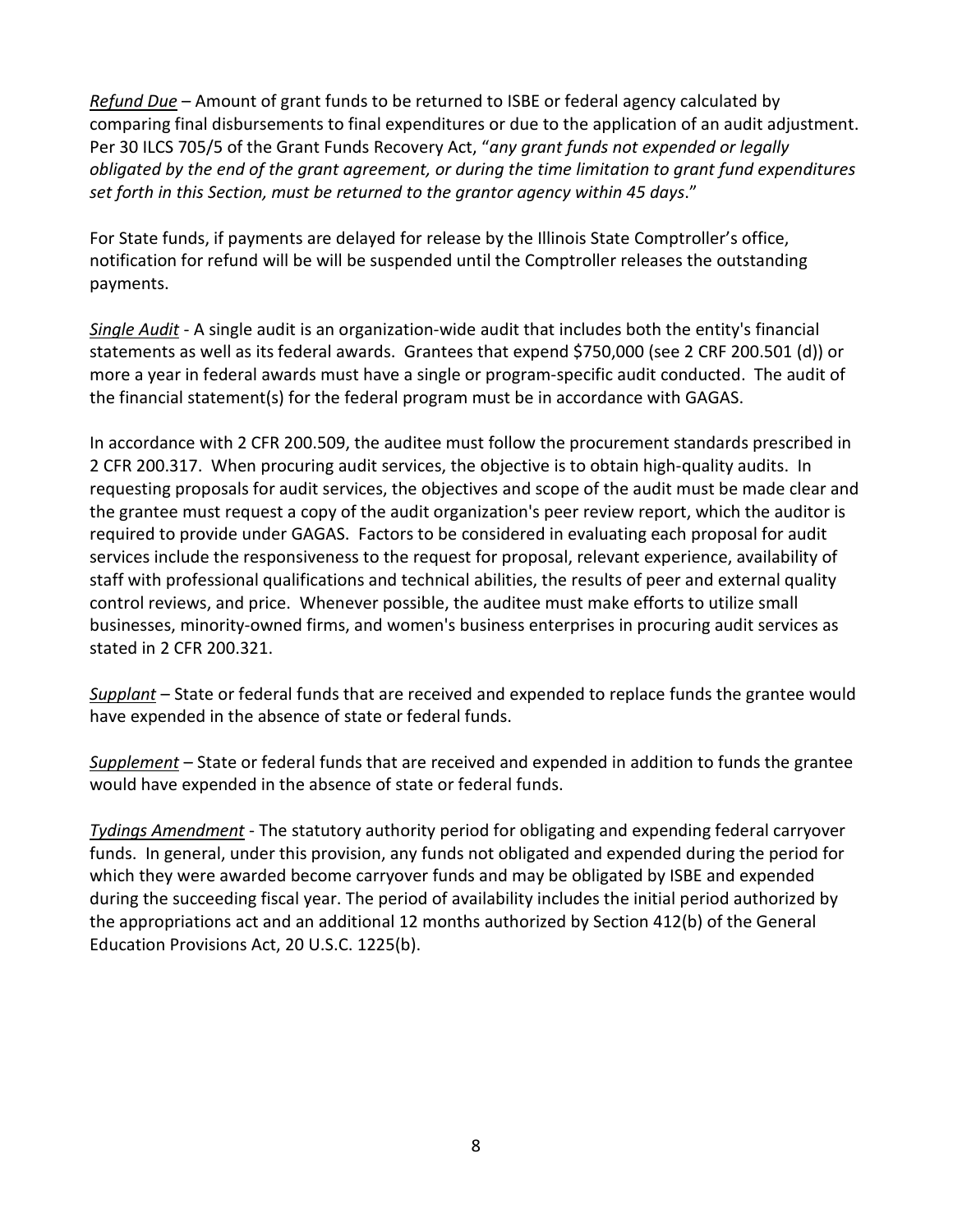*Refund Due* – Amount of grant funds to be returned to ISBE or federal agency calculated by comparing final disbursements to final expenditures or due to the application of an audit adjustment. Per 30 ILCS 705/5 of the Grant Funds Recovery Act, "*any grant funds not expended or legally obligated by the end of the grant agreement, or during the time limitation to grant fund expenditures set forth in this Section, must be returned to the grantor agency within 45 days*."

For State funds, if payments are delayed for release by the Illinois State Comptroller's office, notification for refund will be will be suspended until the Comptroller releases the outstanding payments.

*Single Audit* - A single audit is an organization-wide audit that includes both the entity's financial statements as well as its federal awards. Grantees that expend $750,000 (see 2 CRF 200.501 (d)) or more a year in federal awards must have a single or program-specific audit conducted. The audit of the financial statement(s) for the federal program must be in accordance with GAGAS.

In accordance with 2 CFR 200.509, the auditee must follow the procurement standards prescribed in 2 CFR 200.317. When procuring audit services, the objective is to obtain high-quality audits. In requesting proposals for audit services, the objectives and scope of the audit must be made clear and the grantee must request a copy of the audit organization's peer review report, which the auditor is required to provide under GAGAS. Factors to be considered in evaluating each proposal for audit services include the responsiveness to the request for proposal, relevant experience, availability of staff with professional qualifications and technical abilities, the results of peer and external quality control reviews, and price. Whenever possible, the auditee must make efforts to utilize small businesses, minority-owned firms, and women's business enterprises in procuring audit services as stated in 2 CFR 200.321.

*Supplant* – State or federal funds that are received and expended to replace funds the grantee would have expended in the absence of state or federal funds.

*Supplement* – State or federal funds that are received and expended in addition to funds the grantee would have expended in the absence of state or federal funds.

*Tydings Amendment* - The statutory authority period for obligating and expending federal carryover funds. In general, under this provision, any funds not obligated and expended during the period for which they were awarded become carryover funds and may be obligated by ISBE and expended during the succeeding fiscal year. The period of availability includes the initial period authorized by the appropriations act and an additional 12 months authorized by Section 412(b) of the General Education Provisions Act, 20 U.S.C. 1225(b).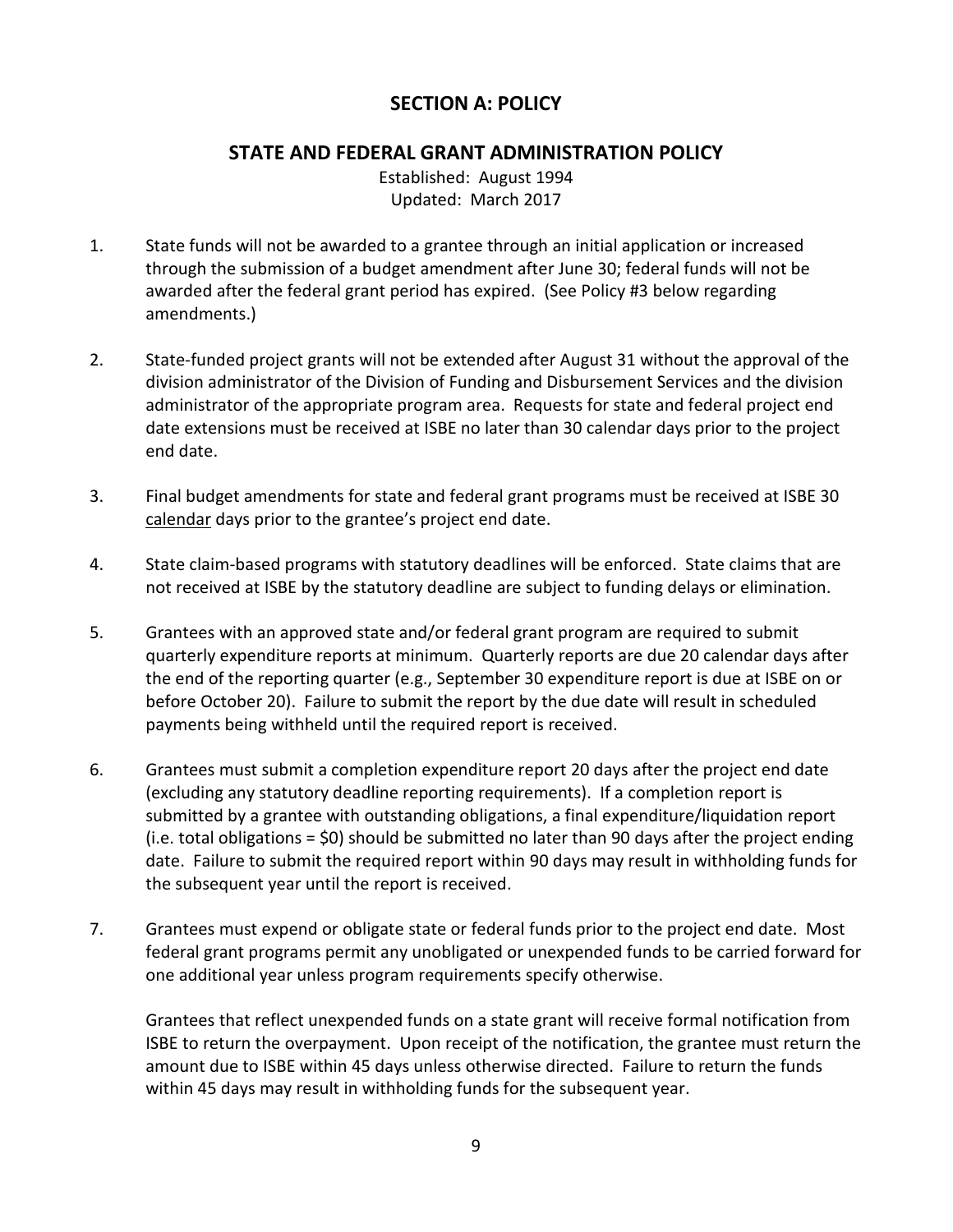# SECTION A: POLICY

## STATE AND FEDERAL GRANT ADMINISTRATION POLICY

Established: August 1994
Updated: March 2017

1. State funds will not be awarded to a grantee through an initial application or increased through the submission of a budget amendment after June 30; federal funds will not be awarded after the federal grant period has expired. (See Policy #3 below regarding amendments.)

2. State-funded project grants will not be extended after August 31 without the approval of the division administrator of the Division of Funding and Disbursement Services and the division administrator of the appropriate program area. Requests for state and federal project end date extensions must be received at ISBE no later than 30 calendar days prior to the project end date.

3. Final budget amendments for state and federal grant programs must be received at ISBE 30 calendar days prior to the grantee's project end date.

4. State claim-based programs with statutory deadlines will be enforced. State claims that are not received at ISBE by the statutory deadline are subject to funding delays or elimination.

5. Grantees with an approved state and/or federal grant program are required to submit quarterly expenditure reports at minimum. Quarterly reports are due 20 calendar days after the end of the reporting quarter (e.g., September 30 expenditure report is due at ISBE on or before October 20). Failure to submit the report by the due date will result in scheduled payments being withheld until the required report is received.

6. Grantees must submit a completion expenditure report 20 days after the project end date (excluding any statutory deadline reporting requirements). If a completion report is submitted by a grantee with outstanding obligations, a final expenditure/liquidation report (i.e. total obligations = $0) should be submitted no later than 90 days after the project ending date. Failure to submit the required report within 90 days may result in withholding funds for the subsequent year until the report is received.

7. Grantees must expend or obligate state or federal funds prior to the project end date. Most federal grant programs permit any unobligated or unexpended funds to be carried forward for one additional year unless program requirements specify otherwise.

   Grantees that reflect unexpended funds on a state grant will receive formal notification from ISBE to return the overpayment. Upon receipt of the notification, the grantee must return the amount due to ISBE within 45 days unless otherwise directed. Failure to return the funds within 45 days may result in withholding funds for the subsequent year.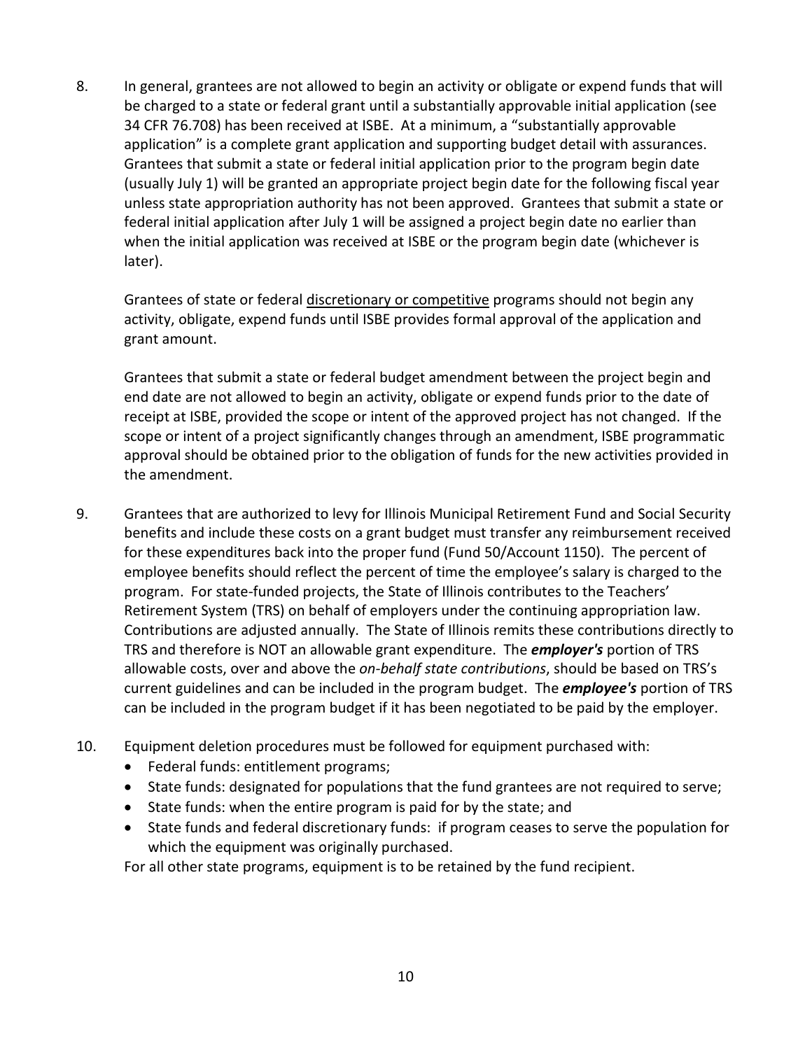8. In general, grantees are not allowed to begin an activity or obligate or expend funds that will be charged to a state or federal grant until a substantially approvable initial application (see 34 CFR 76.708) has been received at ISBE. At a minimum, a "substantially approvable application" is a complete grant application and supporting budget detail with assurances. Grantees that submit a state or federal initial application prior to the program begin date (usually July 1) will be granted an appropriate project begin date for the following fiscal year unless state appropriation authority has not been approved. Grantees that submit a state or federal initial application after July 1 will be assigned a project begin date no earlier than when the initial application was received at ISBE or the program begin date (whichever is later).

   Grantees of state or federal <u>discretionary or competitive</u> programs should not begin any activity, obligate, expend funds until ISBE provides formal approval of the application and grant amount.

   Grantees that submit a state or federal budget amendment between the project begin and end date are not allowed to begin an activity, obligate or expend funds prior to the date of receipt at ISBE, provided the scope or intent of the approved project has not changed. If the scope or intent of a project significantly changes through an amendment, ISBE programmatic approval should be obtained prior to the obligation of funds for the new activities provided in the amendment.

9. Grantees that are authorized to levy for Illinois Municipal Retirement Fund and Social Security benefits and include these costs on a grant budget must transfer any reimbursement received for these expenditures back into the proper fund (Fund 50/Account 1150). The percent of employee benefits should reflect the percent of time the employee's salary is charged to the program. For state-funded projects, the State of Illinois contributes to the Teachers' Retirement System (TRS) on behalf of employers under the continuing appropriation law. Contributions are adjusted annually. The State of Illinois remits these contributions directly to TRS and therefore is NOT an allowable grant expenditure. The ***employer's*** portion of TRS allowable costs, over and above the *on-behalf state contributions*, should be based on TRS's current guidelines and can be included in the program budget. The ***employee's*** portion of TRS can be included in the program budget if it has been negotiated to be paid by the employer.

10. Equipment deletion procedures must be followed for equipment purchased with:
    - Federal funds: entitlement programs;
    - State funds: designated for populations that the fund grantees are not required to serve;
    - State funds: when the entire program is paid for by the state; and
    - State funds and federal discretionary funds: if program ceases to serve the population for which the equipment was originally purchased.

    For all other state programs, equipment is to be retained by the fund recipient.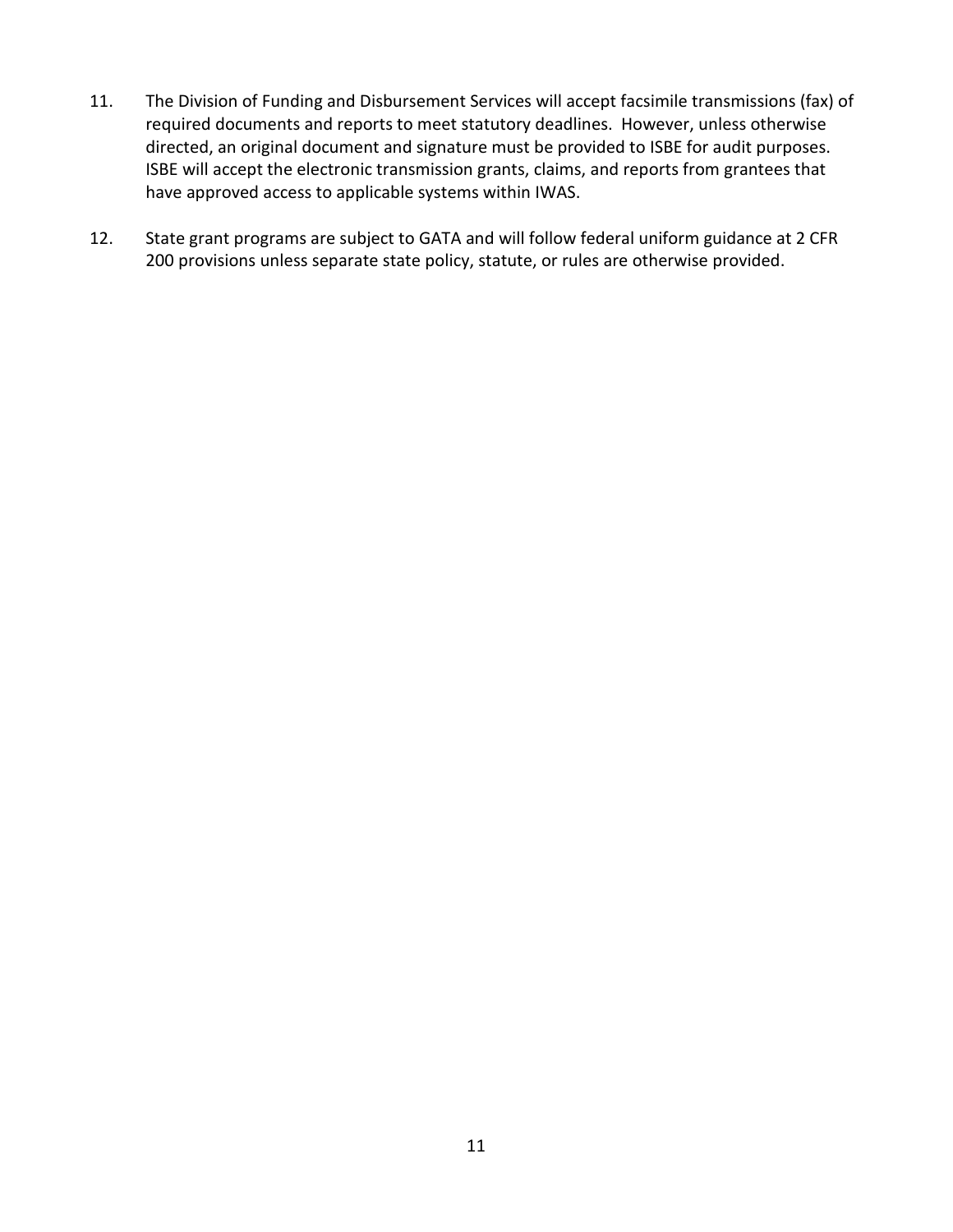11. The Division of Funding and Disbursement Services will accept facsimile transmissions (fax) of required documents and reports to meet statutory deadlines. However, unless otherwise directed, an original document and signature must be provided to ISBE for audit purposes. ISBE will accept the electronic transmission grants, claims, and reports from grantees that have approved access to applicable systems within IWAS.

12. State grant programs are subject to GATA and will follow federal uniform guidance at 2 CFR 200 provisions unless separate state policy, statute, or rules are otherwise provided.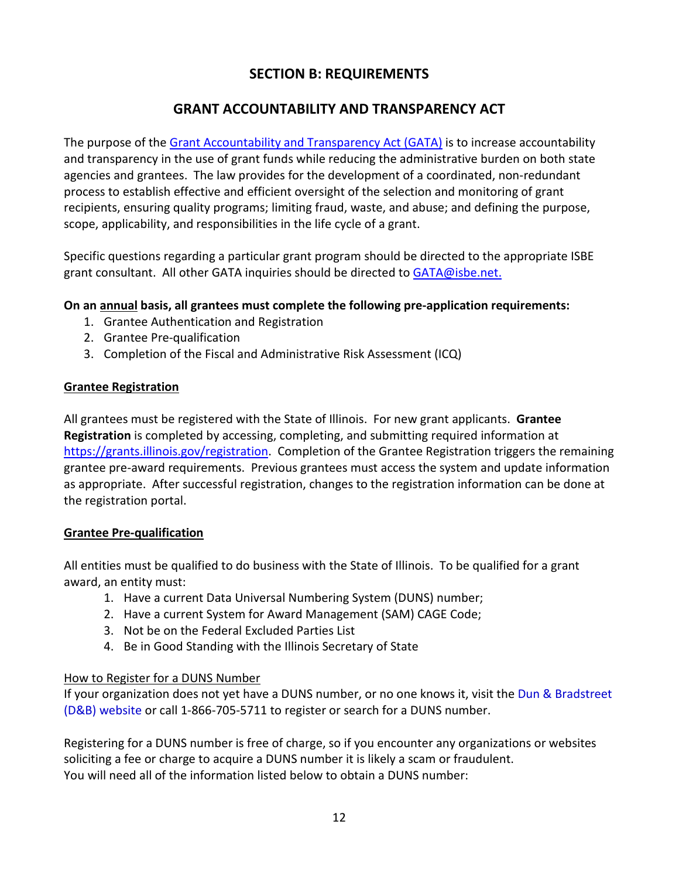## SECTION B: REQUIREMENTS

## GRANT ACCOUNTABILITY AND TRANSPARENCY ACT

The purpose of the [Grant Accountability and Transparency Act (GATA)]() is to increase accountability and transparency in the use of grant funds while reducing the administrative burden on both state agencies and grantees. The law provides for the development of a coordinated, non-redundant process to establish effective and efficient oversight of the selection and monitoring of grant recipients, ensuring quality programs; limiting fraud, waste, and abuse; and defining the purpose, scope, applicability, and responsibilities in the life cycle of a grant.

Specific questions regarding a particular grant program should be directed to the appropriate ISBE grant consultant. All other GATA inquiries should be directed to [GATA@isbe.net.](mailto:GATA@isbe.net)

**On an <u>annual</u> basis, all grantees must complete the following pre-application requirements:**

1. Grantee Authentication and Registration
2. Grantee Pre-qualification
3. Completion of the Fiscal and Administrative Risk Assessment (ICQ)

**<u>Grantee Registration</u>**

All grantees must be registered with the State of Illinois. For new grant applicants. **Grantee Registration** is completed by accessing, completing, and submitting required information at [https://grants.illinois.gov/registration](https://grants.illinois.gov/registration). Completion of the Grantee Registration triggers the remaining grantee pre-award requirements. Previous grantees must access the system and update information as appropriate. After successful registration, changes to the registration information can be done at the registration portal.

**<u>Grantee Pre-qualification</u>**

All entities must be qualified to do business with the State of Illinois. To be qualified for a grant award, an entity must:

1. Have a current Data Universal Numbering System (DUNS) number;
2. Have a current System for Award Management (SAM) CAGE Code;
3. Not be on the Federal Excluded Parties List
4. Be in Good Standing with the Illinois Secretary of State

<u>How to Register for a DUNS Number</u>

If your organization does not yet have a DUNS number, or no one knows it, visit the Dun & Bradstreet (D&B) website or call 1-866-705-5711 to register or search for a DUNS number.

Registering for a DUNS number is free of charge, so if you encounter any organizations or websites soliciting a fee or charge to acquire a DUNS number it is likely a scam or fraudulent.
You will need all of the information listed below to obtain a DUNS number: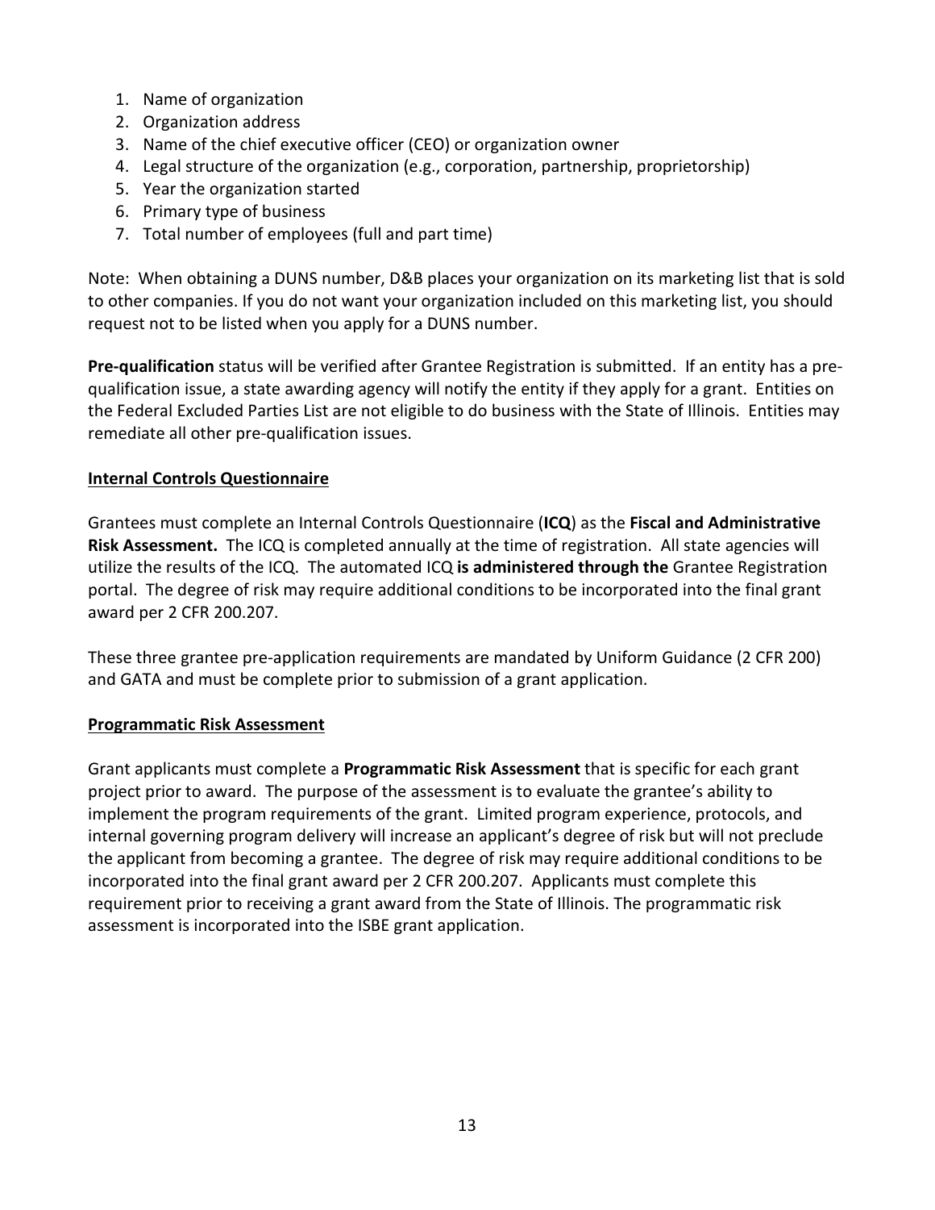1. Name of organization
2. Organization address
3. Name of the chief executive officer (CEO) or organization owner
4. Legal structure of the organization (e.g., corporation, partnership, proprietorship)
5. Year the organization started
6. Primary type of business
7. Total number of employees (full and part time)

Note: When obtaining a DUNS number, D&B places your organization on its marketing list that is sold to other companies. If you do not want your organization included on this marketing list, you should request not to be listed when you apply for a DUNS number.

**Pre-qualification** status will be verified after Grantee Registration is submitted. If an entity has a pre-qualification issue, a state awarding agency will notify the entity if they apply for a grant. Entities on the Federal Excluded Parties List are not eligible to do business with the State of Illinois. Entities may remediate all other pre-qualification issues.

**Internal Controls Questionnaire**

Grantees must complete an Internal Controls Questionnaire (**ICQ**) as the **Fiscal and Administrative Risk Assessment.** The ICQ is completed annually at the time of registration. All state agencies will utilize the results of the ICQ. The automated ICQ **is administered through the** Grantee Registration portal. The degree of risk may require additional conditions to be incorporated into the final grant award per 2 CFR 200.207.

These three grantee pre-application requirements are mandated by Uniform Guidance (2 CFR 200) and GATA and must be complete prior to submission of a grant application.

**Programmatic Risk Assessment**

Grant applicants must complete a **Programmatic Risk Assessment** that is specific for each grant project prior to award. The purpose of the assessment is to evaluate the grantee's ability to implement the program requirements of the grant. Limited program experience, protocols, and internal governing program delivery will increase an applicant's degree of risk but will not preclude the applicant from becoming a grantee. The degree of risk may require additional conditions to be incorporated into the final grant award per 2 CFR 200.207. Applicants must complete this requirement prior to receiving a grant award from the State of Illinois. The programmatic risk assessment is incorporated into the ISBE grant application.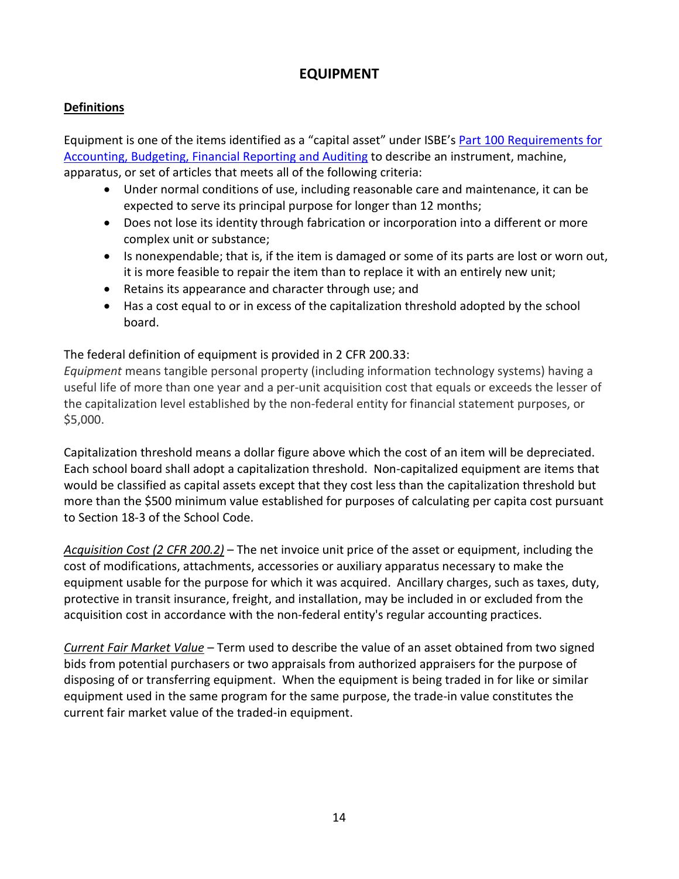# EQUIPMENT

**Definitions**

Equipment is one of the items identified as a "capital asset" under ISBE's [Part 100 Requirements for Accounting, Budgeting, Financial Reporting and Auditing](#) to describe an instrument, machine, apparatus, or set of articles that meets all of the following criteria:

- Under normal conditions of use, including reasonable care and maintenance, it can be expected to serve its principal purpose for longer than 12 months;
- Does not lose its identity through fabrication or incorporation into a different or more complex unit or substance;
- Is nonexpendable; that is, if the item is damaged or some of its parts are lost or worn out, it is more feasible to repair the item than to replace it with an entirely new unit;
- Retains its appearance and character through use; and
- Has a cost equal to or in excess of the capitalization threshold adopted by the school board.

The federal definition of equipment is provided in 2 CFR 200.33:

*Equipment* means tangible personal property (including information technology systems) having a useful life of more than one year and a per-unit acquisition cost that equals or exceeds the lesser of the capitalization level established by the non-federal entity for financial statement purposes, or $5,000.

Capitalization threshold means a dollar figure above which the cost of an item will be depreciated. Each school board shall adopt a capitalization threshold. Non-capitalized equipment are items that would be classified as capital assets except that they cost less than the capitalization threshold but more than the $500 minimum value established for purposes of calculating per capita cost pursuant to Section 18-3 of the School Code.

*Acquisition Cost (2 CFR 200.2)* – The net invoice unit price of the asset or equipment, including the cost of modifications, attachments, accessories or auxiliary apparatus necessary to make the equipment usable for the purpose for which it was acquired. Ancillary charges, such as taxes, duty, protective in transit insurance, freight, and installation, may be included in or excluded from the acquisition cost in accordance with the non-federal entity's regular accounting practices.

*Current Fair Market Value* – Term used to describe the value of an asset obtained from two signed bids from potential purchasers or two appraisals from authorized appraisers for the purpose of disposing of or transferring equipment. When the equipment is being traded in for like or similar equipment used in the same program for the same purpose, the trade-in value constitutes the current fair market value of the traded-in equipment.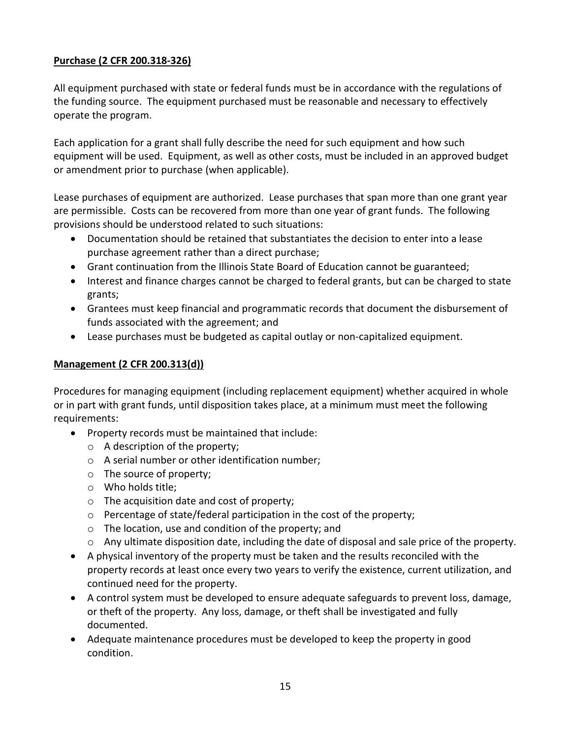**Purchase (2 CFR 200.318-326)**

All equipment purchased with state or federal funds must be in accordance with the regulations of the funding source. The equipment purchased must be reasonable and necessary to effectively operate the program.

Each application for a grant shall fully describe the need for such equipment and how such equipment will be used. Equipment, as well as other costs, must be included in an approved budget or amendment prior to purchase (when applicable).

Lease purchases of equipment are authorized. Lease purchases that span more than one grant year are permissible. Costs can be recovered from more than one year of grant funds. The following provisions should be understood related to such situations:

- Documentation should be retained that substantiates the decision to enter into a lease purchase agreement rather than a direct purchase;
- Grant continuation from the Illinois State Board of Education cannot be guaranteed;
- Interest and finance charges cannot be charged to federal grants, but can be charged to state grants;
- Grantees must keep financial and programmatic records that document the disbursement of funds associated with the agreement; and
- Lease purchases must be budgeted as capital outlay or non-capitalized equipment.

**Management (2 CFR 200.313(d))**

Procedures for managing equipment (including replacement equipment) whether acquired in whole or in part with grant funds, until disposition takes place, at a minimum must meet the following requirements:

- Property records must be maintained that include:
  - A description of the property;
  - A serial number or other identification number;
  - The source of property;
  - Who holds title;
  - The acquisition date and cost of property;
  - Percentage of state/federal participation in the cost of the property;
  - The location, use and condition of the property; and
  - Any ultimate disposition date, including the date of disposal and sale price of the property.
- A physical inventory of the property must be taken and the results reconciled with the property records at least once every two years to verify the existence, current utilization, and continued need for the property.
- A control system must be developed to ensure adequate safeguards to prevent loss, damage, or theft of the property. Any loss, damage, or theft shall be investigated and fully documented.
- Adequate maintenance procedures must be developed to keep the property in good condition.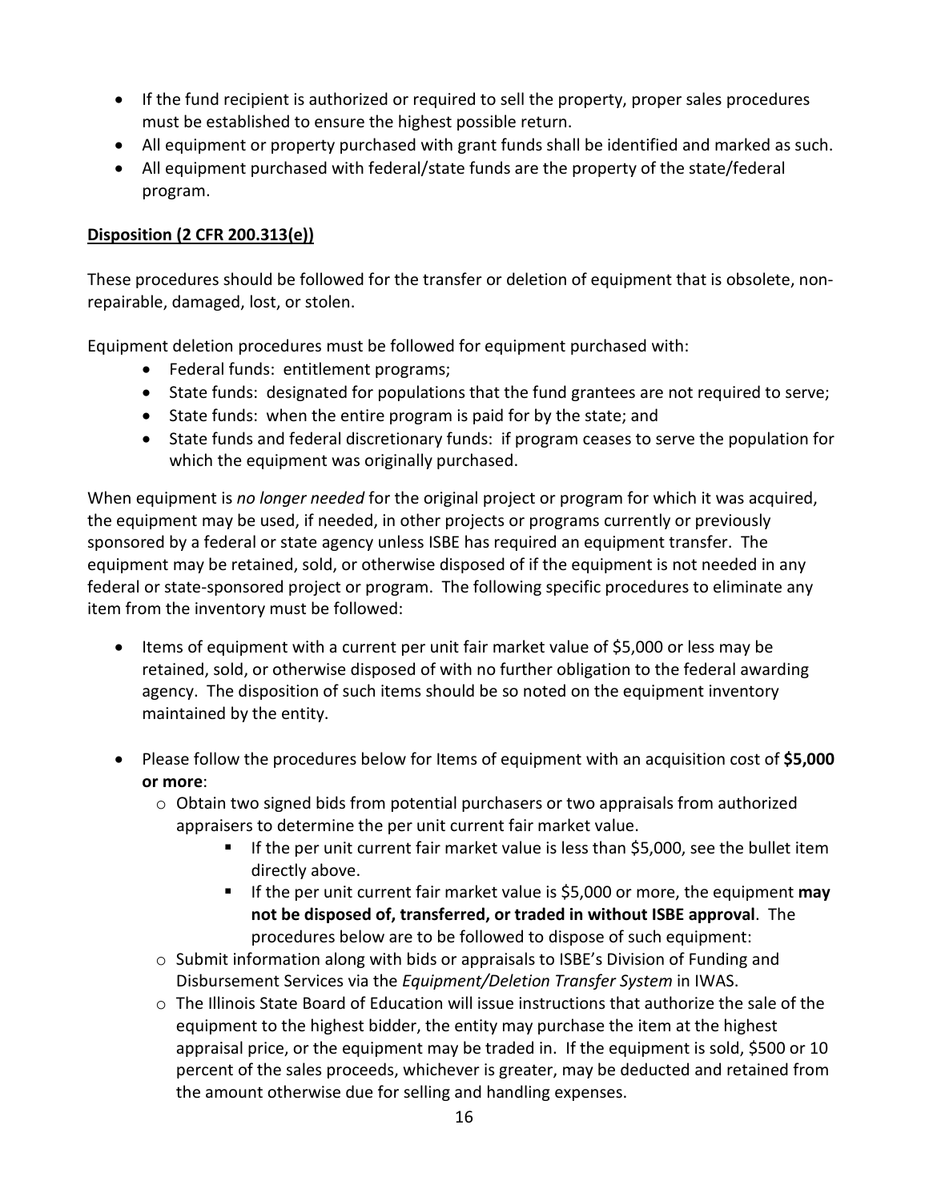- If the fund recipient is authorized or required to sell the property, proper sales procedures must be established to ensure the highest possible return.
- All equipment or property purchased with grant funds shall be identified and marked as such.
- All equipment purchased with federal/state funds are the property of the state/federal program.

**Disposition (2 CFR 200.313(e))**

These procedures should be followed for the transfer or deletion of equipment that is obsolete, non-repairable, damaged, lost, or stolen.

Equipment deletion procedures must be followed for equipment purchased with:

- Federal funds: entitlement programs;
- State funds: designated for populations that the fund grantees are not required to serve;
- State funds: when the entire program is paid for by the state; and
- State funds and federal discretionary funds: if program ceases to serve the population for which the equipment was originally purchased.

When equipment is *no longer needed* for the original project or program for which it was acquired, the equipment may be used, if needed, in other projects or programs currently or previously sponsored by a federal or state agency unless ISBE has required an equipment transfer. The equipment may be retained, sold, or otherwise disposed of if the equipment is not needed in any federal or state-sponsored project or program. The following specific procedures to eliminate any item from the inventory must be followed:

- Items of equipment with a current per unit fair market value of $5,000 or less may be retained, sold, or otherwise disposed of with no further obligation to the federal awarding agency. The disposition of such items should be so noted on the equipment inventory maintained by the entity.

- Please follow the procedures below for Items of equipment with an acquisition cost of **$5,000 or more**:
  - Obtain two signed bids from potential purchasers or two appraisals from authorized appraisers to determine the per unit current fair market value.
    - If the per unit current fair market value is less than $5,000, see the bullet item directly above.
    - If the per unit current fair market value is $5,000 or more, the equipment **may not be disposed of, transferred, or traded in without ISBE approval**. The procedures below are to be followed to dispose of such equipment:
  - Submit information along with bids or appraisals to ISBE's Division of Funding and Disbursement Services via the *Equipment/Deletion Transfer System* in IWAS.
  - The Illinois State Board of Education will issue instructions that authorize the sale of the equipment to the highest bidder, the entity may purchase the item at the highest appraisal price, or the equipment may be traded in. If the equipment is sold, $500 or 10 percent of the sales proceeds, whichever is greater, may be deducted and retained from the amount otherwise due for selling and handling expenses.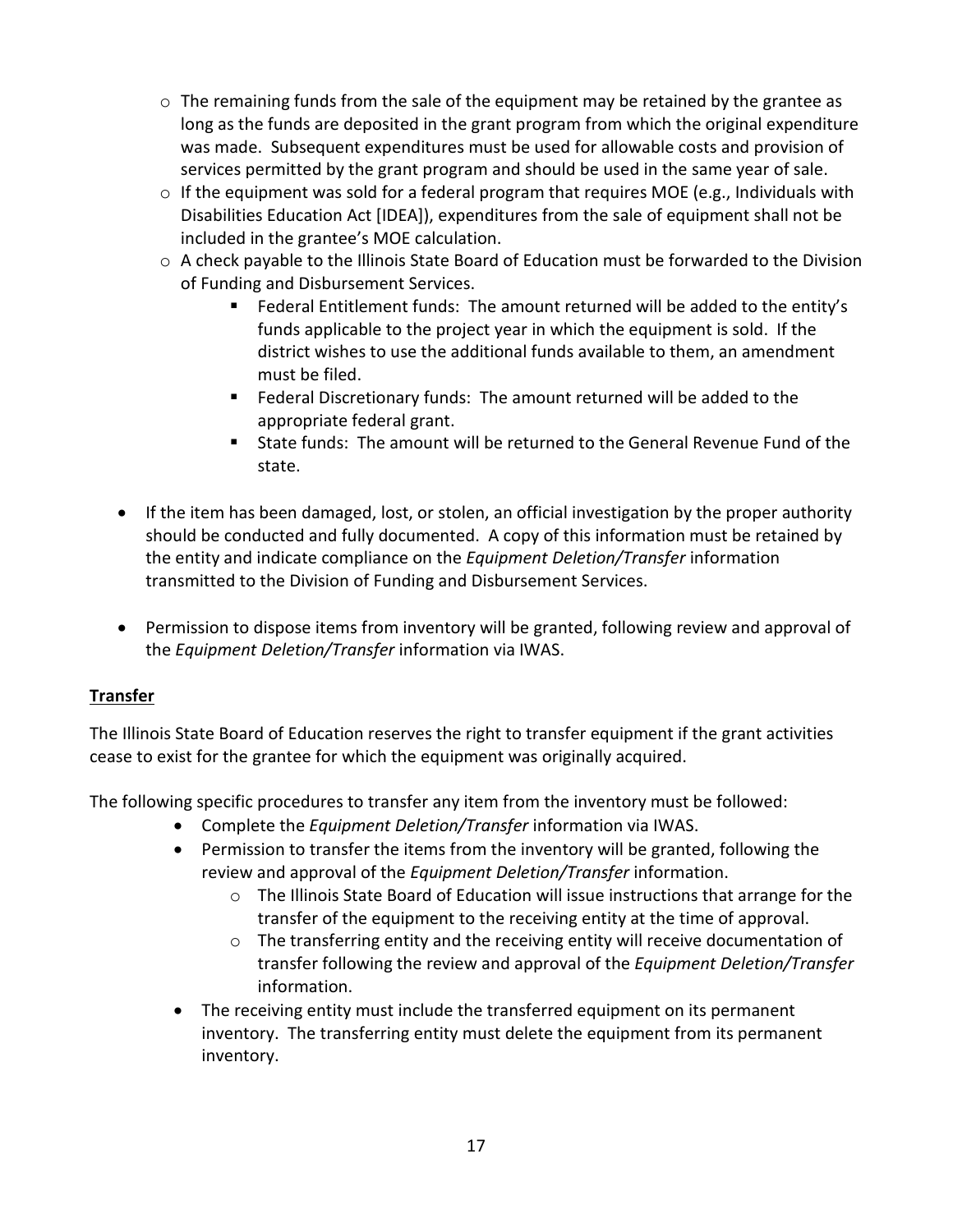- The remaining funds from the sale of the equipment may be retained by the grantee as long as the funds are deposited in the grant program from which the original expenditure was made. Subsequent expenditures must be used for allowable costs and provision of services permitted by the grant program and should be used in the same year of sale.
  - If the equipment was sold for a federal program that requires MOE (e.g., Individuals with Disabilities Education Act [IDEA]), expenditures from the sale of equipment shall not be included in the grantee's MOE calculation.
  - A check payable to the Illinois State Board of Education must be forwarded to the Division of Funding and Disbursement Services.
    - Federal Entitlement funds: The amount returned will be added to the entity's funds applicable to the project year in which the equipment is sold. If the district wishes to use the additional funds available to them, an amendment must be filed.
    - Federal Discretionary funds: The amount returned will be added to the appropriate federal grant.
    - State funds: The amount will be returned to the General Revenue Fund of the state.

- If the item has been damaged, lost, or stolen, an official investigation by the proper authority should be conducted and fully documented. A copy of this information must be retained by the entity and indicate compliance on the *Equipment Deletion/Transfer* information transmitted to the Division of Funding and Disbursement Services.

- Permission to dispose items from inventory will be granted, following review and approval of the *Equipment Deletion/Transfer* information via IWAS.

**Transfer**

The Illinois State Board of Education reserves the right to transfer equipment if the grant activities cease to exist for the grantee for which the equipment was originally acquired.

The following specific procedures to transfer any item from the inventory must be followed:

- Complete the *Equipment Deletion/Transfer* information via IWAS.
- Permission to transfer the items from the inventory will be granted, following the review and approval of the *Equipment Deletion/Transfer* information.
  - The Illinois State Board of Education will issue instructions that arrange for the transfer of the equipment to the receiving entity at the time of approval.
  - The transferring entity and the receiving entity will receive documentation of transfer following the review and approval of the *Equipment Deletion/Transfer* information.
- The receiving entity must include the transferred equipment on its permanent inventory. The transferring entity must delete the equipment from its permanent inventory.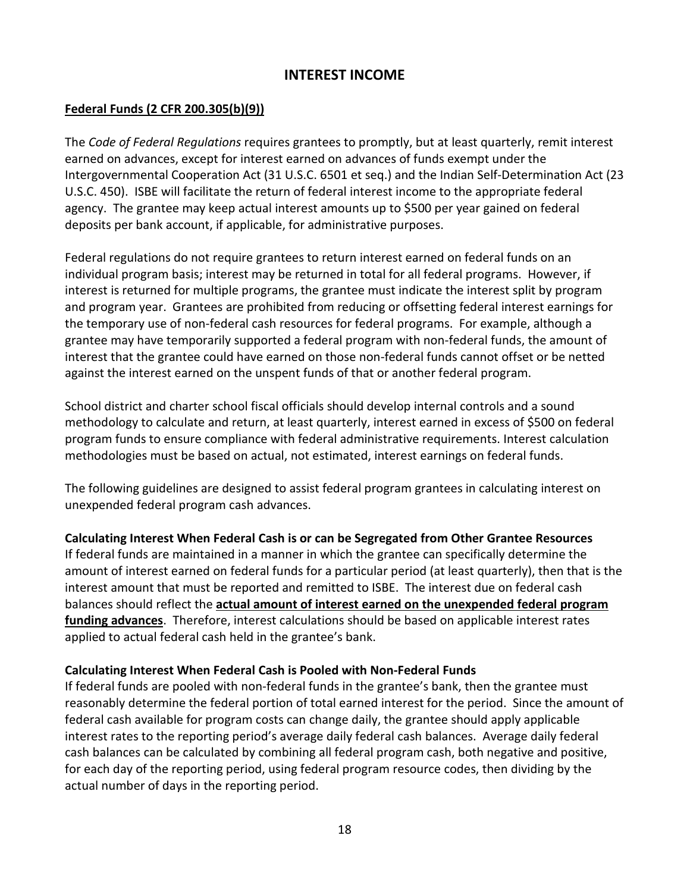# INTEREST INCOME

## **Federal Funds (2 CFR 200.305(b)(9))**

The *Code of Federal Regulations* requires grantees to promptly, but at least quarterly, remit interest earned on advances, except for interest earned on advances of funds exempt under the Intergovernmental Cooperation Act (31 U.S.C. 6501 et seq.) and the Indian Self-Determination Act (23 U.S.C. 450). ISBE will facilitate the return of federal interest income to the appropriate federal agency. The grantee may keep actual interest amounts up to $500 per year gained on federal deposits per bank account, if applicable, for administrative purposes.

Federal regulations do not require grantees to return interest earned on federal funds on an individual program basis; interest may be returned in total for all federal programs. However, if interest is returned for multiple programs, the grantee must indicate the interest split by program and program year. Grantees are prohibited from reducing or offsetting federal interest earnings for the temporary use of non-federal cash resources for federal programs. For example, although a grantee may have temporarily supported a federal program with non-federal funds, the amount of interest that the grantee could have earned on those non-federal funds cannot offset or be netted against the interest earned on the unspent funds of that or another federal program.

School district and charter school fiscal officials should develop internal controls and a sound methodology to calculate and return, at least quarterly, interest earned in excess of $500 on federal program funds to ensure compliance with federal administrative requirements. Interest calculation methodologies must be based on actual, not estimated, interest earnings on federal funds.

The following guidelines are designed to assist federal program grantees in calculating interest on unexpended federal program cash advances.

**Calculating Interest When Federal Cash is or can be Segregated from Other Grantee Resources**

If federal funds are maintained in a manner in which the grantee can specifically determine the amount of interest earned on federal funds for a particular period (at least quarterly), then that is the interest amount that must be reported and remitted to ISBE. The interest due on federal cash balances should reflect the **actual amount of interest earned on the unexpended federal program funding advances**. Therefore, interest calculations should be based on applicable interest rates applied to actual federal cash held in the grantee's bank.

**Calculating Interest When Federal Cash is Pooled with Non-Federal Funds**

If federal funds are pooled with non-federal funds in the grantee's bank, then the grantee must reasonably determine the federal portion of total earned interest for the period. Since the amount of federal cash available for program costs can change daily, the grantee should apply applicable interest rates to the reporting period's average daily federal cash balances. Average daily federal cash balances can be calculated by combining all federal program cash, both negative and positive, for each day of the reporting period, using federal program resource codes, then dividing by the actual number of days in the reporting period.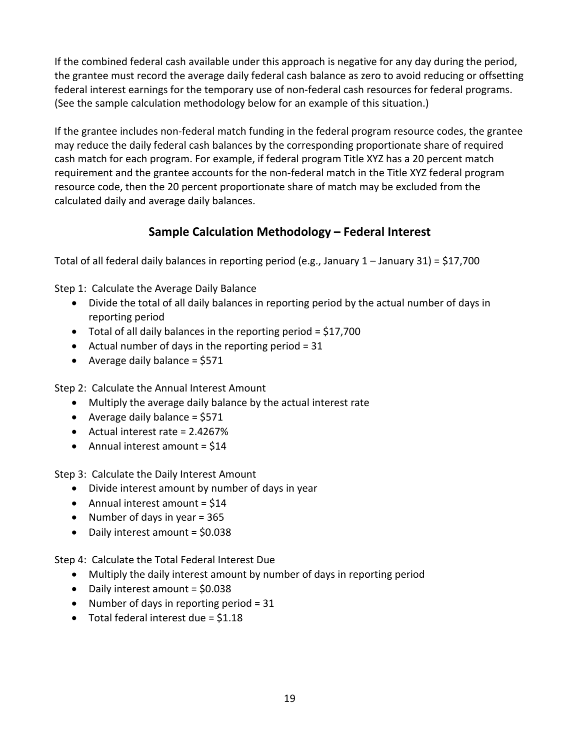If the combined federal cash available under this approach is negative for any day during the period, the grantee must record the average daily federal cash balance as zero to avoid reducing or offsetting federal interest earnings for the temporary use of non-federal cash resources for federal programs. (See the sample calculation methodology below for an example of this situation.)

If the grantee includes non-federal match funding in the federal program resource codes, the grantee may reduce the daily federal cash balances by the corresponding proportionate share of required cash match for each program. For example, if federal program Title XYZ has a 20 percent match requirement and the grantee accounts for the non-federal match in the Title XYZ federal program resource code, then the 20 percent proportionate share of match may be excluded from the calculated daily and average daily balances.

## Sample Calculation Methodology – Federal Interest

Total of all federal daily balances in reporting period (e.g., January 1 – January 31) = $17,700

Step 1: Calculate the Average Daily Balance

- Divide the total of all daily balances in reporting period by the actual number of days in reporting period
- Total of all daily balances in the reporting period = $17,700
- Actual number of days in the reporting period = 31
- Average daily balance = $571

Step 2: Calculate the Annual Interest Amount

- Multiply the average daily balance by the actual interest rate
- Average daily balance = $571
- Actual interest rate = 2.4267%
- Annual interest amount = $14

Step 3: Calculate the Daily Interest Amount

- Divide interest amount by number of days in year
- Annual interest amount = $14
- Number of days in year = 365
- Daily interest amount = $0.038

Step 4: Calculate the Total Federal Interest Due

- Multiply the daily interest amount by number of days in reporting period
- Daily interest amount = $0.038
- Number of days in reporting period = 31
- Total federal interest due = $1.18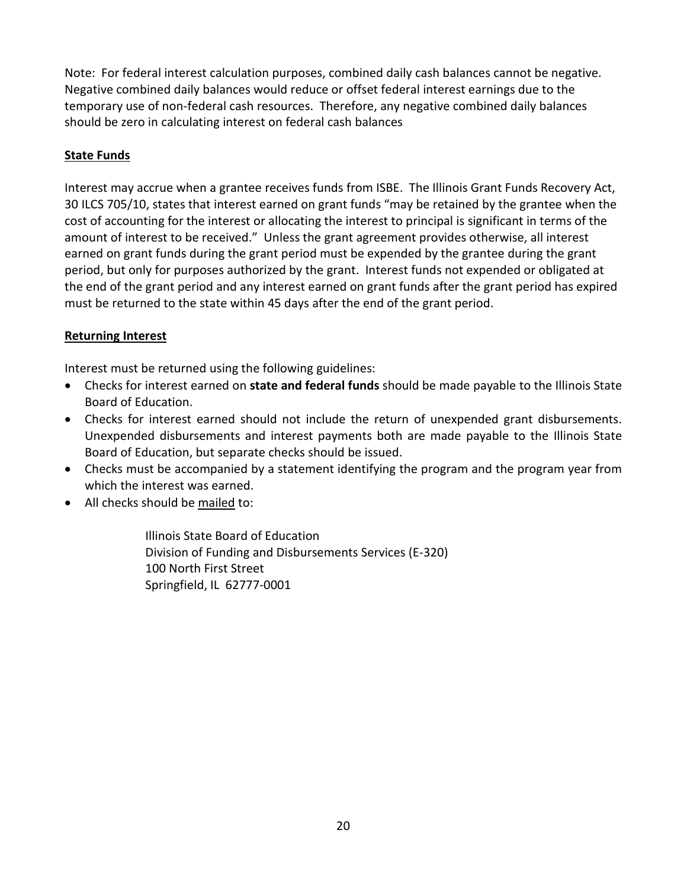Note: For federal interest calculation purposes, combined daily cash balances cannot be negative. Negative combined daily balances would reduce or offset federal interest earnings due to the temporary use of non-federal cash resources. Therefore, any negative combined daily balances should be zero in calculating interest on federal cash balances

**<u>State Funds</u>**

Interest may accrue when a grantee receives funds from ISBE. The Illinois Grant Funds Recovery Act, 30 ILCS 705/10, states that interest earned on grant funds "may be retained by the grantee when the cost of accounting for the interest or allocating the interest to principal is significant in terms of the amount of interest to be received." Unless the grant agreement provides otherwise, all interest earned on grant funds during the grant period must be expended by the grantee during the grant period, but only for purposes authorized by the grant. Interest funds not expended or obligated at the end of the grant period and any interest earned on grant funds after the grant period has expired must be returned to the state within 45 days after the end of the grant period.

**<u>Returning Interest</u>**

Interest must be returned using the following guidelines:

- Checks for interest earned on **state and federal funds** should be made payable to the Illinois State Board of Education.
- Checks for interest earned should not include the return of unexpended grant disbursements. Unexpended disbursements and interest payments both are made payable to the Illinois State Board of Education, but separate checks should be issued.
- Checks must be accompanied by a statement identifying the program and the program year from which the interest was earned.
- All checks should be <u>mailed</u> to:

  Illinois State Board of Education
  Division of Funding and Disbursements Services (E-320)
  100 North First Street
  Springfield, IL 62777-0001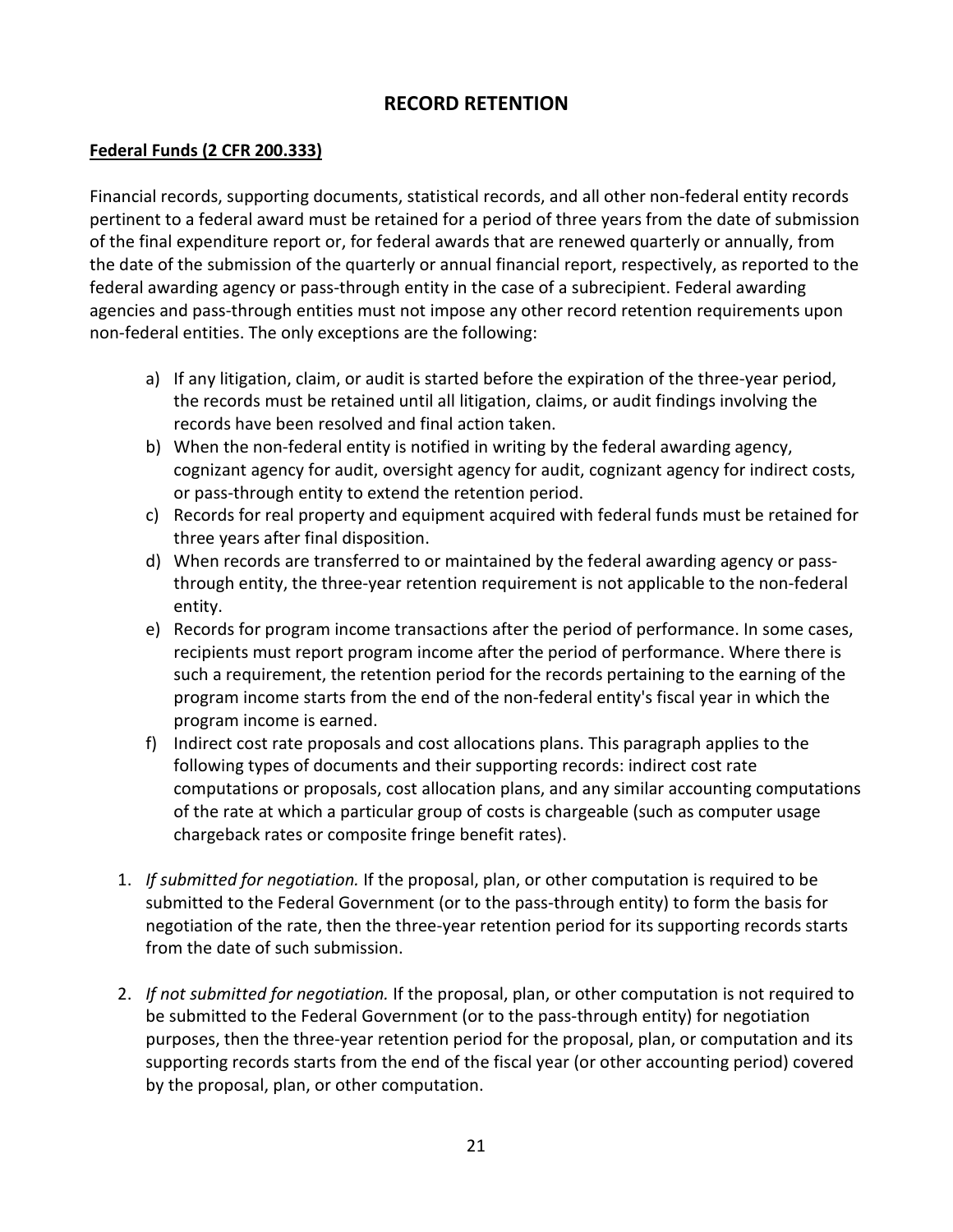## RECORD RETENTION

**<u>Federal Funds (2 CFR 200.333)</u>**

Financial records, supporting documents, statistical records, and all other non-federal entity records pertinent to a federal award must be retained for a period of three years from the date of submission of the final expenditure report or, for federal awards that are renewed quarterly or annually, from the date of the submission of the quarterly or annual financial report, respectively, as reported to the federal awarding agency or pass-through entity in the case of a subrecipient. Federal awarding agencies and pass-through entities must not impose any other record retention requirements upon non-federal entities. The only exceptions are the following:

a) If any litigation, claim, or audit is started before the expiration of the three-year period, the records must be retained until all litigation, claims, or audit findings involving the records have been resolved and final action taken.
b) When the non-federal entity is notified in writing by the federal awarding agency, cognizant agency for audit, oversight agency for audit, cognizant agency for indirect costs, or pass-through entity to extend the retention period.
c) Records for real property and equipment acquired with federal funds must be retained for three years after final disposition.
d) When records are transferred to or maintained by the federal awarding agency or pass-through entity, the three-year retention requirement is not applicable to the non-federal entity.
e) Records for program income transactions after the period of performance. In some cases, recipients must report program income after the period of performance. Where there is such a requirement, the retention period for the records pertaining to the earning of the program income starts from the end of the non-federal entity's fiscal year in which the program income is earned.
f) Indirect cost rate proposals and cost allocations plans. This paragraph applies to the following types of documents and their supporting records: indirect cost rate computations or proposals, cost allocation plans, and any similar accounting computations of the rate at which a particular group of costs is chargeable (such as computer usage chargeback rates or composite fringe benefit rates).

1. *If submitted for negotiation.* If the proposal, plan, or other computation is required to be submitted to the Federal Government (or to the pass-through entity) to form the basis for negotiation of the rate, then the three-year retention period for its supporting records starts from the date of such submission.

2. *If not submitted for negotiation.* If the proposal, plan, or other computation is not required to be submitted to the Federal Government (or to the pass-through entity) for negotiation purposes, then the three-year retention period for the proposal, plan, or computation and its supporting records starts from the end of the fiscal year (or other accounting period) covered by the proposal, plan, or other computation.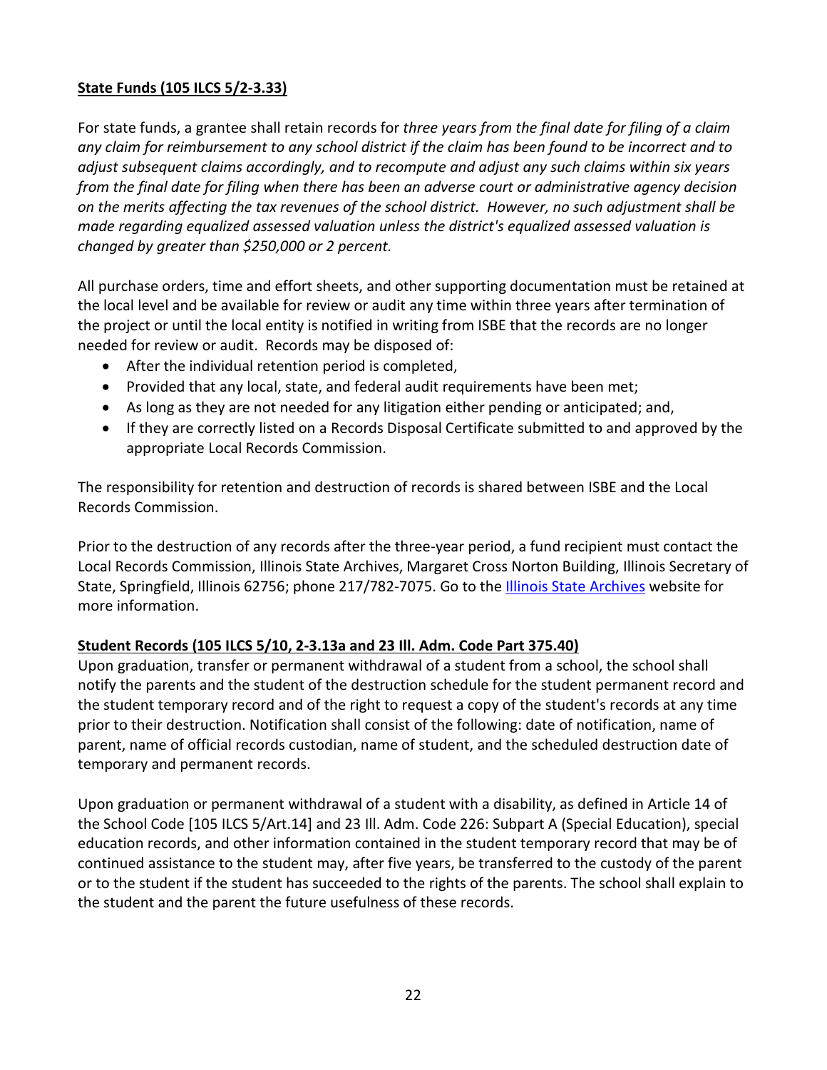**State Funds (105 ILCS 5/2-3.33)**

For state funds, a grantee shall retain records for *three years from the final date for filing of a claim any claim for reimbursement to any school district if the claim has been found to be incorrect and to adjust subsequent claims accordingly, and to recompute and adjust any such claims within six years from the final date for filing when there has been an adverse court or administrative agency decision on the merits affecting the tax revenues of the school district. However, no such adjustment shall be made regarding equalized assessed valuation unless the district's equalized assessed valuation is changed by greater than $250,000 or 2 percent.*

All purchase orders, time and effort sheets, and other supporting documentation must be retained at the local level and be available for review or audit any time within three years after termination of the project or until the local entity is notified in writing from ISBE that the records are no longer needed for review or audit. Records may be disposed of:

- After the individual retention period is completed,
- Provided that any local, state, and federal audit requirements have been met;
- As long as they are not needed for any litigation either pending or anticipated; and,
- If they are correctly listed on a Records Disposal Certificate submitted to and approved by the appropriate Local Records Commission.

The responsibility for retention and destruction of records is shared between ISBE and the Local Records Commission.

Prior to the destruction of any records after the three-year period, a fund recipient must contact the Local Records Commission, Illinois State Archives, Margaret Cross Norton Building, Illinois Secretary of State, Springfield, Illinois 62756; phone 217/782-7075. Go to the Illinois State Archives website for more information.

**Student Records (105 ILCS 5/10, 2-3.13a and 23 Ill. Adm. Code Part 375.40)**

Upon graduation, transfer or permanent withdrawal of a student from a school, the school shall notify the parents and the student of the destruction schedule for the student permanent record and the student temporary record and of the right to request a copy of the student's records at any time prior to their destruction. Notification shall consist of the following: date of notification, name of parent, name of official records custodian, name of student, and the scheduled destruction date of temporary and permanent records.

Upon graduation or permanent withdrawal of a student with a disability, as defined in Article 14 of the School Code [105 ILCS 5/Art.14] and 23 Ill. Adm. Code 226: Subpart A (Special Education), special education records, and other information contained in the student temporary record that may be of continued assistance to the student may, after five years, be transferred to the custody of the parent or to the student if the student has succeeded to the rights of the parents. The school shall explain to the student and the parent the future usefulness of these records.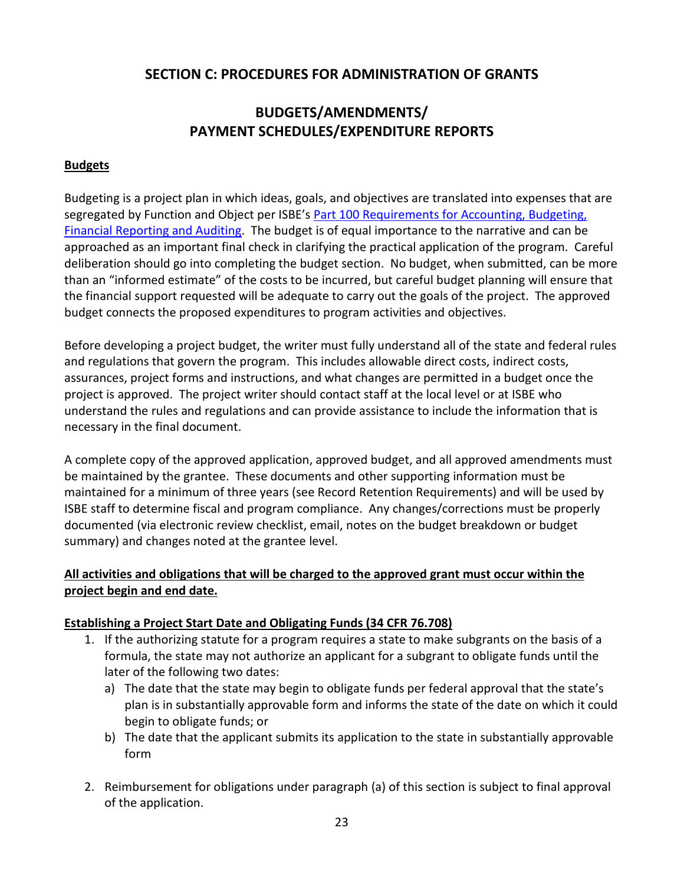# SECTION C: PROCEDURES FOR ADMINISTRATION OF GRANTS

## BUDGETS/AMENDMENTS/ PAYMENT SCHEDULES/EXPENDITURE REPORTS

**Budgets**

Budgeting is a project plan in which ideas, goals, and objectives are translated into expenses that are segregated by Function and Object per ISBE's Part 100 Requirements for Accounting, Budgeting, Financial Reporting and Auditing. The budget is of equal importance to the narrative and can be approached as an important final check in clarifying the practical application of the program. Careful deliberation should go into completing the budget section. No budget, when submitted, can be more than an "informed estimate" of the costs to be incurred, but careful budget planning will ensure that the financial support requested will be adequate to carry out the goals of the project. The approved budget connects the proposed expenditures to program activities and objectives.

Before developing a project budget, the writer must fully understand all of the state and federal rules and regulations that govern the program. This includes allowable direct costs, indirect costs, assurances, project forms and instructions, and what changes are permitted in a budget once the project is approved. The project writer should contact staff at the local level or at ISBE who understand the rules and regulations and can provide assistance to include the information that is necessary in the final document.

A complete copy of the approved application, approved budget, and all approved amendments must be maintained by the grantee. These documents and other supporting information must be maintained for a minimum of three years (see Record Retention Requirements) and will be used by ISBE staff to determine fiscal and program compliance. Any changes/corrections must be properly documented (via electronic review checklist, email, notes on the budget breakdown or budget summary) and changes noted at the grantee level.

**All activities and obligations that will be charged to the approved grant must occur within the project begin and end date.**

**Establishing a Project Start Date and Obligating Funds (34 CFR 76.708)**

1. If the authorizing statute for a program requires a state to make subgrants on the basis of a formula, the state may not authorize an applicant for a subgrant to obligate funds until the later of the following two dates:
   a) The date that the state may begin to obligate funds per federal approval that the state's plan is in substantially approvable form and informs the state of the date on which it could begin to obligate funds; or
   b) The date that the applicant submits its application to the state in substantially approvable form
2. Reimbursement for obligations under paragraph (a) of this section is subject to final approval of the application.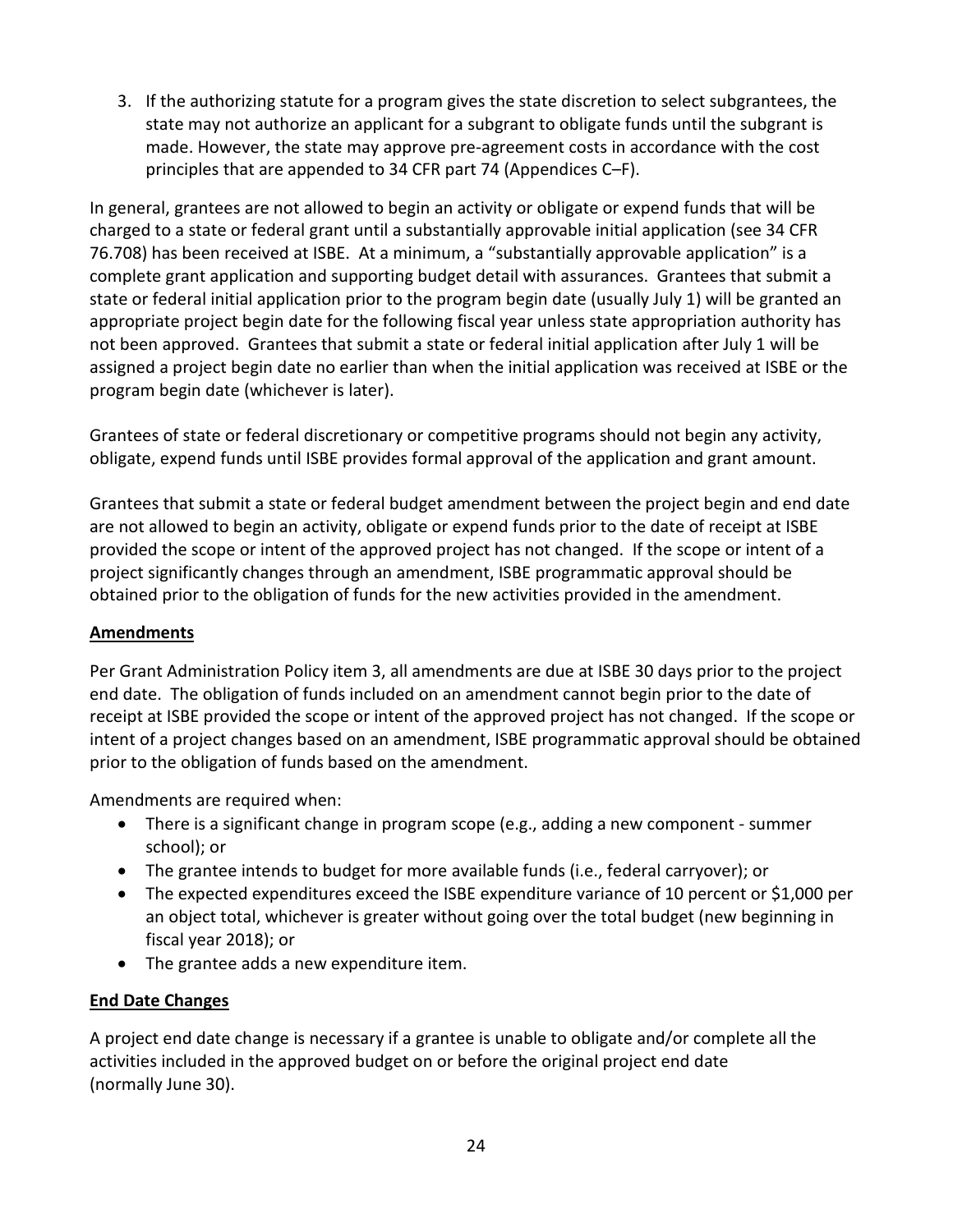3. If the authorizing statute for a program gives the state discretion to select subgrantees, the state may not authorize an applicant for a subgrant to obligate funds until the subgrant is made. However, the state may approve pre-agreement costs in accordance with the cost principles that are appended to 34 CFR part 74 (Appendices C–F).

In general, grantees are not allowed to begin an activity or obligate or expend funds that will be charged to a state or federal grant until a substantially approvable initial application (see 34 CFR 76.708) has been received at ISBE. At a minimum, a "substantially approvable application" is a complete grant application and supporting budget detail with assurances. Grantees that submit a state or federal initial application prior to the program begin date (usually July 1) will be granted an appropriate project begin date for the following fiscal year unless state appropriation authority has not been approved. Grantees that submit a state or federal initial application after July 1 will be assigned a project begin date no earlier than when the initial application was received at ISBE or the program begin date (whichever is later).

Grantees of state or federal discretionary or competitive programs should not begin any activity, obligate, expend funds until ISBE provides formal approval of the application and grant amount.

Grantees that submit a state or federal budget amendment between the project begin and end date are not allowed to begin an activity, obligate or expend funds prior to the date of receipt at ISBE provided the scope or intent of the approved project has not changed. If the scope or intent of a project significantly changes through an amendment, ISBE programmatic approval should be obtained prior to the obligation of funds for the new activities provided in the amendment.

**Amendments**

Per Grant Administration Policy item 3, all amendments are due at ISBE 30 days prior to the project end date. The obligation of funds included on an amendment cannot begin prior to the date of receipt at ISBE provided the scope or intent of the approved project has not changed. If the scope or intent of a project changes based on an amendment, ISBE programmatic approval should be obtained prior to the obligation of funds based on the amendment.

Amendments are required when:

- There is a significant change in program scope (e.g., adding a new component - summer school); or
- The grantee intends to budget for more available funds (i.e., federal carryover); or
- The expected expenditures exceed the ISBE expenditure variance of 10 percent or $1,000 per an object total, whichever is greater without going over the total budget (new beginning in fiscal year 2018); or
- The grantee adds a new expenditure item.

**End Date Changes**

A project end date change is necessary if a grantee is unable to obligate and/or complete all the activities included in the approved budget on or before the original project end date (normally June 30).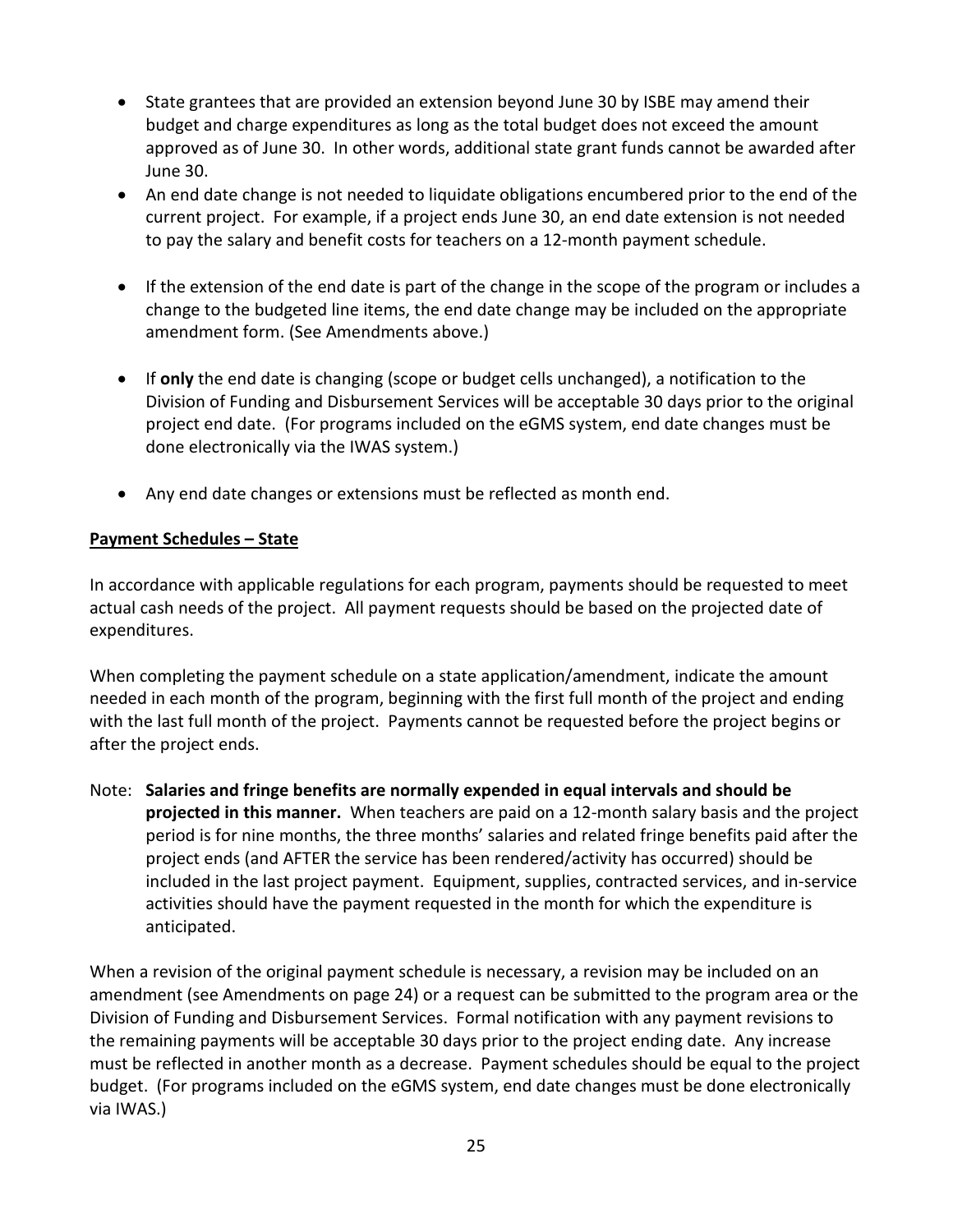- State grantees that are provided an extension beyond June 30 by ISBE may amend their budget and charge expenditures as long as the total budget does not exceed the amount approved as of June 30. In other words, additional state grant funds cannot be awarded after June 30.
- An end date change is not needed to liquidate obligations encumbered prior to the end of the current project. For example, if a project ends June 30, an end date extension is not needed to pay the salary and benefit costs for teachers on a 12-month payment schedule.
- If the extension of the end date is part of the change in the scope of the program or includes a change to the budgeted line items, the end date change may be included on the appropriate amendment form. (See Amendments above.)
- If **only** the end date is changing (scope or budget cells unchanged), a notification to the Division of Funding and Disbursement Services will be acceptable 30 days prior to the original project end date. (For programs included on the eGMS system, end date changes must be done electronically via the IWAS system.)
- Any end date changes or extensions must be reflected as month end.

**Payment Schedules – State**

In accordance with applicable regulations for each program, payments should be requested to meet actual cash needs of the project. All payment requests should be based on the projected date of expenditures.

When completing the payment schedule on a state application/amendment, indicate the amount needed in each month of the program, beginning with the first full month of the project and ending with the last full month of the project. Payments cannot be requested before the project begins or after the project ends.

Note: **Salaries and fringe benefits are normally expended in equal intervals and should be projected in this manner.** When teachers are paid on a 12-month salary basis and the project period is for nine months, the three months' salaries and related fringe benefits paid after the project ends (and AFTER the service has been rendered/activity has occurred) should be included in the last project payment. Equipment, supplies, contracted services, and in-service activities should have the payment requested in the month for which the expenditure is anticipated.

When a revision of the original payment schedule is necessary, a revision may be included on an amendment (see Amendments on page 24) or a request can be submitted to the program area or the Division of Funding and Disbursement Services. Formal notification with any payment revisions to the remaining payments will be acceptable 30 days prior to the project ending date. Any increase must be reflected in another month as a decrease. Payment schedules should be equal to the project budget. (For programs included on the eGMS system, end date changes must be done electronically via IWAS.)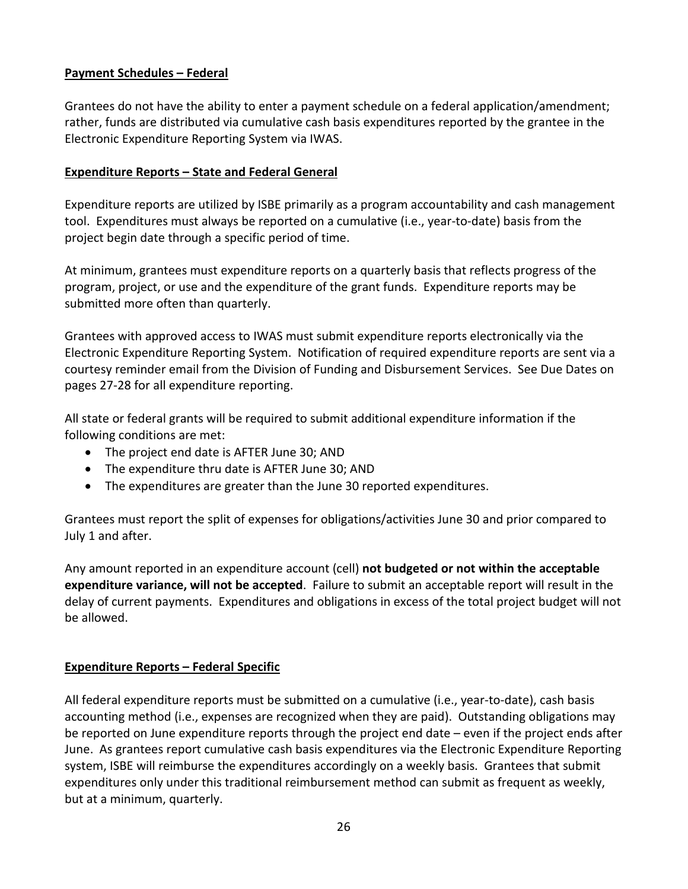**Payment Schedules – Federal**

Grantees do not have the ability to enter a payment schedule on a federal application/amendment; rather, funds are distributed via cumulative cash basis expenditures reported by the grantee in the Electronic Expenditure Reporting System via IWAS.

**Expenditure Reports – State and Federal General**

Expenditure reports are utilized by ISBE primarily as a program accountability and cash management tool. Expenditures must always be reported on a cumulative (i.e., year-to-date) basis from the project begin date through a specific period of time.

At minimum, grantees must expenditure reports on a quarterly basis that reflects progress of the program, project, or use and the expenditure of the grant funds. Expenditure reports may be submitted more often than quarterly.

Grantees with approved access to IWAS must submit expenditure reports electronically via the Electronic Expenditure Reporting System. Notification of required expenditure reports are sent via a courtesy reminder email from the Division of Funding and Disbursement Services. See Due Dates on pages 27-28 for all expenditure reporting.

All state or federal grants will be required to submit additional expenditure information if the following conditions are met:

- The project end date is AFTER June 30; AND
- The expenditure thru date is AFTER June 30; AND
- The expenditures are greater than the June 30 reported expenditures.

Grantees must report the split of expenses for obligations/activities June 30 and prior compared to July 1 and after.

Any amount reported in an expenditure account (cell) **not budgeted or not within the acceptable expenditure variance, will not be accepted**. Failure to submit an acceptable report will result in the delay of current payments. Expenditures and obligations in excess of the total project budget will not be allowed.

**Expenditure Reports – Federal Specific**

All federal expenditure reports must be submitted on a cumulative (i.e., year-to-date), cash basis accounting method (i.e., expenses are recognized when they are paid). Outstanding obligations may be reported on June expenditure reports through the project end date – even if the project ends after June. As grantees report cumulative cash basis expenditures via the Electronic Expenditure Reporting system, ISBE will reimburse the expenditures accordingly on a weekly basis. Grantees that submit expenditures only under this traditional reimbursement method can submit as frequent as weekly, but at a minimum, quarterly.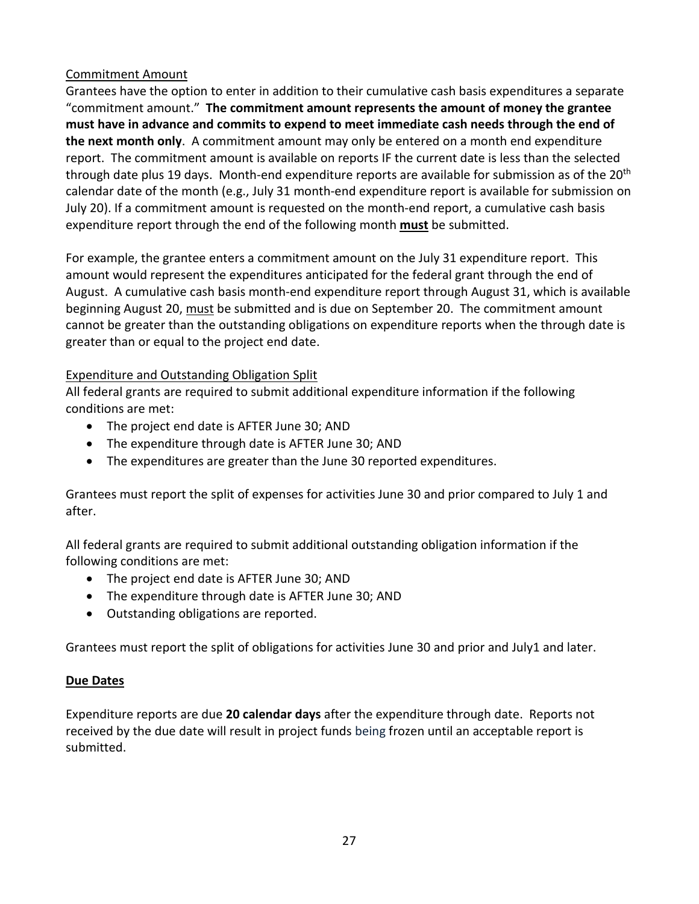<u>Commitment Amount</u>

Grantees have the option to enter in addition to their cumulative cash basis expenditures a separate "commitment amount." **The commitment amount represents the amount of money the grantee must have in advance and commits to expend to meet immediate cash needs through the end of the next month only**. A commitment amount may only be entered on a month end expenditure report. The commitment amount is available on reports IF the current date is less than the selected through date plus 19 days. Month-end expenditure reports are available for submission as of the 20th calendar date of the month (e.g., July 31 month-end expenditure report is available for submission on July 20). If a commitment amount is requested on the month-end report, a cumulative cash basis expenditure report through the end of the following month **<u>must</u>** be submitted.

For example, the grantee enters a commitment amount on the July 31 expenditure report. This amount would represent the expenditures anticipated for the federal grant through the end of August. A cumulative cash basis month-end expenditure report through August 31, which is available beginning August 20, <u>must</u> be submitted and is due on September 20. The commitment amount cannot be greater than the outstanding obligations on expenditure reports when the through date is greater than or equal to the project end date.

<u>Expenditure and Outstanding Obligation Split</u>

All federal grants are required to submit additional expenditure information if the following conditions are met:

- The project end date is AFTER June 30; AND
- The expenditure through date is AFTER June 30; AND
- The expenditures are greater than the June 30 reported expenditures.

Grantees must report the split of expenses for activities June 30 and prior compared to July 1 and after.

All federal grants are required to submit additional outstanding obligation information if the following conditions are met:

- The project end date is AFTER June 30; AND
- The expenditure through date is AFTER June 30; AND
- Outstanding obligations are reported.

Grantees must report the split of obligations for activities June 30 and prior and July1 and later.

**<u>Due Dates</u>**

Expenditure reports are due **20 calendar days** after the expenditure through date. Reports not received by the due date will result in project funds being frozen until an acceptable report is submitted.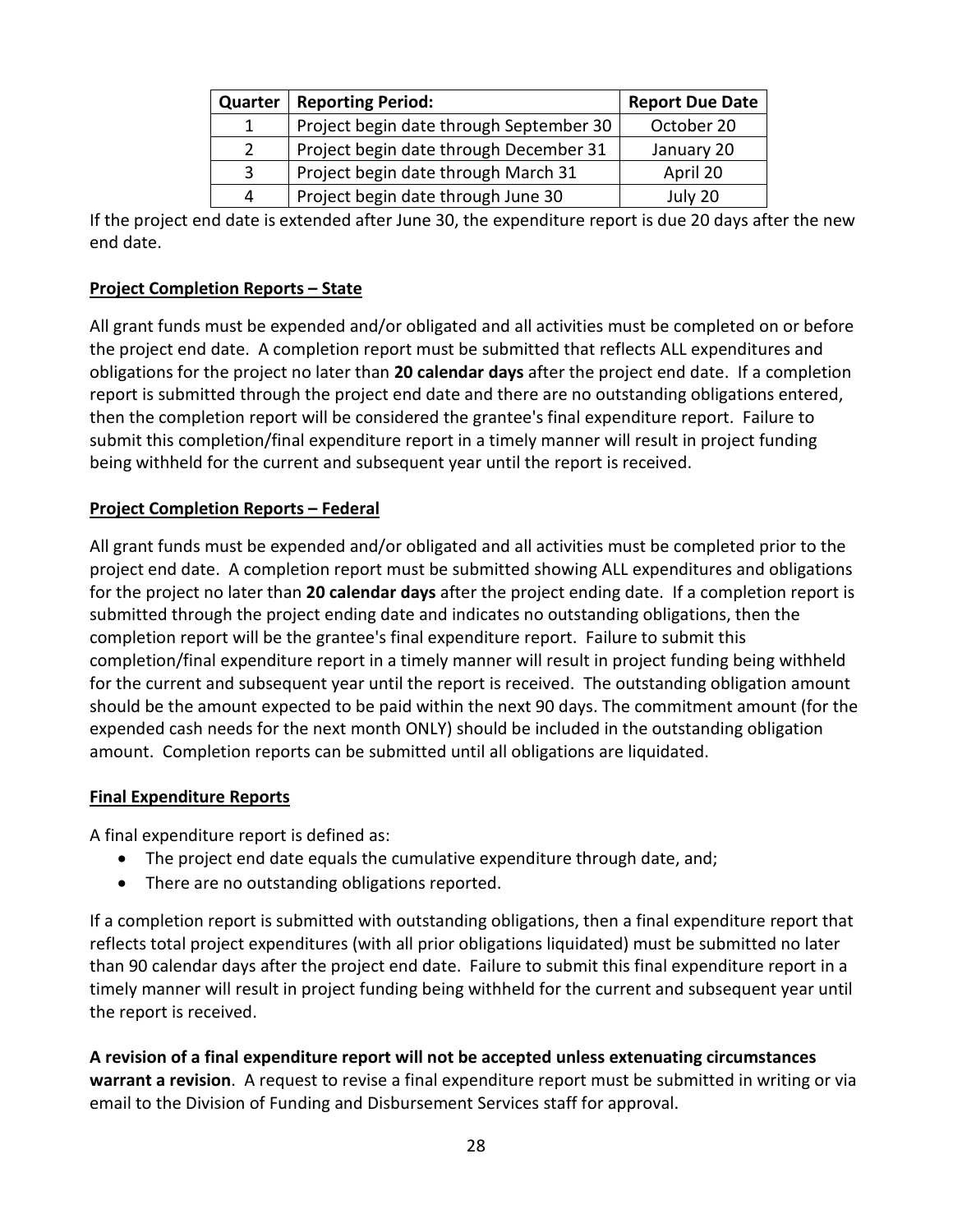| Quarter | Reporting Period: | Report Due Date |
|---|---|---|
| 1 | Project begin date through September 30 | October 20 |
| 2 | Project begin date through December 31 | January 20 |
| 3 | Project begin date through March 31 | April 20 |
| 4 | Project begin date through June 30 | July 20 |

If the project end date is extended after June 30, the expenditure report is due 20 days after the new end date.

**Project Completion Reports – State**

All grant funds must be expended and/or obligated and all activities must be completed on or before the project end date. A completion report must be submitted that reflects ALL expenditures and obligations for the project no later than **20 calendar days** after the project end date. If a completion report is submitted through the project end date and there are no outstanding obligations entered, then the completion report will be considered the grantee's final expenditure report. Failure to submit this completion/final expenditure report in a timely manner will result in project funding being withheld for the current and subsequent year until the report is received.

**Project Completion Reports – Federal**

All grant funds must be expended and/or obligated and all activities must be completed prior to the project end date. A completion report must be submitted showing ALL expenditures and obligations for the project no later than **20 calendar days** after the project ending date. If a completion report is submitted through the project ending date and indicates no outstanding obligations, then the completion report will be the grantee's final expenditure report. Failure to submit this completion/final expenditure report in a timely manner will result in project funding being withheld for the current and subsequent year until the report is received. The outstanding obligation amount should be the amount expected to be paid within the next 90 days. The commitment amount (for the expended cash needs for the next month ONLY) should be included in the outstanding obligation amount. Completion reports can be submitted until all obligations are liquidated.

**Final Expenditure Reports**

A final expenditure report is defined as:

- The project end date equals the cumulative expenditure through date, and;
- There are no outstanding obligations reported.

If a completion report is submitted with outstanding obligations, then a final expenditure report that reflects total project expenditures (with all prior obligations liquidated) must be submitted no later than 90 calendar days after the project end date. Failure to submit this final expenditure report in a timely manner will result in project funding being withheld for the current and subsequent year until the report is received.

**A revision of a final expenditure report will not be accepted unless extenuating circumstances warrant a revision**. A request to revise a final expenditure report must be submitted in writing or via email to the Division of Funding and Disbursement Services staff for approval.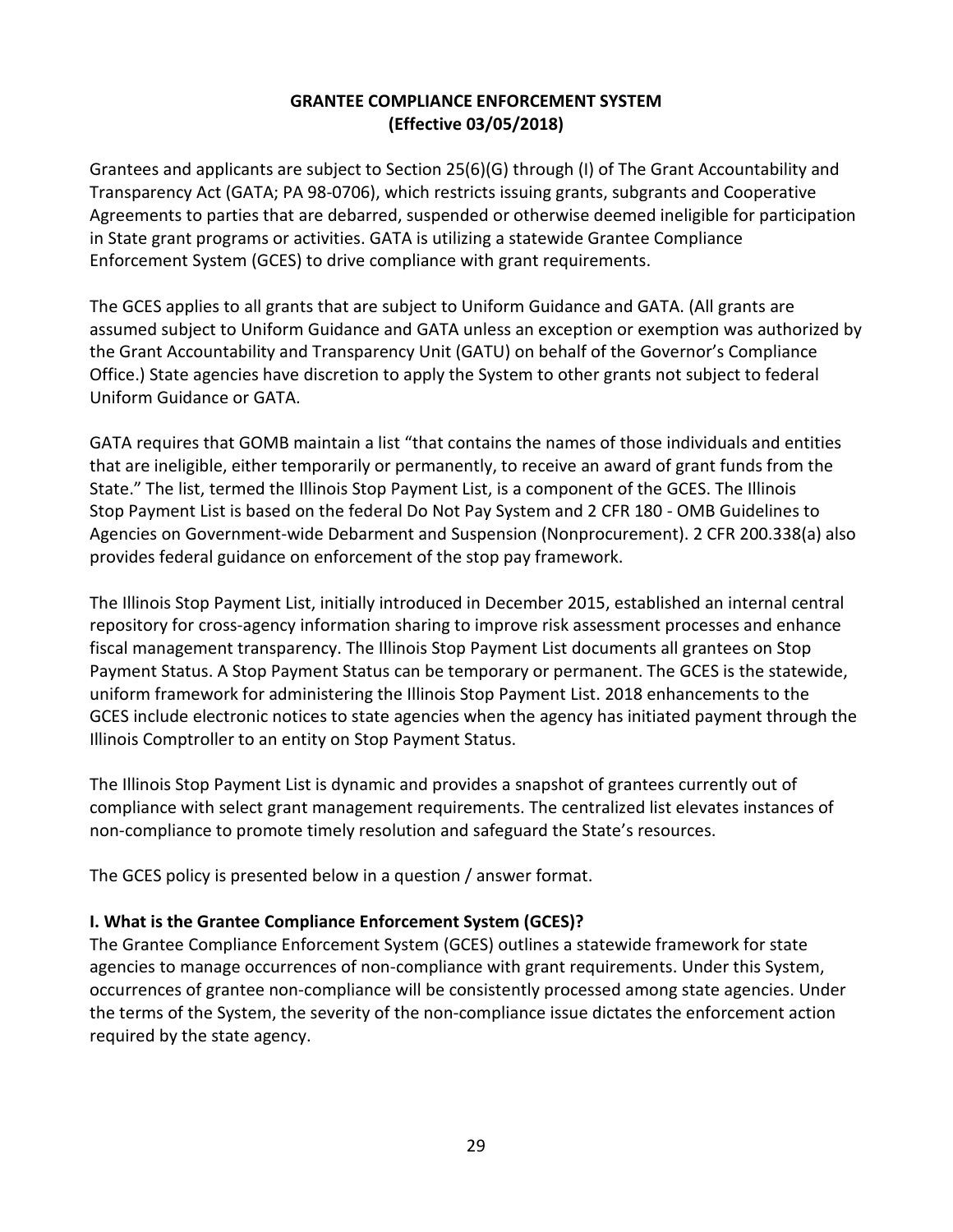## GRANTEE COMPLIANCE ENFORCEMENT SYSTEM
## (Effective 03/05/2018)

Grantees and applicants are subject to Section 25(6)(G) through (I) of The Grant Accountability and Transparency Act (GATA; PA 98-0706), which restricts issuing grants, subgrants and Cooperative Agreements to parties that are debarred, suspended or otherwise deemed ineligible for participation in State grant programs or activities. GATA is utilizing a statewide Grantee Compliance Enforcement System (GCES) to drive compliance with grant requirements.

The GCES applies to all grants that are subject to Uniform Guidance and GATA. (All grants are assumed subject to Uniform Guidance and GATA unless an exception or exemption was authorized by the Grant Accountability and Transparency Unit (GATU) on behalf of the Governor's Compliance Office.) State agencies have discretion to apply the System to other grants not subject to federal Uniform Guidance or GATA.

GATA requires that GOMB maintain a list "that contains the names of those individuals and entities that are ineligible, either temporarily or permanently, to receive an award of grant funds from the State." The list, termed the Illinois Stop Payment List, is a component of the GCES. The Illinois Stop Payment List is based on the federal Do Not Pay System and 2 CFR 180 - OMB Guidelines to Agencies on Government-wide Debarment and Suspension (Nonprocurement). 2 CFR 200.338(a) also provides federal guidance on enforcement of the stop pay framework.

The Illinois Stop Payment List, initially introduced in December 2015, established an internal central repository for cross-agency information sharing to improve risk assessment processes and enhance fiscal management transparency. The Illinois Stop Payment List documents all grantees on Stop Payment Status. A Stop Payment Status can be temporary or permanent. The GCES is the statewide, uniform framework for administering the Illinois Stop Payment List. 2018 enhancements to the GCES include electronic notices to state agencies when the agency has initiated payment through the Illinois Comptroller to an entity on Stop Payment Status.

The Illinois Stop Payment List is dynamic and provides a snapshot of grantees currently out of compliance with select grant management requirements. The centralized list elevates instances of non-compliance to promote timely resolution and safeguard the State's resources.

The GCES policy is presented below in a question / answer format.

### I. What is the Grantee Compliance Enforcement System (GCES)?

The Grantee Compliance Enforcement System (GCES) outlines a statewide framework for state agencies to manage occurrences of non-compliance with grant requirements. Under this System, occurrences of grantee non-compliance will be consistently processed among state agencies. Under the terms of the System, the severity of the non-compliance issue dictates the enforcement action required by the state agency.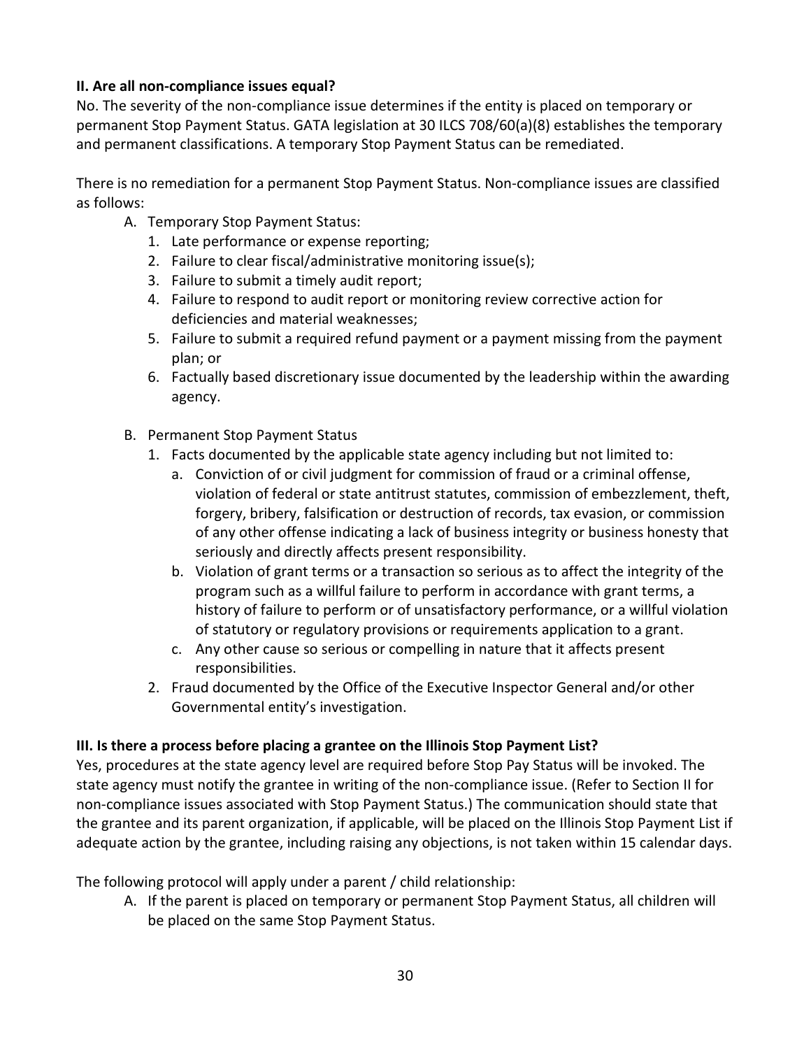**II. Are all non-compliance issues equal?**

No. The severity of the non-compliance issue determines if the entity is placed on temporary or permanent Stop Payment Status. GATA legislation at 30 ILCS 708/60(a)(8) establishes the temporary and permanent classifications. A temporary Stop Payment Status can be remediated.

There is no remediation for a permanent Stop Payment Status. Non-compliance issues are classified as follows:

A. Temporary Stop Payment Status:
   1. Late performance or expense reporting;
   2. Failure to clear fiscal/administrative monitoring issue(s);
   3. Failure to submit a timely audit report;
   4. Failure to respond to audit report or monitoring review corrective action for deficiencies and material weaknesses;
   5. Failure to submit a required refund payment or a payment missing from the payment plan; or
   6. Factually based discretionary issue documented by the leadership within the awarding agency.

B. Permanent Stop Payment Status
   1. Facts documented by the applicable state agency including but not limited to:
      a. Conviction of or civil judgment for commission of fraud or a criminal offense, violation of federal or state antitrust statutes, commission of embezzlement, theft, forgery, bribery, falsification or destruction of records, tax evasion, or commission of any other offense indicating a lack of business integrity or business honesty that seriously and directly affects present responsibility.
      b. Violation of grant terms or a transaction so serious as to affect the integrity of the program such as a willful failure to perform in accordance with grant terms, a history of failure to perform or of unsatisfactory performance, or a willful violation of statutory or regulatory provisions or requirements application to a grant.
      c. Any other cause so serious or compelling in nature that it affects present responsibilities.
   2. Fraud documented by the Office of the Executive Inspector General and/or other Governmental entity's investigation.

**III. Is there a process before placing a grantee on the Illinois Stop Payment List?**

Yes, procedures at the state agency level are required before Stop Pay Status will be invoked. The state agency must notify the grantee in writing of the non-compliance issue. (Refer to Section II for non-compliance issues associated with Stop Payment Status.) The communication should state that the grantee and its parent organization, if applicable, will be placed on the Illinois Stop Payment List if adequate action by the grantee, including raising any objections, is not taken within 15 calendar days.

The following protocol will apply under a parent / child relationship:

A. If the parent is placed on temporary or permanent Stop Payment Status, all children will be placed on the same Stop Payment Status.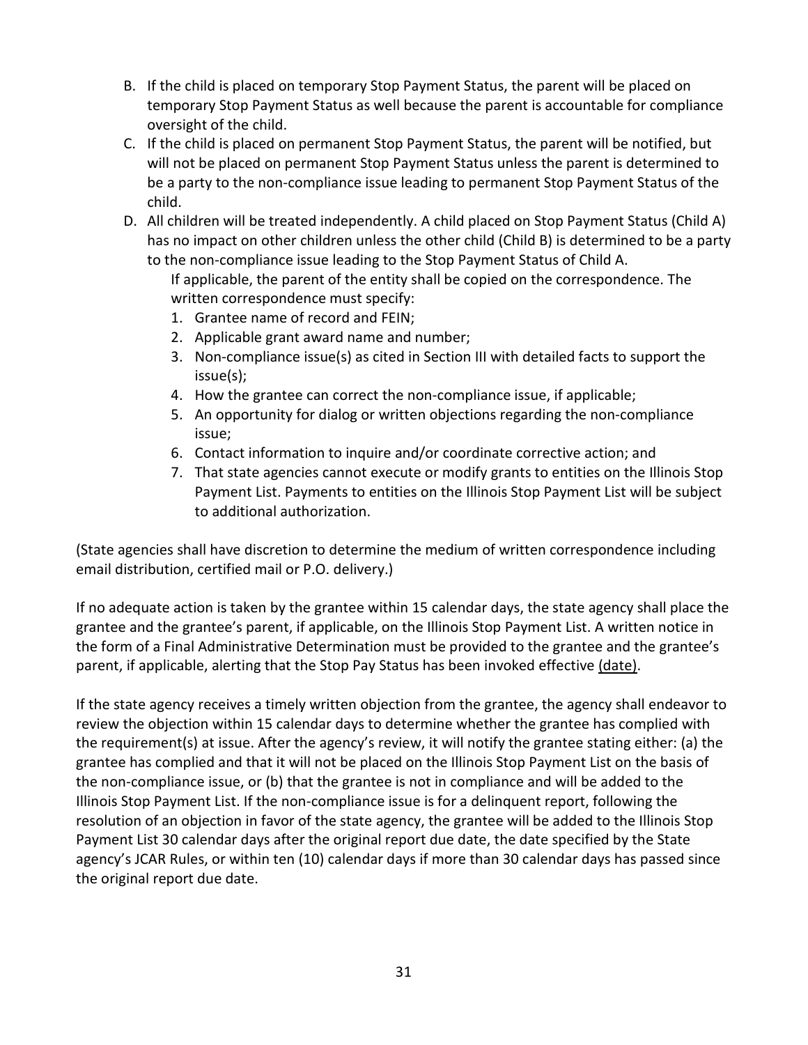B. If the child is placed on temporary Stop Payment Status, the parent will be placed on temporary Stop Payment Status as well because the parent is accountable for compliance oversight of the child.
C. If the child is placed on permanent Stop Payment Status, the parent will be notified, but will not be placed on permanent Stop Payment Status unless the parent is determined to be a party to the non-compliance issue leading to permanent Stop Payment Status of the child.
D. All children will be treated independently. A child placed on Stop Payment Status (Child A) has no impact on other children unless the other child (Child B) is determined to be a party to the non-compliance issue leading to the Stop Payment Status of Child A.

If applicable, the parent of the entity shall be copied on the correspondence. The written correspondence must specify:

1. Grantee name of record and FEIN;
2. Applicable grant award name and number;
3. Non-compliance issue(s) as cited in Section III with detailed facts to support the issue(s);
4. How the grantee can correct the non-compliance issue, if applicable;
5. An opportunity for dialog or written objections regarding the non-compliance issue;
6. Contact information to inquire and/or coordinate corrective action; and
7. That state agencies cannot execute or modify grants to entities on the Illinois Stop Payment List. Payments to entities on the Illinois Stop Payment List will be subject to additional authorization.

(State agencies shall have discretion to determine the medium of written correspondence including email distribution, certified mail or P.O. delivery.)

If no adequate action is taken by the grantee within 15 calendar days, the state agency shall place the grantee and the grantee's parent, if applicable, on the Illinois Stop Payment List. A written notice in the form of a Final Administrative Determination must be provided to the grantee and the grantee's parent, if applicable, alerting that the Stop Pay Status has been invoked effective (date).

If the state agency receives a timely written objection from the grantee, the agency shall endeavor to review the objection within 15 calendar days to determine whether the grantee has complied with the requirement(s) at issue. After the agency's review, it will notify the grantee stating either: (a) the grantee has complied and that it will not be placed on the Illinois Stop Payment List on the basis of the non-compliance issue, or (b) that the grantee is not in compliance and will be added to the Illinois Stop Payment List. If the non-compliance issue is for a delinquent report, following the resolution of an objection in favor of the state agency, the grantee will be added to the Illinois Stop Payment List 30 calendar days after the original report due date, the date specified by the State agency's JCAR Rules, or within ten (10) calendar days if more than 30 calendar days has passed since the original report due date.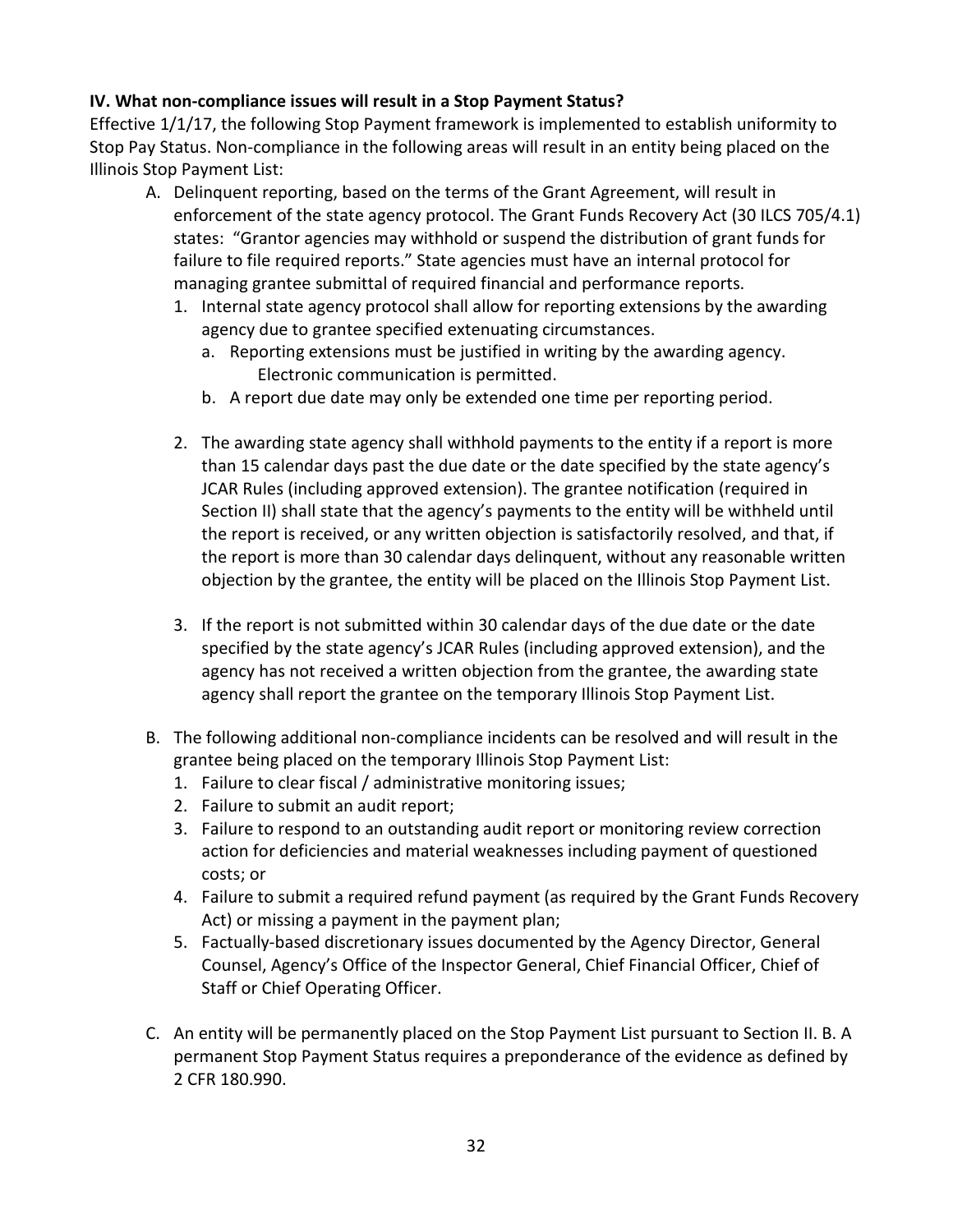**IV. What non-compliance issues will result in a Stop Payment Status?**

Effective 1/1/17, the following Stop Payment framework is implemented to establish uniformity to Stop Pay Status. Non-compliance in the following areas will result in an entity being placed on the Illinois Stop Payment List:

A. Delinquent reporting, based on the terms of the Grant Agreement, will result in enforcement of the state agency protocol. The Grant Funds Recovery Act (30 ILCS 705/4.1) states: "Grantor agencies may withhold or suspend the distribution of grant funds for failure to file required reports." State agencies must have an internal protocol for managing grantee submittal of required financial and performance reports.
   1. Internal state agency protocol shall allow for reporting extensions by the awarding agency due to grantee specified extenuating circumstances.
      a. Reporting extensions must be justified in writing by the awarding agency. Electronic communication is permitted.
      b. A report due date may only be extended one time per reporting period.
   2. The awarding state agency shall withhold payments to the entity if a report is more than 15 calendar days past the due date or the date specified by the state agency's JCAR Rules (including approved extension). The grantee notification (required in Section II) shall state that the agency's payments to the entity will be withheld until the report is received, or any written objection is satisfactorily resolved, and that, if the report is more than 30 calendar days delinquent, without any reasonable written objection by the grantee, the entity will be placed on the Illinois Stop Payment List.
   3. If the report is not submitted within 30 calendar days of the due date or the date specified by the state agency's JCAR Rules (including approved extension), and the agency has not received a written objection from the grantee, the awarding state agency shall report the grantee on the temporary Illinois Stop Payment List.

B. The following additional non-compliance incidents can be resolved and will result in the grantee being placed on the temporary Illinois Stop Payment List:
   1. Failure to clear fiscal / administrative monitoring issues;
   2. Failure to submit an audit report;
   3. Failure to respond to an outstanding audit report or monitoring review correction action for deficiencies and material weaknesses including payment of questioned costs; or
   4. Failure to submit a required refund payment (as required by the Grant Funds Recovery Act) or missing a payment in the payment plan;
   5. Factually-based discretionary issues documented by the Agency Director, General Counsel, Agency's Office of the Inspector General, Chief Financial Officer, Chief of Staff or Chief Operating Officer.

C. An entity will be permanently placed on the Stop Payment List pursuant to Section II. B. A permanent Stop Payment Status requires a preponderance of the evidence as defined by 2 CFR 180.990.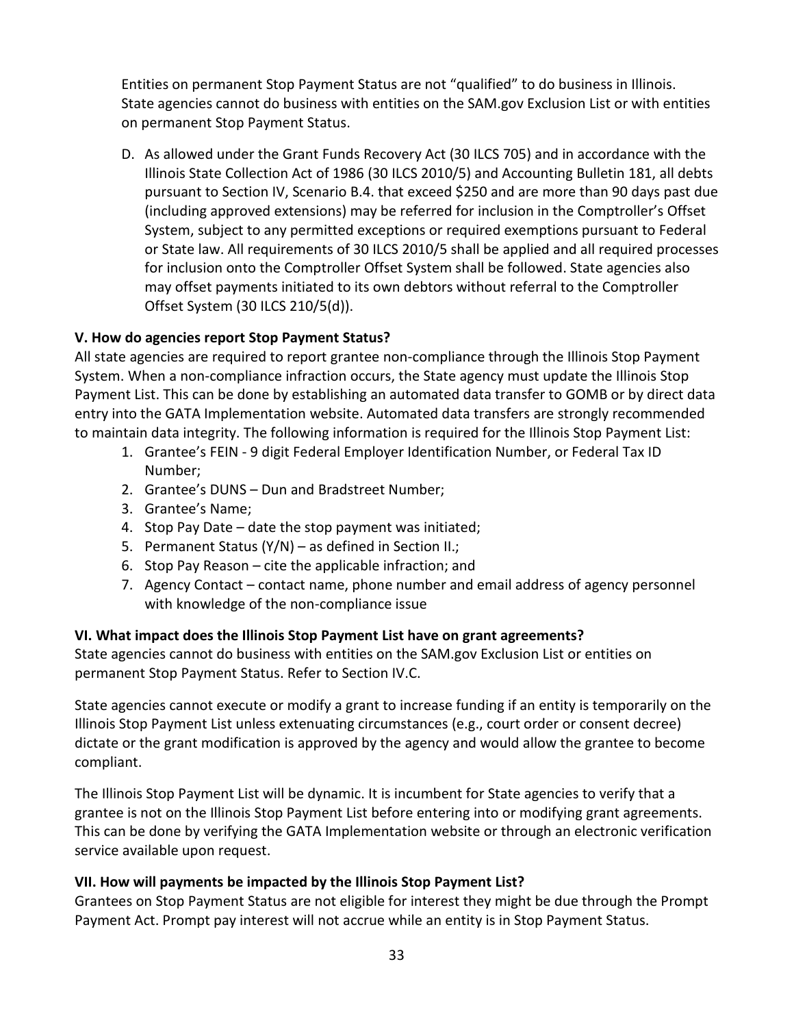Entities on permanent Stop Payment Status are not "qualified" to do business in Illinois. State agencies cannot do business with entities on the SAM.gov Exclusion List or with entities on permanent Stop Payment Status.

D. As allowed under the Grant Funds Recovery Act (30 ILCS 705) and in accordance with the Illinois State Collection Act of 1986 (30 ILCS 2010/5) and Accounting Bulletin 181, all debts pursuant to Section IV, Scenario B.4. that exceed $250 and are more than 90 days past due (including approved extensions) may be referred for inclusion in the Comptroller's Offset System, subject to any permitted exceptions or required exemptions pursuant to Federal or State law. All requirements of 30 ILCS 2010/5 shall be applied and all required processes for inclusion onto the Comptroller Offset System shall be followed. State agencies also may offset payments initiated to its own debtors without referral to the Comptroller Offset System (30 ILCS 210/5(d)).

**V. How do agencies report Stop Payment Status?**

All state agencies are required to report grantee non-compliance through the Illinois Stop Payment System. When a non-compliance infraction occurs, the State agency must update the Illinois Stop Payment List. This can be done by establishing an automated data transfer to GOMB or by direct data entry into the GATA Implementation website. Automated data transfers are strongly recommended to maintain data integrity. The following information is required for the Illinois Stop Payment List:

1. Grantee's FEIN - 9 digit Federal Employer Identification Number, or Federal Tax ID Number;
2. Grantee's DUNS – Dun and Bradstreet Number;
3. Grantee's Name;
4. Stop Pay Date – date the stop payment was initiated;
5. Permanent Status (Y/N) – as defined in Section II.;
6. Stop Pay Reason – cite the applicable infraction; and
7. Agency Contact – contact name, phone number and email address of agency personnel with knowledge of the non-compliance issue

**VI. What impact does the Illinois Stop Payment List have on grant agreements?**

State agencies cannot do business with entities on the SAM.gov Exclusion List or entities on permanent Stop Payment Status. Refer to Section IV.C.

State agencies cannot execute or modify a grant to increase funding if an entity is temporarily on the Illinois Stop Payment List unless extenuating circumstances (e.g., court order or consent decree) dictate or the grant modification is approved by the agency and would allow the grantee to become compliant.

The Illinois Stop Payment List will be dynamic. It is incumbent for State agencies to verify that a grantee is not on the Illinois Stop Payment List before entering into or modifying grant agreements. This can be done by verifying the GATA Implementation website or through an electronic verification service available upon request.

**VII. How will payments be impacted by the Illinois Stop Payment List?**

Grantees on Stop Payment Status are not eligible for interest they might be due through the Prompt Payment Act. Prompt pay interest will not accrue while an entity is in Stop Payment Status.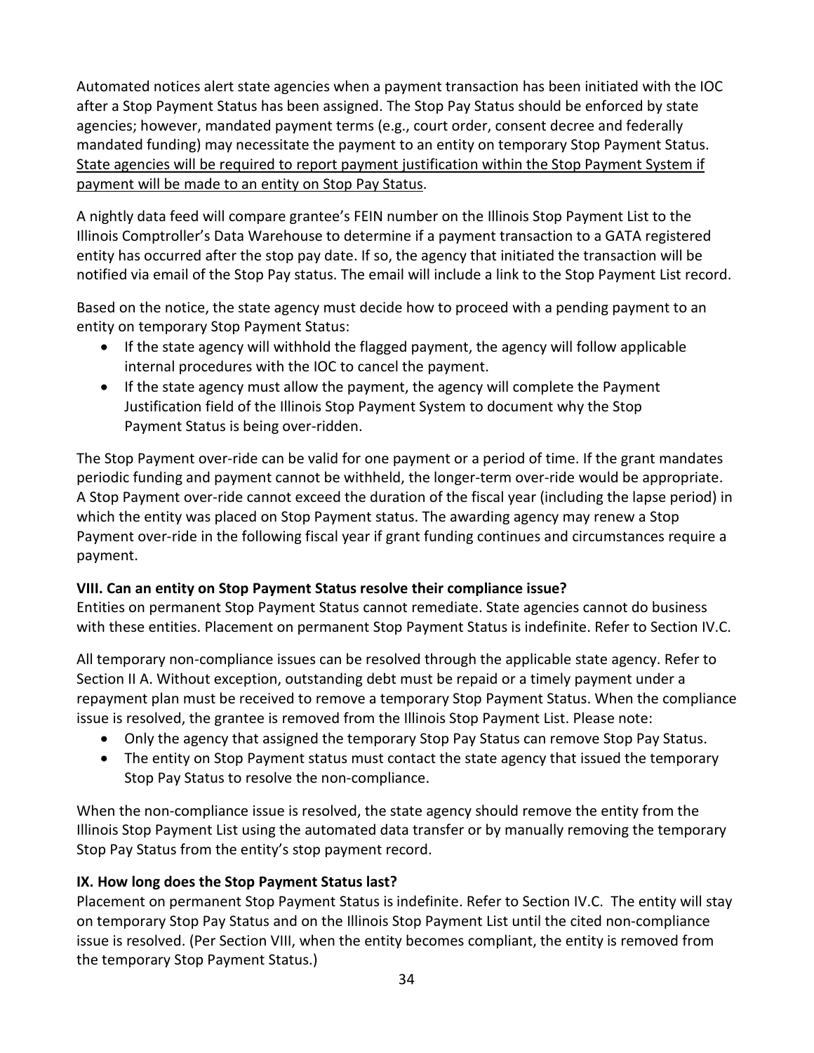Automated notices alert state agencies when a payment transaction has been initiated with the IOC after a Stop Payment Status has been assigned. The Stop Pay Status should be enforced by state agencies; however, mandated payment terms (e.g., court order, consent decree and federally mandated funding) may necessitate the payment to an entity on temporary Stop Payment Status. <u>State agencies will be required to report payment justification within the Stop Payment System if payment will be made to an entity on Stop Pay Status</u>.

A nightly data feed will compare grantee's FEIN number on the Illinois Stop Payment List to the Illinois Comptroller's Data Warehouse to determine if a payment transaction to a GATA registered entity has occurred after the stop pay date. If so, the agency that initiated the transaction will be notified via email of the Stop Pay status. The email will include a link to the Stop Payment List record.

Based on the notice, the state agency must decide how to proceed with a pending payment to an entity on temporary Stop Payment Status:

- If the state agency will withhold the flagged payment, the agency will follow applicable internal procedures with the IOC to cancel the payment.
- If the state agency must allow the payment, the agency will complete the Payment Justification field of the Illinois Stop Payment System to document why the Stop Payment Status is being over-ridden.

The Stop Payment over-ride can be valid for one payment or a period of time. If the grant mandates periodic funding and payment cannot be withheld, the longer-term over-ride would be appropriate. A Stop Payment over-ride cannot exceed the duration of the fiscal year (including the lapse period) in which the entity was placed on Stop Payment status. The awarding agency may renew a Stop Payment over-ride in the following fiscal year if grant funding continues and circumstances require a payment.

**VIII. Can an entity on Stop Payment Status resolve their compliance issue?**

Entities on permanent Stop Payment Status cannot remediate. State agencies cannot do business with these entities. Placement on permanent Stop Payment Status is indefinite. Refer to Section IV.C.

All temporary non-compliance issues can be resolved through the applicable state agency. Refer to Section II A. Without exception, outstanding debt must be repaid or a timely payment under a repayment plan must be received to remove a temporary Stop Payment Status. When the compliance issue is resolved, the grantee is removed from the Illinois Stop Payment List. Please note:

- Only the agency that assigned the temporary Stop Pay Status can remove Stop Pay Status.
- The entity on Stop Payment status must contact the state agency that issued the temporary Stop Pay Status to resolve the non-compliance.

When the non-compliance issue is resolved, the state agency should remove the entity from the Illinois Stop Payment List using the automated data transfer or by manually removing the temporary Stop Pay Status from the entity's stop payment record.

**IX. How long does the Stop Payment Status last?**

Placement on permanent Stop Payment Status is indefinite. Refer to Section IV.C. The entity will stay on temporary Stop Pay Status and on the Illinois Stop Payment List until the cited non-compliance issue is resolved. (Per Section VIII, when the entity becomes compliant, the entity is removed from the temporary Stop Payment Status.)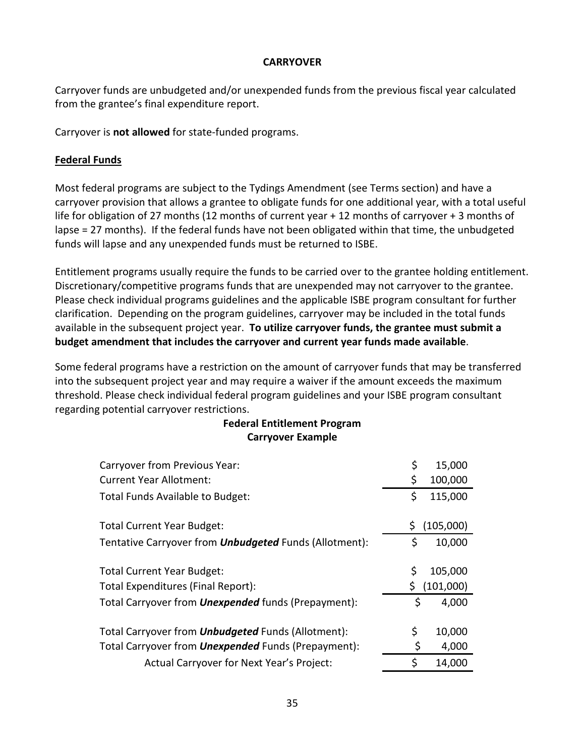## CARRYOVER

Carryover funds are unbudgeted and/or unexpended funds from the previous fiscal year calculated from the grantee's final expenditure report.

Carryover is **not allowed** for state-funded programs.

### Federal Funds

Most federal programs are subject to the Tydings Amendment (see Terms section) and have a carryover provision that allows a grantee to obligate funds for one additional year, with a total useful life for obligation of 27 months (12 months of current year + 12 months of carryover + 3 months of lapse = 27 months). If the federal funds have not been obligated within that time, the unbudgeted funds will lapse and any unexpended funds must be returned to ISBE.

Entitlement programs usually require the funds to be carried over to the grantee holding entitlement. Discretionary/competitive programs funds that are unexpended may not carryover to the grantee. Please check individual programs guidelines and the applicable ISBE program consultant for further clarification. Depending on the program guidelines, carryover may be included in the total funds available in the subsequent project year. **To utilize carryover funds, the grantee must submit a budget amendment that includes the carryover and current year funds made available**.

Some federal programs have a restriction on the amount of carryover funds that may be transferred into the subsequent project year and may require a waiver if the amount exceeds the maximum threshold. Please check individual federal program guidelines and your ISBE program consultant regarding potential carryover restrictions.

**Federal Entitlement Program**
**Carryover Example**

| | |
|---|---|
| Carryover from Previous Year: | $ 15,000 |
| Current Year Allotment: | $ 100,000 |
| Total Funds Available to Budget: | $ 115,000 |
| | |
| Total Current Year Budget: | $ (105,000) |
| Tentative Carryover from ***Unbudgeted*** Funds (Allotment): | $ 10,000 |
| | |
| Total Current Year Budget: | $ 105,000 |
| Total Expenditures (Final Report): | $ (101,000) |
| Total Carryover from ***Unexpended*** funds (Prepayment): | $ 4,000 |
| | |
| Total Carryover from ***Unbudgeted*** Funds (Allotment): | $ 10,000 |
| Total Carryover from ***Unexpended*** Funds (Prepayment): | $ 4,000 |
| Actual Carryover for Next Year's Project: | $ 14,000 |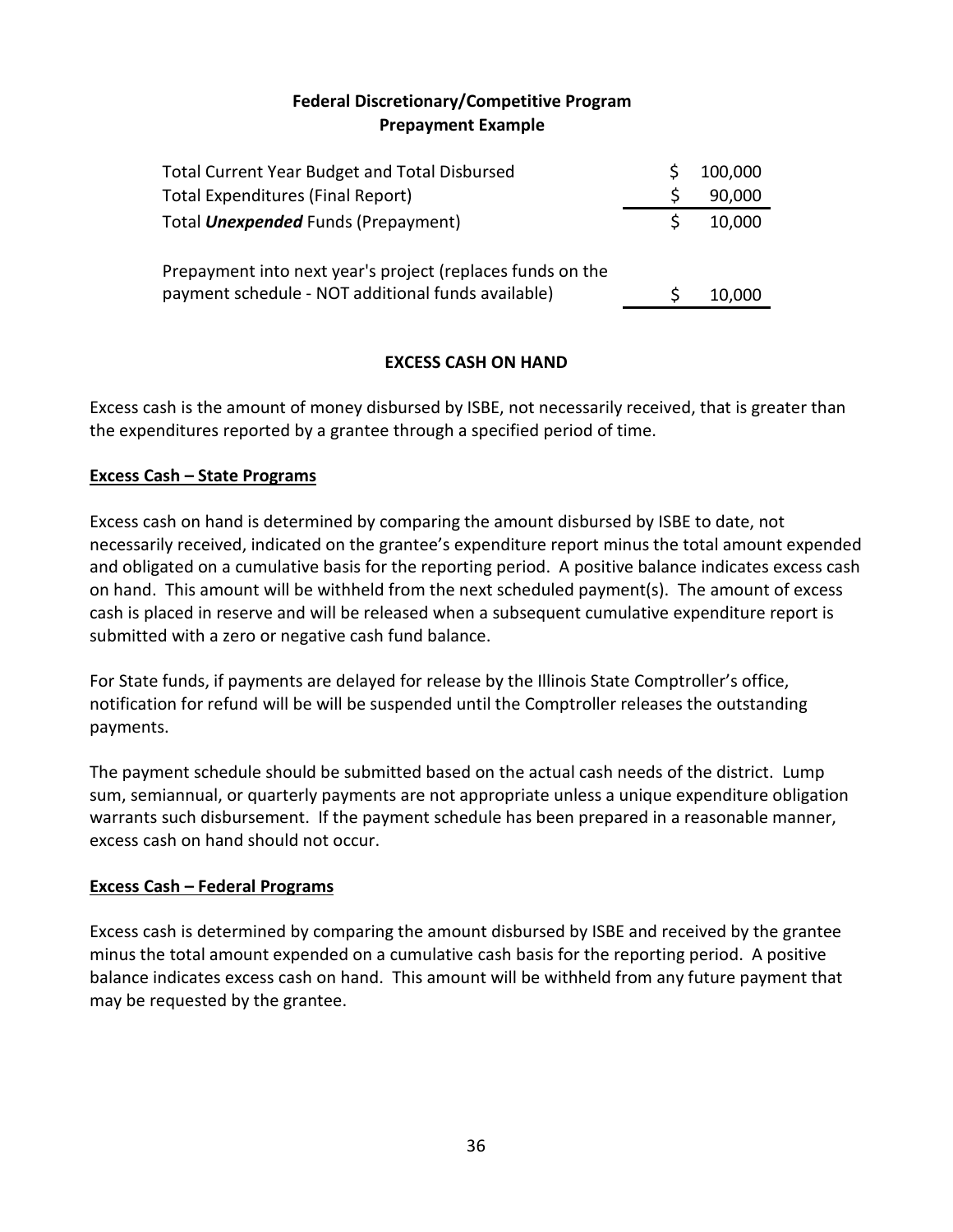**Federal Discretionary/Competitive Program**
**Prepayment Example**

| | | |
|---|---|---|
| Total Current Year Budget and Total Disbursed | $ | 100,000 |
| Total Expenditures (Final Report) | $ | 90,000 |
| Total ***Unexpended*** Funds (Prepayment) | $ | 10,000 |
| | | |
| Prepayment into next year's project (replaces funds on the payment schedule - NOT additional funds available) | $ | 10,000 |

## EXCESS CASH ON HAND

Excess cash is the amount of money disbursed by ISBE, not necessarily received, that is greater than the expenditures reported by a grantee through a specified period of time.

### Excess Cash – State Programs

Excess cash on hand is determined by comparing the amount disbursed by ISBE to date, not necessarily received, indicated on the grantee's expenditure report minus the total amount expended and obligated on a cumulative basis for the reporting period. A positive balance indicates excess cash on hand. This amount will be withheld from the next scheduled payment(s). The amount of excess cash is placed in reserve and will be released when a subsequent cumulative expenditure report is submitted with a zero or negative cash fund balance.

For State funds, if payments are delayed for release by the Illinois State Comptroller's office, notification for refund will be will be suspended until the Comptroller releases the outstanding payments.

The payment schedule should be submitted based on the actual cash needs of the district. Lump sum, semiannual, or quarterly payments are not appropriate unless a unique expenditure obligation warrants such disbursement. If the payment schedule has been prepared in a reasonable manner, excess cash on hand should not occur.

### Excess Cash – Federal Programs

Excess cash is determined by comparing the amount disbursed by ISBE and received by the grantee minus the total amount expended on a cumulative cash basis for the reporting period. A positive balance indicates excess cash on hand. This amount will be withheld from any future payment that may be requested by the grantee.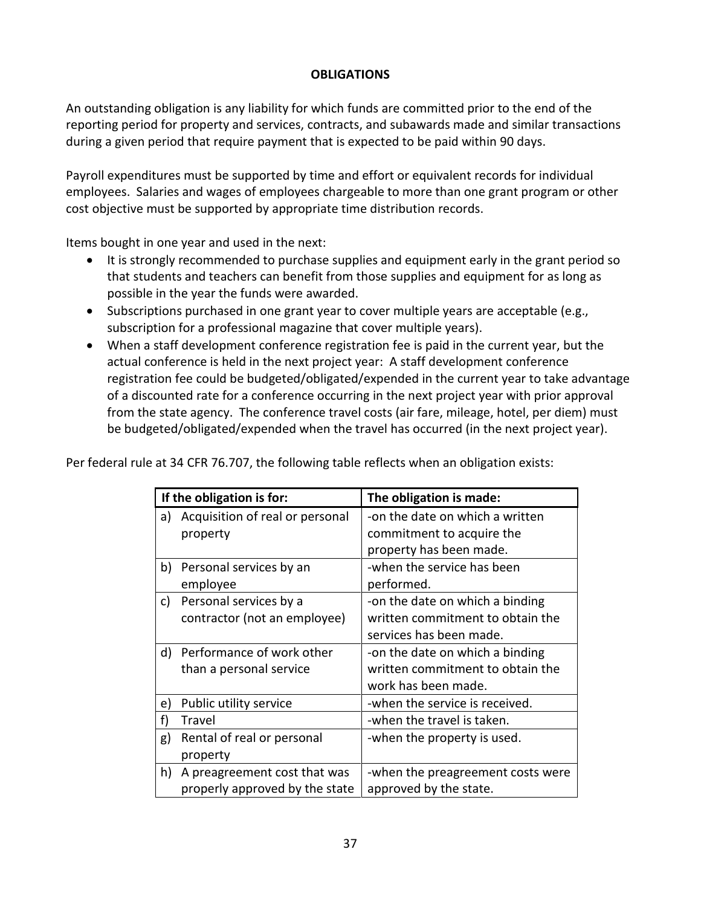## OBLIGATIONS

An outstanding obligation is any liability for which funds are committed prior to the end of the reporting period for property and services, contracts, and subawards made and similar transactions during a given period that require payment that is expected to be paid within 90 days.

Payroll expenditures must be supported by time and effort or equivalent records for individual employees. Salaries and wages of employees chargeable to more than one grant program or other cost objective must be supported by appropriate time distribution records.

Items bought in one year and used in the next:

- It is strongly recommended to purchase supplies and equipment early in the grant period so that students and teachers can benefit from those supplies and equipment for as long as possible in the year the funds were awarded.
- Subscriptions purchased in one grant year to cover multiple years are acceptable (e.g., subscription for a professional magazine that cover multiple years).
- When a staff development conference registration fee is paid in the current year, but the actual conference is held in the next project year: A staff development conference registration fee could be budgeted/obligated/expended in the current year to take advantage of a discounted rate for a conference occurring in the next project year with prior approval from the state agency. The conference travel costs (air fare, mileage, hotel, per diem) must be budgeted/obligated/expended when the travel has occurred (in the next project year).

Per federal rule at 34 CFR 76.707, the following table reflects when an obligation exists:

| If the obligation is for: | The obligation is made: |
|---|---|
| a) Acquisition of real or personal property | -on the date on which a written commitment to acquire the property has been made. |
| b) Personal services by an employee | -when the service has been performed. |
| c) Personal services by a contractor (not an employee) | -on the date on which a binding written commitment to obtain the services has been made. |
| d) Performance of work other than a personal service | -on the date on which a binding written commitment to obtain the work has been made. |
| e) Public utility service | -when the service is received. |
| f) Travel | -when the travel is taken. |
| g) Rental of real or personal property | -when the property is used. |
| h) A preagreement cost that was properly approved by the state | -when the preagreement costs were approved by the state. |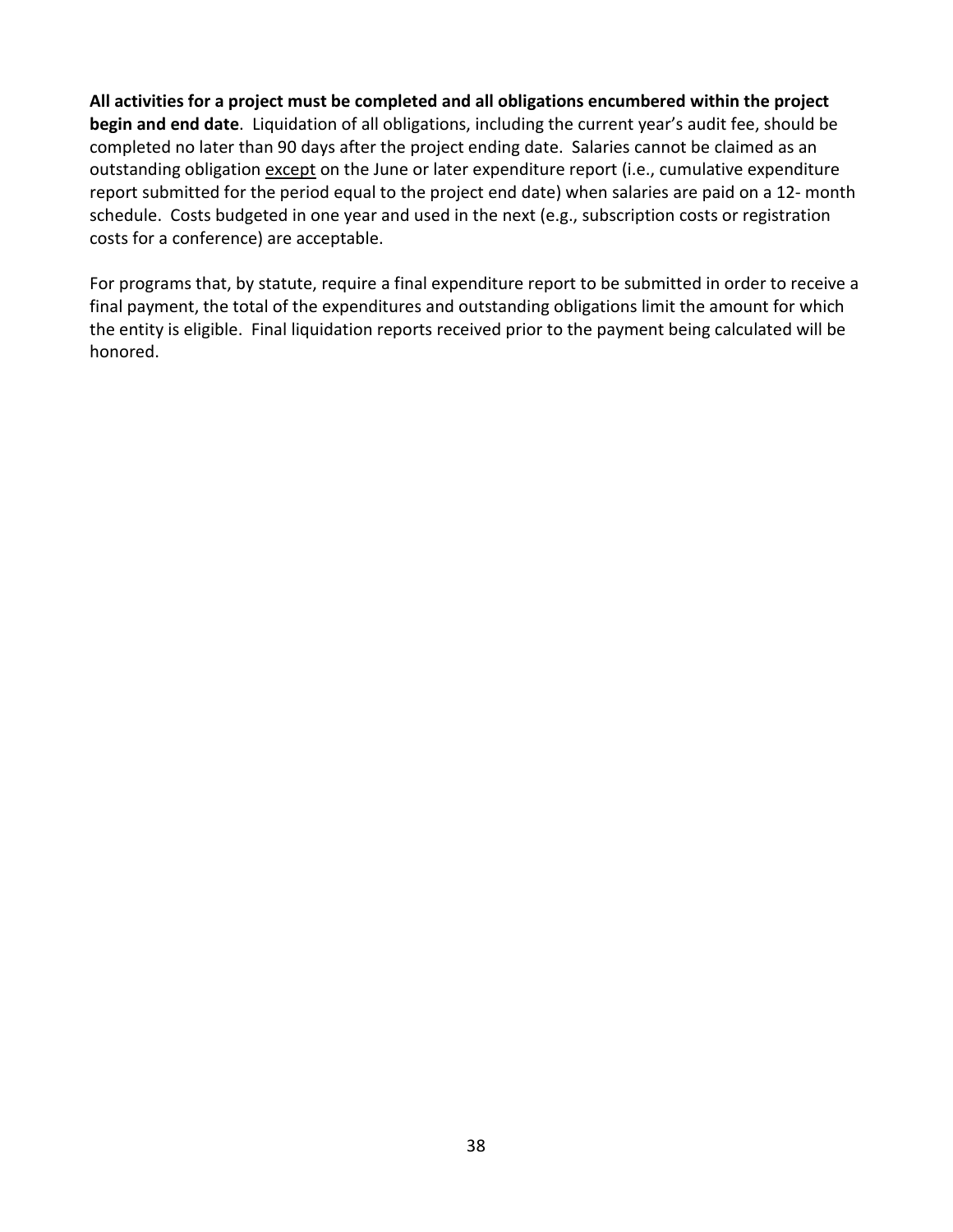**All activities for a project must be completed and all obligations encumbered within the project begin and end date**. Liquidation of all obligations, including the current year's audit fee, should be completed no later than 90 days after the project ending date. Salaries cannot be claimed as an outstanding obligation <u>except</u> on the June or later expenditure report (i.e., cumulative expenditure report submitted for the period equal to the project end date) when salaries are paid on a 12- month schedule. Costs budgeted in one year and used in the next (e.g., subscription costs or registration costs for a conference) are acceptable.

For programs that, by statute, require a final expenditure report to be submitted in order to receive a final payment, the total of the expenditures and outstanding obligations limit the amount for which the entity is eligible. Final liquidation reports received prior to the payment being calculated will be honored.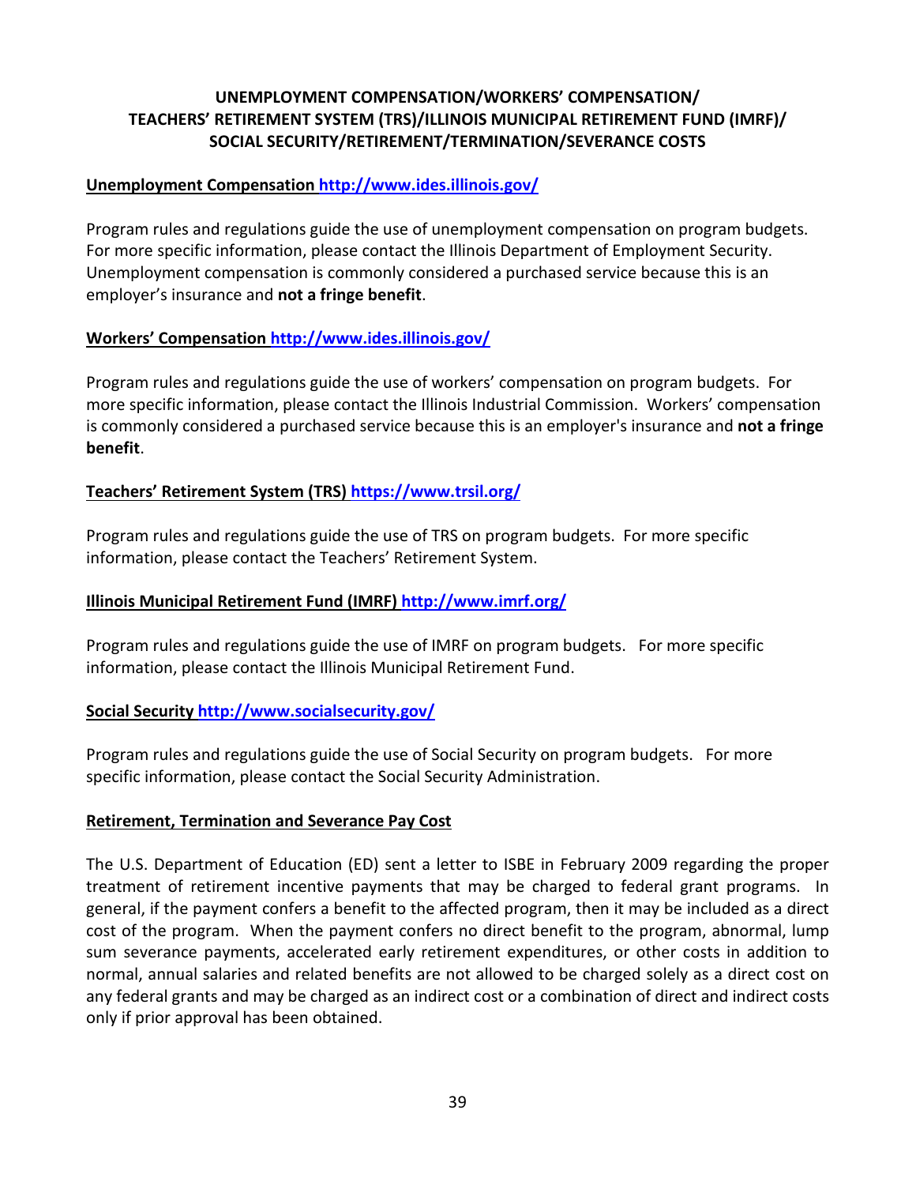## UNEMPLOYMENT COMPENSATION/WORKERS' COMPENSATION/ TEACHERS' RETIREMENT SYSTEM (TRS)/ILLINOIS MUNICIPAL RETIREMENT FUND (IMRF)/ SOCIAL SECURITY/RETIREMENT/TERMINATION/SEVERANCE COSTS

**Unemployment Compensation http://www.ides.illinois.gov/**

Program rules and regulations guide the use of unemployment compensation on program budgets. For more specific information, please contact the Illinois Department of Employment Security. Unemployment compensation is commonly considered a purchased service because this is an employer's insurance and **not a fringe benefit**.

**Workers' Compensation http://www.ides.illinois.gov/**

Program rules and regulations guide the use of workers' compensation on program budgets. For more specific information, please contact the Illinois Industrial Commission. Workers' compensation is commonly considered a purchased service because this is an employer's insurance and **not a fringe benefit**.

**Teachers' Retirement System (TRS) https://www.trsil.org/**

Program rules and regulations guide the use of TRS on program budgets. For more specific information, please contact the Teachers' Retirement System.

**Illinois Municipal Retirement Fund (IMRF) http://www.imrf.org/**

Program rules and regulations guide the use of IMRF on program budgets. For more specific information, please contact the Illinois Municipal Retirement Fund.

**Social Security http://www.socialsecurity.gov/**

Program rules and regulations guide the use of Social Security on program budgets. For more specific information, please contact the Social Security Administration.

**Retirement, Termination and Severance Pay Cost**

The U.S. Department of Education (ED) sent a letter to ISBE in February 2009 regarding the proper treatment of retirement incentive payments that may be charged to federal grant programs. In general, if the payment confers a benefit to the affected program, then it may be included as a direct cost of the program. When the payment confers no direct benefit to the program, abnormal, lump sum severance payments, accelerated early retirement expenditures, or other costs in addition to normal, annual salaries and related benefits are not allowed to be charged solely as a direct cost on any federal grants and may be charged as an indirect cost or a combination of direct and indirect costs only if prior approval has been obtained.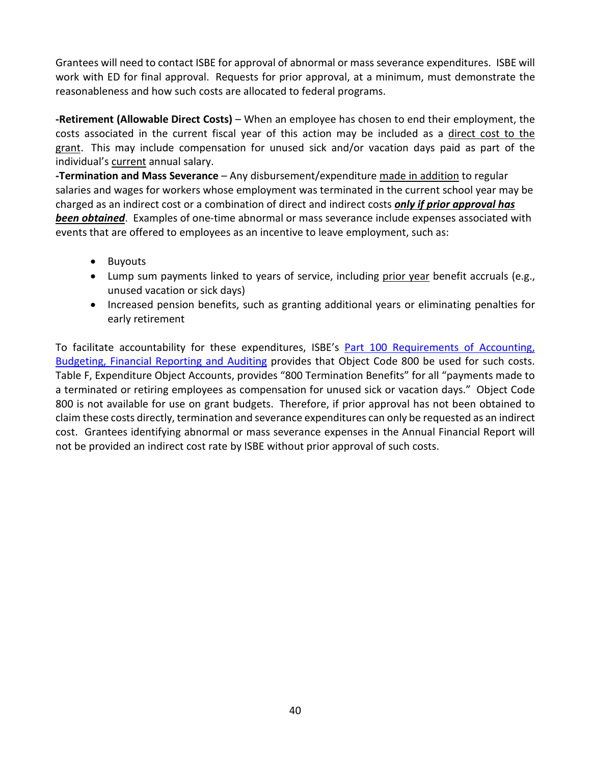Grantees will need to contact ISBE for approval of abnormal or mass severance expenditures. ISBE will work with ED for final approval. Requests for prior approval, at a minimum, must demonstrate the reasonableness and how such costs are allocated to federal programs.

**-Retirement (Allowable Direct Costs)** – When an employee has chosen to end their employment, the costs associated in the current fiscal year of this action may be included as a direct cost to the grant. This may include compensation for unused sick and/or vacation days paid as part of the individual's current annual salary.

**-Termination and Mass Severance** – Any disbursement/expenditure made in addition to regular salaries and wages for workers whose employment was terminated in the current school year may be charged as an indirect cost or a combination of direct and indirect costs ***only if prior approval has been obtained***. Examples of one-time abnormal or mass severance include expenses associated with events that are offered to employees as an incentive to leave employment, such as:

- Buyouts
- Lump sum payments linked to years of service, including prior year benefit accruals (e.g., unused vacation or sick days)
- Increased pension benefits, such as granting additional years or eliminating penalties for early retirement

To facilitate accountability for these expenditures, ISBE's Part 100 Requirements of Accounting, Budgeting, Financial Reporting and Auditing provides that Object Code 800 be used for such costs. Table F, Expenditure Object Accounts, provides "800 Termination Benefits" for all "payments made to a terminated or retiring employees as compensation for unused sick or vacation days." Object Code 800 is not available for use on grant budgets. Therefore, if prior approval has not been obtained to claim these costs directly, termination and severance expenditures can only be requested as an indirect cost. Grantees identifying abnormal or mass severance expenses in the Annual Financial Report will not be provided an indirect cost rate by ISBE without prior approval of such costs.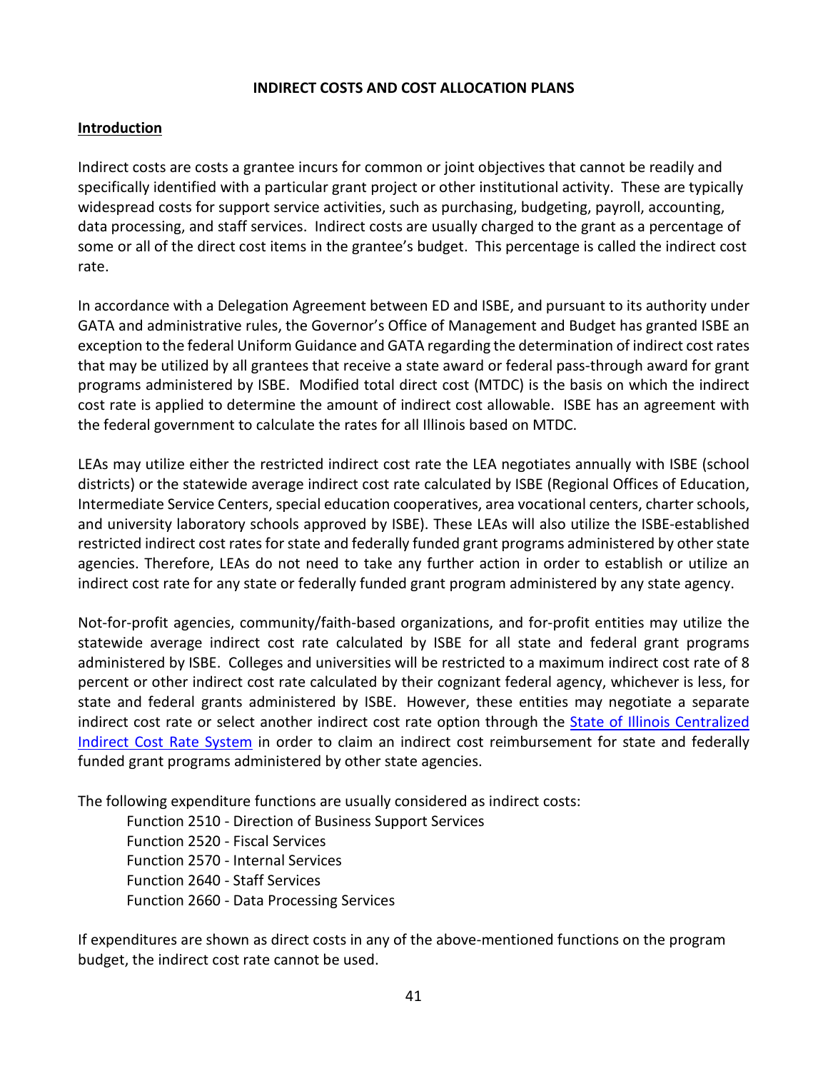## INDIRECT COSTS AND COST ALLOCATION PLANS

**Introduction**

Indirect costs are costs a grantee incurs for common or joint objectives that cannot be readily and specifically identified with a particular grant project or other institutional activity. These are typically widespread costs for support service activities, such as purchasing, budgeting, payroll, accounting, data processing, and staff services. Indirect costs are usually charged to the grant as a percentage of some or all of the direct cost items in the grantee's budget. This percentage is called the indirect cost rate.

In accordance with a Delegation Agreement between ED and ISBE, and pursuant to its authority under GATA and administrative rules, the Governor's Office of Management and Budget has granted ISBE an exception to the federal Uniform Guidance and GATA regarding the determination of indirect cost rates that may be utilized by all grantees that receive a state award or federal pass-through award for grant programs administered by ISBE. Modified total direct cost (MTDC) is the basis on which the indirect cost rate is applied to determine the amount of indirect cost allowable. ISBE has an agreement with the federal government to calculate the rates for all Illinois based on MTDC.

LEAs may utilize either the restricted indirect cost rate the LEA negotiates annually with ISBE (school districts) or the statewide average indirect cost rate calculated by ISBE (Regional Offices of Education, Intermediate Service Centers, special education cooperatives, area vocational centers, charter schools, and university laboratory schools approved by ISBE). These LEAs will also utilize the ISBE-established restricted indirect cost rates for state and federally funded grant programs administered by other state agencies. Therefore, LEAs do not need to take any further action in order to establish or utilize an indirect cost rate for any state or federally funded grant program administered by any state agency.

Not-for-profit agencies, community/faith-based organizations, and for-profit entities may utilize the statewide average indirect cost rate calculated by ISBE for all state and federal grant programs administered by ISBE. Colleges and universities will be restricted to a maximum indirect cost rate of 8 percent or other indirect cost rate calculated by their cognizant federal agency, whichever is less, for state and federal grants administered by ISBE. However, these entities may negotiate a separate indirect cost rate or select another indirect cost rate option through the State of Illinois Centralized Indirect Cost Rate System in order to claim an indirect cost reimbursement for state and federally funded grant programs administered by other state agencies.

The following expenditure functions are usually considered as indirect costs:

- Function 2510 - Direction of Business Support Services
- Function 2520 - Fiscal Services
- Function 2570 - Internal Services
- Function 2640 - Staff Services
- Function 2660 - Data Processing Services

If expenditures are shown as direct costs in any of the above-mentioned functions on the program budget, the indirect cost rate cannot be used.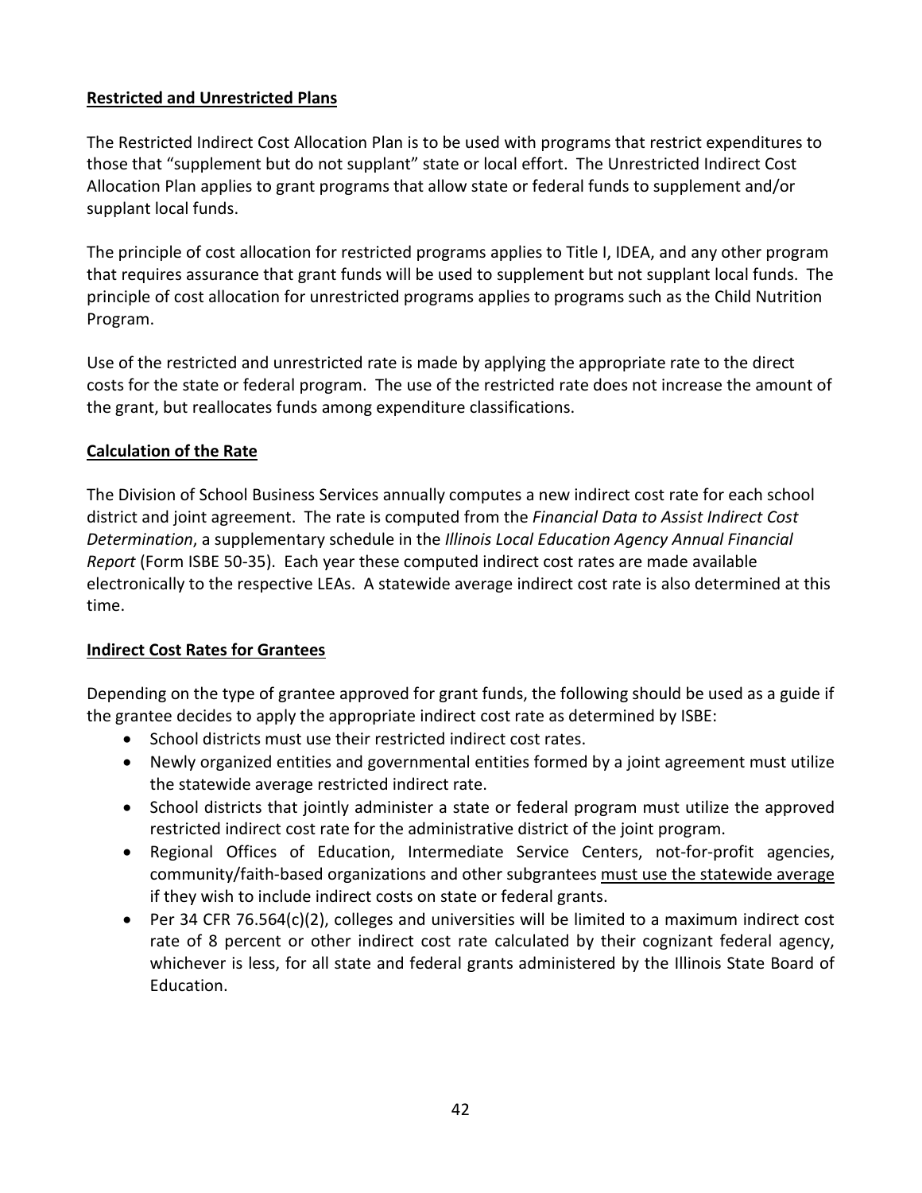## Restricted and Unrestricted Plans

The Restricted Indirect Cost Allocation Plan is to be used with programs that restrict expenditures to those that "supplement but do not supplant" state or local effort. The Unrestricted Indirect Cost Allocation Plan applies to grant programs that allow state or federal funds to supplement and/or supplant local funds.

The principle of cost allocation for restricted programs applies to Title I, IDEA, and any other program that requires assurance that grant funds will be used to supplement but not supplant local funds. The principle of cost allocation for unrestricted programs applies to programs such as the Child Nutrition Program.

Use of the restricted and unrestricted rate is made by applying the appropriate rate to the direct costs for the state or federal program. The use of the restricted rate does not increase the amount of the grant, but reallocates funds among expenditure classifications.

## Calculation of the Rate

The Division of School Business Services annually computes a new indirect cost rate for each school district and joint agreement. The rate is computed from the *Financial Data to Assist Indirect Cost Determination*, a supplementary schedule in the *Illinois Local Education Agency Annual Financial Report* (Form ISBE 50-35). Each year these computed indirect cost rates are made available electronically to the respective LEAs. A statewide average indirect cost rate is also determined at this time.

## Indirect Cost Rates for Grantees

Depending on the type of grantee approved for grant funds, the following should be used as a guide if the grantee decides to apply the appropriate indirect cost rate as determined by ISBE:

- School districts must use their restricted indirect cost rates.
- Newly organized entities and governmental entities formed by a joint agreement must utilize the statewide average restricted indirect rate.
- School districts that jointly administer a state or federal program must utilize the approved restricted indirect cost rate for the administrative district of the joint program.
- Regional Offices of Education, Intermediate Service Centers, not-for-profit agencies, community/faith-based organizations and other subgrantees <u>must use the statewide average</u> if they wish to include indirect costs on state or federal grants.
- Per 34 CFR 76.564(c)(2), colleges and universities will be limited to a maximum indirect cost rate of 8 percent or other indirect cost rate calculated by their cognizant federal agency, whichever is less, for all state and federal grants administered by the Illinois State Board of Education.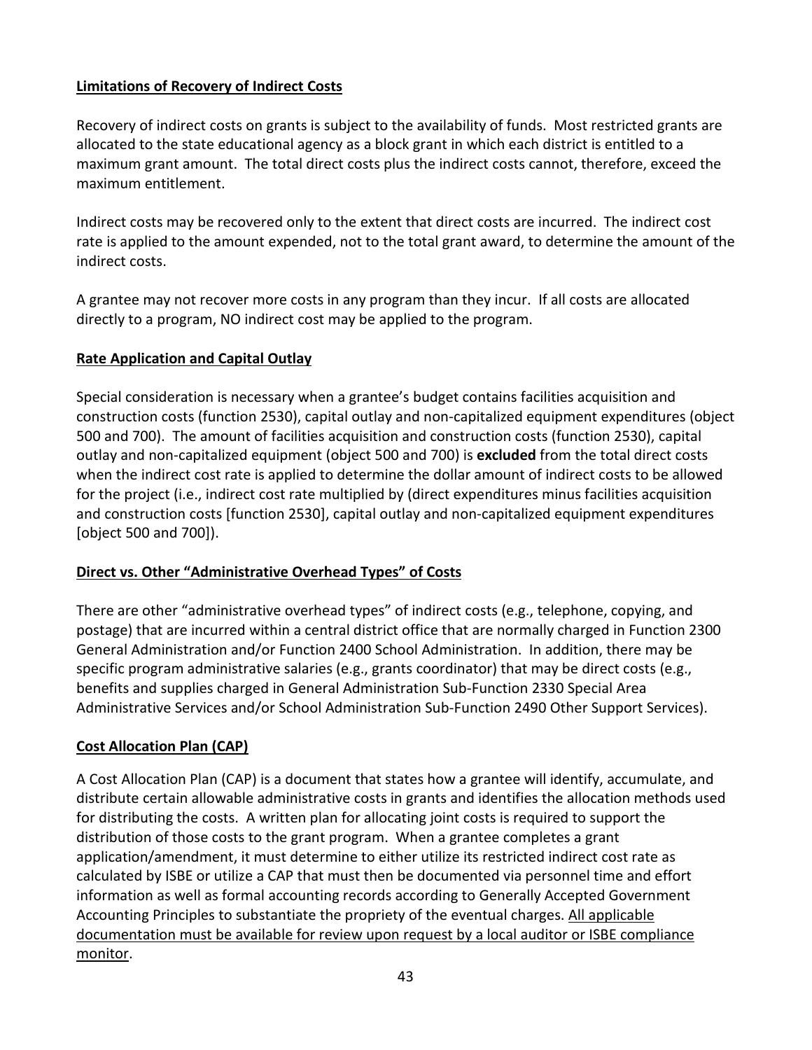**Limitations of Recovery of Indirect Costs**

Recovery of indirect costs on grants is subject to the availability of funds. Most restricted grants are allocated to the state educational agency as a block grant in which each district is entitled to a maximum grant amount. The total direct costs plus the indirect costs cannot, therefore, exceed the maximum entitlement.

Indirect costs may be recovered only to the extent that direct costs are incurred. The indirect cost rate is applied to the amount expended, not to the total grant award, to determine the amount of the indirect costs.

A grantee may not recover more costs in any program than they incur. If all costs are allocated directly to a program, NO indirect cost may be applied to the program.

**Rate Application and Capital Outlay**

Special consideration is necessary when a grantee's budget contains facilities acquisition and construction costs (function 2530), capital outlay and non-capitalized equipment expenditures (object 500 and 700). The amount of facilities acquisition and construction costs (function 2530), capital outlay and non-capitalized equipment (object 500 and 700) is **excluded** from the total direct costs when the indirect cost rate is applied to determine the dollar amount of indirect costs to be allowed for the project (i.e., indirect cost rate multiplied by (direct expenditures minus facilities acquisition and construction costs [function 2530], capital outlay and non-capitalized equipment expenditures [object 500 and 700]).

**Direct vs. Other "Administrative Overhead Types" of Costs**

There are other "administrative overhead types" of indirect costs (e.g., telephone, copying, and postage) that are incurred within a central district office that are normally charged in Function 2300 General Administration and/or Function 2400 School Administration. In addition, there may be specific program administrative salaries (e.g., grants coordinator) that may be direct costs (e.g., benefits and supplies charged in General Administration Sub-Function 2330 Special Area Administrative Services and/or School Administration Sub-Function 2490 Other Support Services).

**Cost Allocation Plan (CAP)**

A Cost Allocation Plan (CAP) is a document that states how a grantee will identify, accumulate, and distribute certain allowable administrative costs in grants and identifies the allocation methods used for distributing the costs. A written plan for allocating joint costs is required to support the distribution of those costs to the grant program. When a grantee completes a grant application/amendment, it must determine to either utilize its restricted indirect cost rate as calculated by ISBE or utilize a CAP that must then be documented via personnel time and effort information as well as formal accounting records according to Generally Accepted Government Accounting Principles to substantiate the propriety of the eventual charges. <u>All applicable documentation must be available for review upon request by a local auditor or ISBE compliance monitor</u>.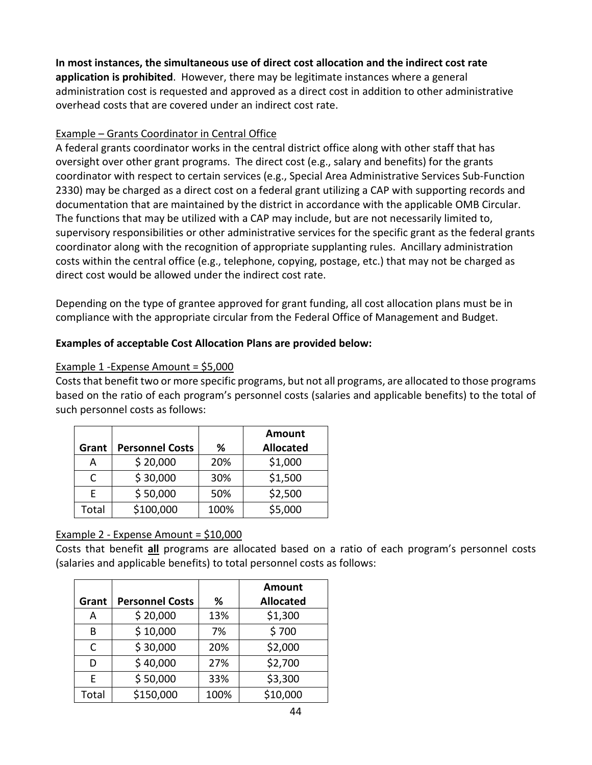**In most instances, the simultaneous use of direct cost allocation and the indirect cost rate application is prohibited**. However, there may be legitimate instances where a general administration cost is requested and approved as a direct cost in addition to other administrative overhead costs that are covered under an indirect cost rate.

Example – Grants Coordinator in Central Office

A federal grants coordinator works in the central district office along with other staff that has oversight over other grant programs. The direct cost (e.g., salary and benefits) for the grants coordinator with respect to certain services (e.g., Special Area Administrative Services Sub-Function 2330) may be charged as a direct cost on a federal grant utilizing a CAP with supporting records and documentation that are maintained by the district in accordance with the applicable OMB Circular. The functions that may be utilized with a CAP may include, but are not necessarily limited to, supervisory responsibilities or other administrative services for the specific grant as the federal grants coordinator along with the recognition of appropriate supplanting rules. Ancillary administration costs within the central office (e.g., telephone, copying, postage, etc.) that may not be charged as direct cost would be allowed under the indirect cost rate.

Depending on the type of grantee approved for grant funding, all cost allocation plans must be in compliance with the appropriate circular from the Federal Office of Management and Budget.

**Examples of acceptable Cost Allocation Plans are provided below:**

Example 1 -Expense Amount = $5,000

Costs that benefit two or more specific programs, but not all programs, are allocated to those programs based on the ratio of each program's personnel costs (salaries and applicable benefits) to the total of such personnel costs as follows:

| Grant | Personnel Costs | % | Amount Allocated |
|---|---|---|---|
| A | $ 20,000 | 20% | $1,000 |
| C | $ 30,000 | 30% | $1,500 |
| E | $ 50,000 | 50% | $2,500 |
| Total | $100,000 | 100% | $5,000 |

Example 2 - Expense Amount = $10,000

Costs that benefit **all** programs are allocated based on a ratio of each program's personnel costs (salaries and applicable benefits) to total personnel costs as follows:

| Grant | Personnel Costs | % | Amount Allocated |
|---|---|---|---|
| A | $ 20,000 | 13% | $1,300 |
| B | $ 10,000 | 7% | $ 700 |
| C | $ 30,000 | 20% | $2,000 |
| D | $ 40,000 | 27% | $2,700 |
| E | $ 50,000 | 33% | $3,300 |
| Total | $150,000 | 100% | $10,000 |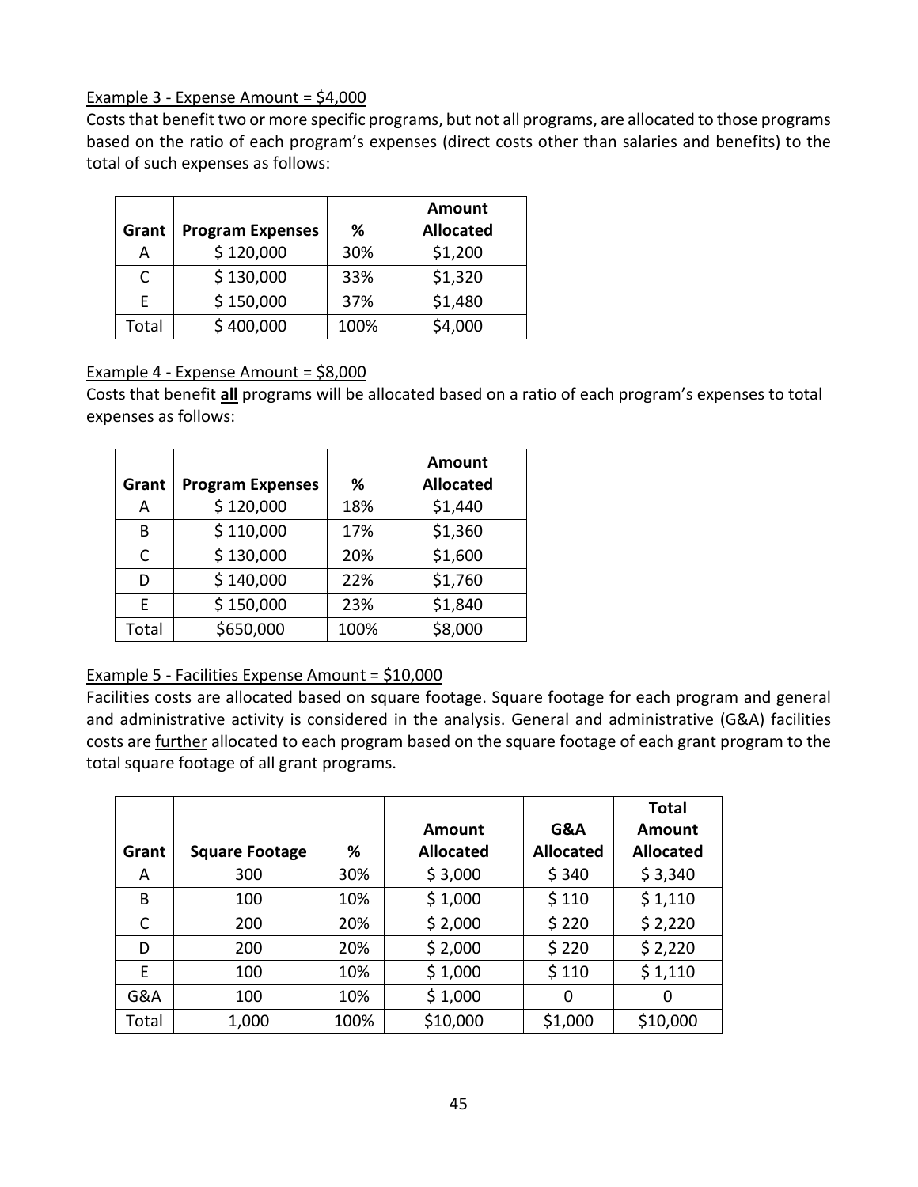Example 3 - Expense Amount = $4,000

Costs that benefit two or more specific programs, but not all programs, are allocated to those programs based on the ratio of each program's expenses (direct costs other than salaries and benefits) to the total of such expenses as follows:

| Grant | Program Expenses | % | Amount Allocated |
|---|---|---|---|
| A | $ 120,000 | 30% | $1,200 |
| C | $ 130,000 | 33% | $1,320 |
| E | $ 150,000 | 37% | $1,480 |
| Total | $ 400,000 | 100% | $4,000 |

Example 4 - Expense Amount = $8,000

Costs that benefit **all** programs will be allocated based on a ratio of each program's expenses to total expenses as follows:

| Grant | Program Expenses | % | Amount Allocated |
|---|---|---|---|
| A | $ 120,000 | 18% | $1,440 |
| B | $ 110,000 | 17% | $1,360 |
| C | $ 130,000 | 20% | $1,600 |
| D | $ 140,000 | 22% | $1,760 |
| E | $ 150,000 | 23% | $1,840 |
| Total | $650,000 | 100% | $8,000 |

Example 5 - Facilities Expense Amount = $10,000

Facilities costs are allocated based on square footage. Square footage for each program and general and administrative activity is considered in the analysis. General and administrative (G&A) facilities costs are further allocated to each program based on the square footage of each grant program to the total square footage of all grant programs.

| Grant | Square Footage | % | Amount Allocated | G&A Allocated | Total Amount Allocated |
|---|---|---|---|---|---|
| A | 300 | 30% | $ 3,000 | $ 340 | $ 3,340 |
| B | 100 | 10% | $ 1,000 | $ 110 | $ 1,110 |
| C | 200 | 20% | $ 2,000 | $ 220 | $ 2,220 |
| D | 200 | 20% | $ 2,000 | $ 220 | $ 2,220 |
| E | 100 | 10% | $ 1,000 | $ 110 | $ 1,110 |
| G&A | 100 | 10% | $ 1,000 | 0 | 0 |
| Total | 1,000 | 100% | $10,000 | $1,000 | $10,000 |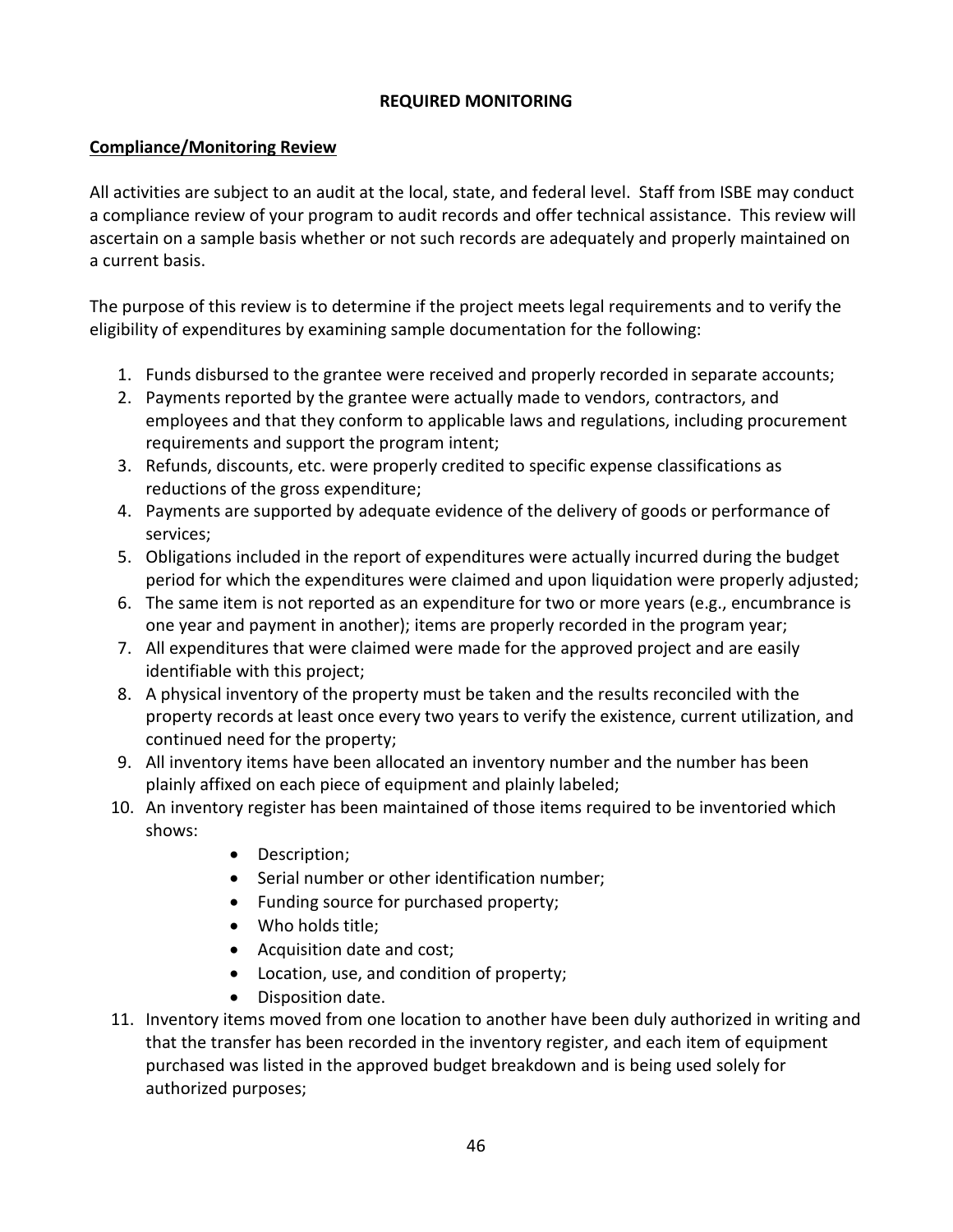## REQUIRED MONITORING

### Compliance/Monitoring Review

All activities are subject to an audit at the local, state, and federal level. Staff from ISBE may conduct a compliance review of your program to audit records and offer technical assistance. This review will ascertain on a sample basis whether or not such records are adequately and properly maintained on a current basis.

The purpose of this review is to determine if the project meets legal requirements and to verify the eligibility of expenditures by examining sample documentation for the following:

1. Funds disbursed to the grantee were received and properly recorded in separate accounts;
2. Payments reported by the grantee were actually made to vendors, contractors, and employees and that they conform to applicable laws and regulations, including procurement requirements and support the program intent;
3. Refunds, discounts, etc. were properly credited to specific expense classifications as reductions of the gross expenditure;
4. Payments are supported by adequate evidence of the delivery of goods or performance of services;
5. Obligations included in the report of expenditures were actually incurred during the budget period for which the expenditures were claimed and upon liquidation were properly adjusted;
6. The same item is not reported as an expenditure for two or more years (e.g., encumbrance is one year and payment in another); items are properly recorded in the program year;
7. All expenditures that were claimed were made for the approved project and are easily identifiable with this project;
8. A physical inventory of the property must be taken and the results reconciled with the property records at least once every two years to verify the existence, current utilization, and continued need for the property;
9. All inventory items have been allocated an inventory number and the number has been plainly affixed on each piece of equipment and plainly labeled;
10. An inventory register has been maintained of those items required to be inventoried which shows:
    - Description;
    - Serial number or other identification number;
    - Funding source for purchased property;
    - Who holds title;
    - Acquisition date and cost;
    - Location, use, and condition of property;
    - Disposition date.
11. Inventory items moved from one location to another have been duly authorized in writing and that the transfer has been recorded in the inventory register, and each item of equipment purchased was listed in the approved budget breakdown and is being used solely for authorized purposes;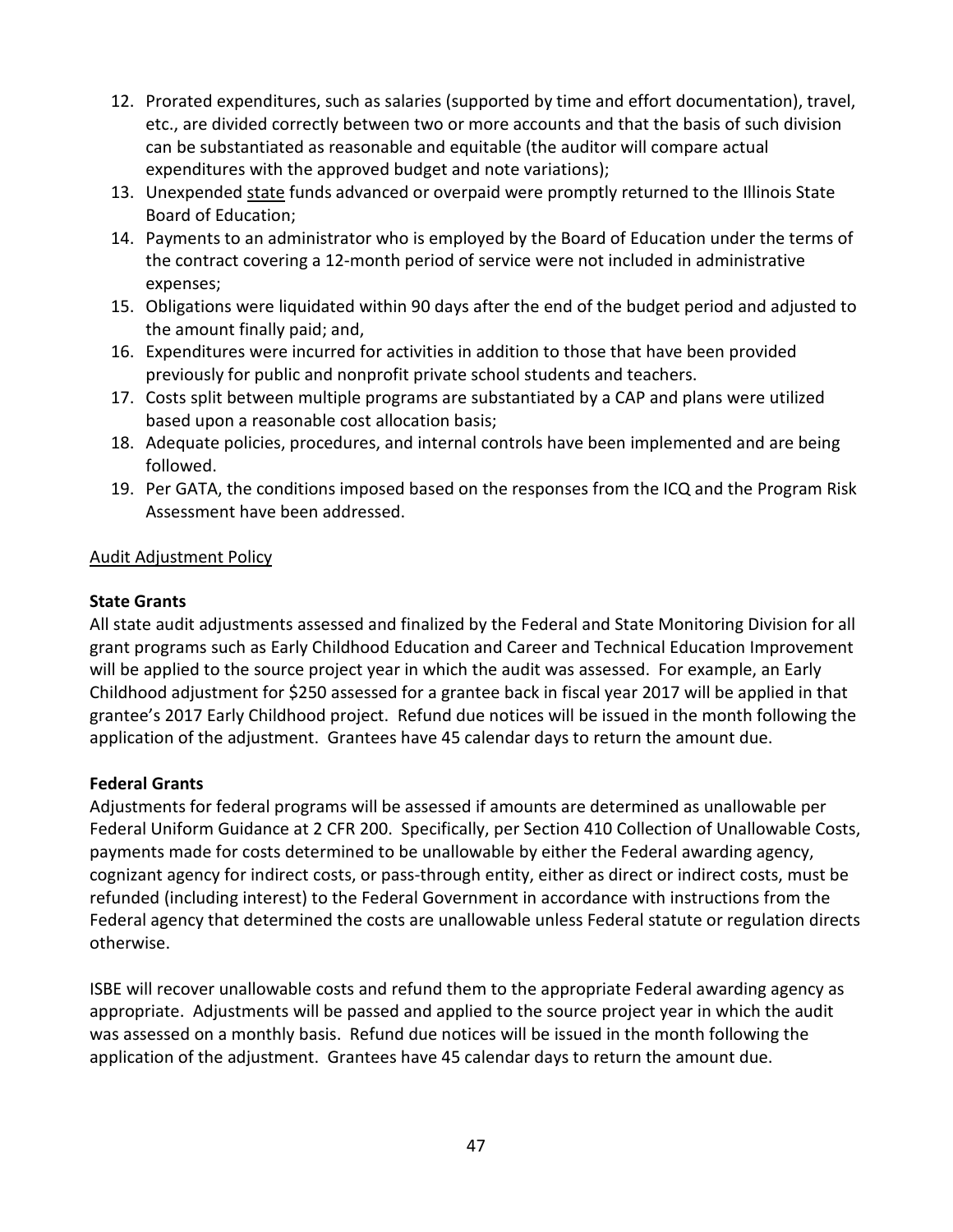12. Prorated expenditures, such as salaries (supported by time and effort documentation), travel, etc., are divided correctly between two or more accounts and that the basis of such division can be substantiated as reasonable and equitable (the auditor will compare actual expenditures with the approved budget and note variations);
13. Unexpended state funds advanced or overpaid were promptly returned to the Illinois State Board of Education;
14. Payments to an administrator who is employed by the Board of Education under the terms of the contract covering a 12-month period of service were not included in administrative expenses;
15. Obligations were liquidated within 90 days after the end of the budget period and adjusted to the amount finally paid; and,
16. Expenditures were incurred for activities in addition to those that have been provided previously for public and nonprofit private school students and teachers.
17. Costs split between multiple programs are substantiated by a CAP and plans were utilized based upon a reasonable cost allocation basis;
18. Adequate policies, procedures, and internal controls have been implemented and are being followed.
19. Per GATA, the conditions imposed based on the responses from the ICQ and the Program Risk Assessment have been addressed.

Audit Adjustment Policy

**State Grants**

All state audit adjustments assessed and finalized by the Federal and State Monitoring Division for all grant programs such as Early Childhood Education and Career and Technical Education Improvement will be applied to the source project year in which the audit was assessed. For example, an Early Childhood adjustment for $250 assessed for a grantee back in fiscal year 2017 will be applied in that grantee's 2017 Early Childhood project. Refund due notices will be issued in the month following the application of the adjustment. Grantees have 45 calendar days to return the amount due.

**Federal Grants**

Adjustments for federal programs will be assessed if amounts are determined as unallowable per Federal Uniform Guidance at 2 CFR 200. Specifically, per Section 410 Collection of Unallowable Costs, payments made for costs determined to be unallowable by either the Federal awarding agency, cognizant agency for indirect costs, or pass-through entity, either as direct or indirect costs, must be refunded (including interest) to the Federal Government in accordance with instructions from the Federal agency that determined the costs are unallowable unless Federal statute or regulation directs otherwise.

ISBE will recover unallowable costs and refund them to the appropriate Federal awarding agency as appropriate. Adjustments will be passed and applied to the source project year in which the audit was assessed on a monthly basis. Refund due notices will be issued in the month following the application of the adjustment. Grantees have 45 calendar days to return the amount due.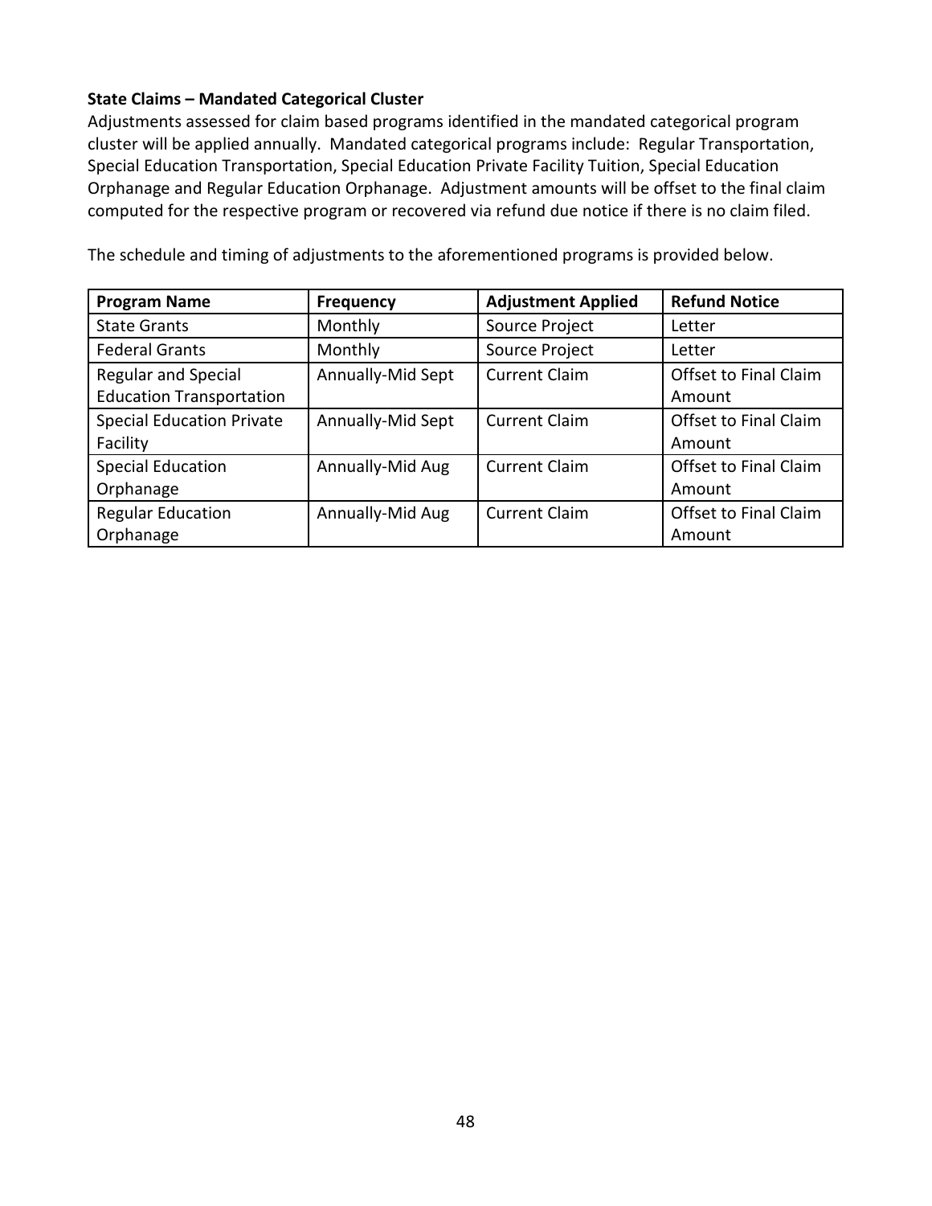**State Claims – Mandated Categorical Cluster**

Adjustments assessed for claim based programs identified in the mandated categorical program cluster will be applied annually. Mandated categorical programs include: Regular Transportation, Special Education Transportation, Special Education Private Facility Tuition, Special Education Orphanage and Regular Education Orphanage. Adjustment amounts will be offset to the final claim computed for the respective program or recovered via refund due notice if there is no claim filed.

The schedule and timing of adjustments to the aforementioned programs is provided below.

| Program Name | Frequency | Adjustment Applied | Refund Notice |
|---|---|---|---|
| State Grants | Monthly | Source Project | Letter |
| Federal Grants | Monthly | Source Project | Letter |
| Regular and Special Education Transportation | Annually-Mid Sept | Current Claim | Offset to Final Claim Amount |
| Special Education Private Facility | Annually-Mid Sept | Current Claim | Offset to Final Claim Amount |
| Special Education Orphanage | Annually-Mid Aug | Current Claim | Offset to Final Claim Amount |
| Regular Education Orphanage | Annually-Mid Aug | Current Claim | Offset to Final Claim Amount |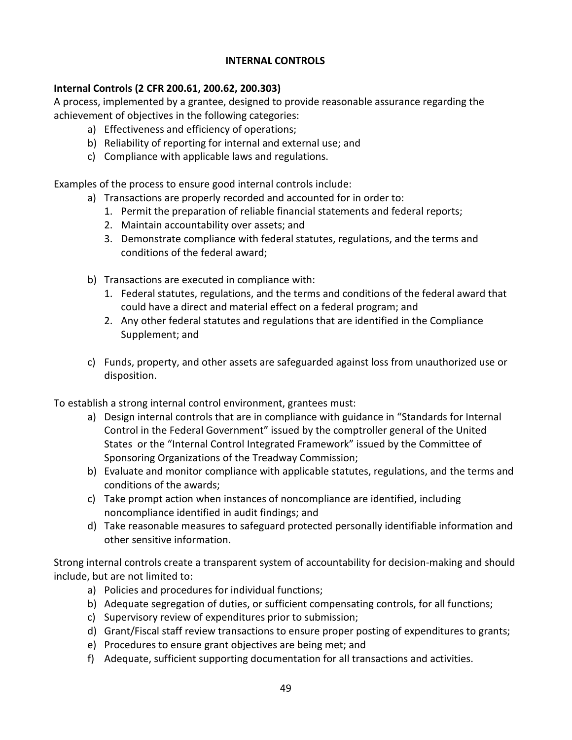# INTERNAL CONTROLS

**Internal Controls (2 CFR 200.61, 200.62, 200.303)**

A process, implemented by a grantee, designed to provide reasonable assurance regarding the achievement of objectives in the following categories:

a) Effectiveness and efficiency of operations;
b) Reliability of reporting for internal and external use; and
c) Compliance with applicable laws and regulations.

Examples of the process to ensure good internal controls include:

a) Transactions are properly recorded and accounted for in order to:
   1. Permit the preparation of reliable financial statements and federal reports;
   2. Maintain accountability over assets; and
   3. Demonstrate compliance with federal statutes, regulations, and the terms and conditions of the federal award;

b) Transactions are executed in compliance with:
   1. Federal statutes, regulations, and the terms and conditions of the federal award that could have a direct and material effect on a federal program; and
   2. Any other federal statutes and regulations that are identified in the Compliance Supplement; and

c) Funds, property, and other assets are safeguarded against loss from unauthorized use or disposition.

To establish a strong internal control environment, grantees must:

a) Design internal controls that are in compliance with guidance in "Standards for Internal Control in the Federal Government" issued by the comptroller general of the United States or the "Internal Control Integrated Framework" issued by the Committee of Sponsoring Organizations of the Treadway Commission;
b) Evaluate and monitor compliance with applicable statutes, regulations, and the terms and conditions of the awards;
c) Take prompt action when instances of noncompliance are identified, including noncompliance identified in audit findings; and
d) Take reasonable measures to safeguard protected personally identifiable information and other sensitive information.

Strong internal controls create a transparent system of accountability for decision-making and should include, but are not limited to:

a) Policies and procedures for individual functions;
b) Adequate segregation of duties, or sufficient compensating controls, for all functions;
c) Supervisory review of expenditures prior to submission;
d) Grant/Fiscal staff review transactions to ensure proper posting of expenditures to grants;
e) Procedures to ensure grant objectives are being met; and
f) Adequate, sufficient supporting documentation for all transactions and activities.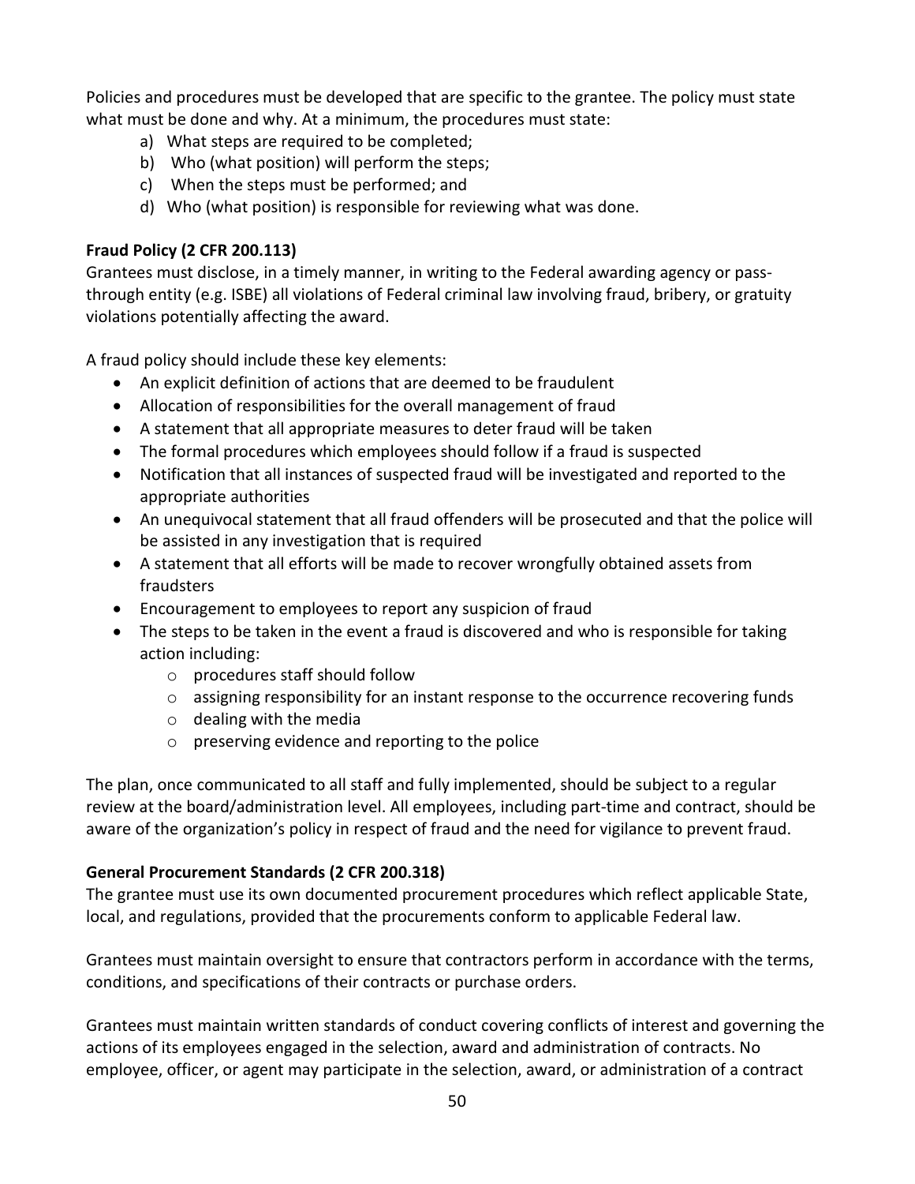Policies and procedures must be developed that are specific to the grantee. The policy must state what must be done and why. At a minimum, the procedures must state:

a) What steps are required to be completed;
b) Who (what position) will perform the steps;
c) When the steps must be performed; and
d) Who (what position) is responsible for reviewing what was done.

**Fraud Policy (2 CFR 200.113)**

Grantees must disclose, in a timely manner, in writing to the Federal awarding agency or pass-through entity (e.g. ISBE) all violations of Federal criminal law involving fraud, bribery, or gratuity violations potentially affecting the award.

A fraud policy should include these key elements:

- An explicit definition of actions that are deemed to be fraudulent
- Allocation of responsibilities for the overall management of fraud
- A statement that all appropriate measures to deter fraud will be taken
- The formal procedures which employees should follow if a fraud is suspected
- Notification that all instances of suspected fraud will be investigated and reported to the appropriate authorities
- An unequivocal statement that all fraud offenders will be prosecuted and that the police will be assisted in any investigation that is required
- A statement that all efforts will be made to recover wrongfully obtained assets from fraudsters
- Encouragement to employees to report any suspicion of fraud
- The steps to be taken in the event a fraud is discovered and who is responsible for taking action including:
    - procedures staff should follow
    - assigning responsibility for an instant response to the occurrence recovering funds
    - dealing with the media
    - preserving evidence and reporting to the police

The plan, once communicated to all staff and fully implemented, should be subject to a regular review at the board/administration level. All employees, including part-time and contract, should be aware of the organization's policy in respect of fraud and the need for vigilance to prevent fraud.

**General Procurement Standards (2 CFR 200.318)**

The grantee must use its own documented procurement procedures which reflect applicable State, local, and regulations, provided that the procurements conform to applicable Federal law.

Grantees must maintain oversight to ensure that contractors perform in accordance with the terms, conditions, and specifications of their contracts or purchase orders.

Grantees must maintain written standards of conduct covering conflicts of interest and governing the actions of its employees engaged in the selection, award and administration of contracts. No employee, officer, or agent may participate in the selection, award, or administration of a contract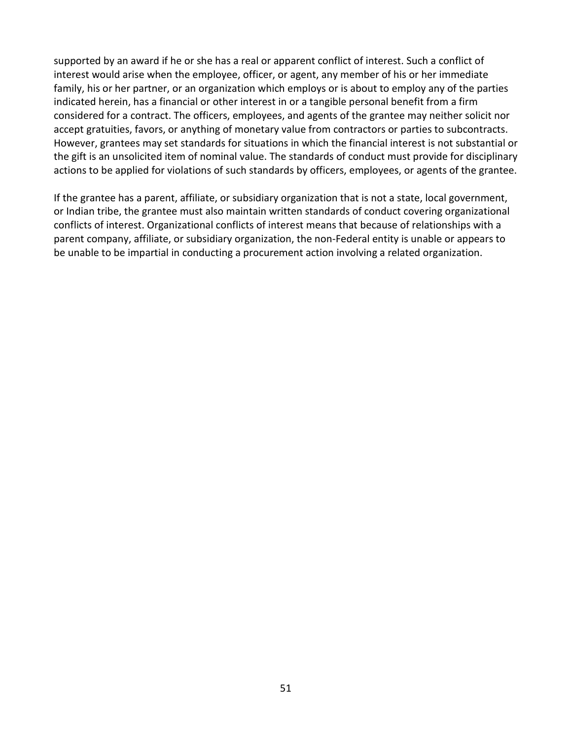supported by an award if he or she has a real or apparent conflict of interest. Such a conflict of interest would arise when the employee, officer, or agent, any member of his or her immediate family, his or her partner, or an organization which employs or is about to employ any of the parties indicated herein, has a financial or other interest in or a tangible personal benefit from a firm considered for a contract. The officers, employees, and agents of the grantee may neither solicit nor accept gratuities, favors, or anything of monetary value from contractors or parties to subcontracts. However, grantees may set standards for situations in which the financial interest is not substantial or the gift is an unsolicited item of nominal value. The standards of conduct must provide for disciplinary actions to be applied for violations of such standards by officers, employees, or agents of the grantee.

If the grantee has a parent, affiliate, or subsidiary organization that is not a state, local government, or Indian tribe, the grantee must also maintain written standards of conduct covering organizational conflicts of interest. Organizational conflicts of interest means that because of relationships with a parent company, affiliate, or subsidiary organization, the non-Federal entity is unable or appears to be unable to be impartial in conducting a procurement action involving a related organization.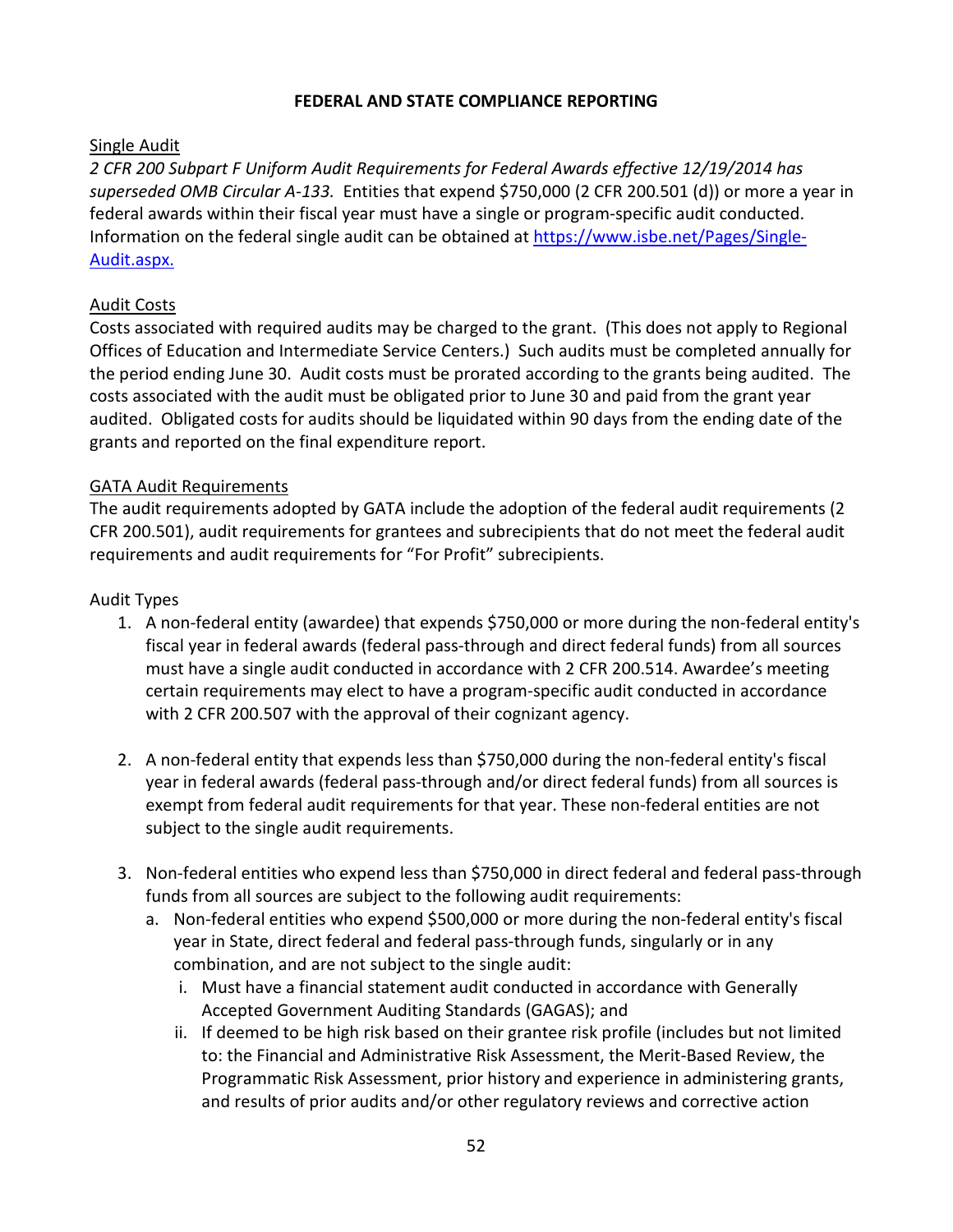## FEDERAL AND STATE COMPLIANCE REPORTING

Single Audit

*2 CFR 200 Subpart F Uniform Audit Requirements for Federal Awards effective 12/19/2014 has superseded OMB Circular A-133.* Entities that expend $750,000 (2 CFR 200.501 (d)) or more a year in federal awards within their fiscal year must have a single or program-specific audit conducted. Information on the federal single audit can be obtained at [https://www.isbe.net/Pages/Single-Audit.aspx.](https://www.isbe.net/Pages/Single-Audit.aspx)

Audit Costs

Costs associated with required audits may be charged to the grant. (This does not apply to Regional Offices of Education and Intermediate Service Centers.) Such audits must be completed annually for the period ending June 30. Audit costs must be prorated according to the grants being audited. The costs associated with the audit must be obligated prior to June 30 and paid from the grant year audited. Obligated costs for audits should be liquidated within 90 days from the ending date of the grants and reported on the final expenditure report.

GATA Audit Requirements

The audit requirements adopted by GATA include the adoption of the federal audit requirements (2 CFR 200.501), audit requirements for grantees and subrecipients that do not meet the federal audit requirements and audit requirements for "For Profit" subrecipients.

Audit Types

1. A non-federal entity (awardee) that expends $750,000 or more during the non-federal entity's fiscal year in federal awards (federal pass-through and direct federal funds) from all sources must have a single audit conducted in accordance with 2 CFR 200.514. Awardee's meeting certain requirements may elect to have a program-specific audit conducted in accordance with 2 CFR 200.507 with the approval of their cognizant agency.

2. A non-federal entity that expends less than $750,000 during the non-federal entity's fiscal year in federal awards (federal pass-through and/or direct federal funds) from all sources is exempt from federal audit requirements for that year. These non-federal entities are not subject to the single audit requirements.

3. Non-federal entities who expend less than $750,000 in direct federal and federal pass-through funds from all sources are subject to the following audit requirements:
   a. Non-federal entities who expend $500,000 or more during the non-federal entity's fiscal year in State, direct federal and federal pass-through funds, singularly or in any combination, and are not subject to the single audit:
      i. Must have a financial statement audit conducted in accordance with Generally Accepted Government Auditing Standards (GAGAS); and
      ii. If deemed to be high risk based on their grantee risk profile (includes but not limited to: the Financial and Administrative Risk Assessment, the Merit-Based Review, the Programmatic Risk Assessment, prior history and experience in administering grants, and results of prior audits and/or other regulatory reviews and corrective action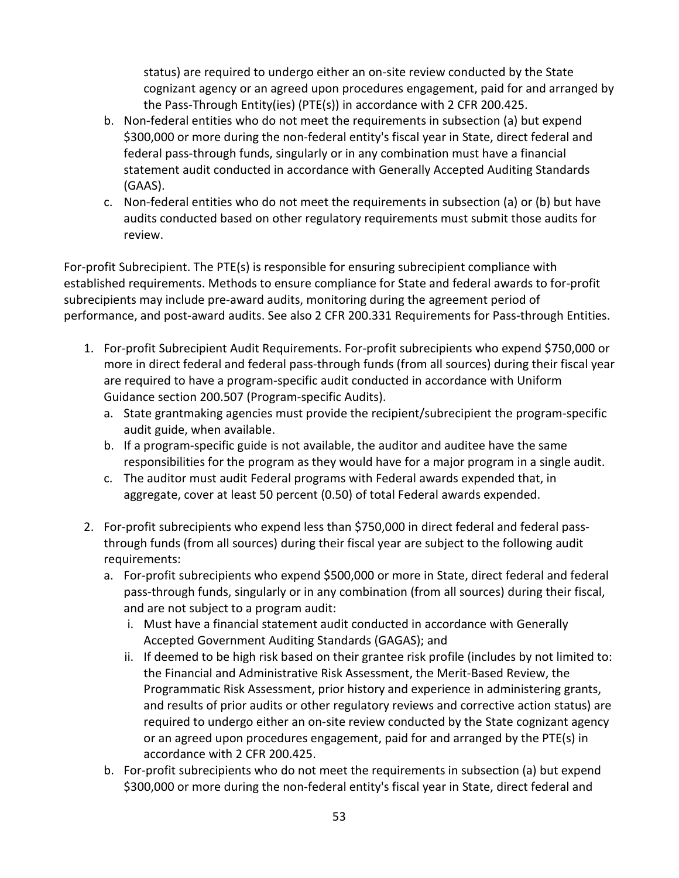status) are required to undergo either an on-site review conducted by the State cognizant agency or an agreed upon procedures engagement, paid for and arranged by the Pass-Through Entity(ies) (PTE(s)) in accordance with 2 CFR 200.425.

b. Non-federal entities who do not meet the requirements in subsection (a) but expend $300,000 or more during the non-federal entity's fiscal year in State, direct federal and federal pass-through funds, singularly or in any combination must have a financial statement audit conducted in accordance with Generally Accepted Auditing Standards (GAAS).
c. Non-federal entities who do not meet the requirements in subsection (a) or (b) but have audits conducted based on other regulatory requirements must submit those audits for review.

For-profit Subrecipient. The PTE(s) is responsible for ensuring subrecipient compliance with established requirements. Methods to ensure compliance for State and federal awards to for-profit subrecipients may include pre-award audits, monitoring during the agreement period of performance, and post-award audits. See also 2 CFR 200.331 Requirements for Pass-through Entities.

1. For-profit Subrecipient Audit Requirements. For-profit subrecipients who expend $750,000 or more in direct federal and federal pass-through funds (from all sources) during their fiscal year are required to have a program-specific audit conducted in accordance with Uniform Guidance section 200.507 (Program-specific Audits).
   a. State grantmaking agencies must provide the recipient/subrecipient the program-specific audit guide, when available.
   b. If a program-specific guide is not available, the auditor and auditee have the same responsibilities for the program as they would have for a major program in a single audit.
   c. The auditor must audit Federal programs with Federal awards expended that, in aggregate, cover at least 50 percent (0.50) of total Federal awards expended.

2. For-profit subrecipients who expend less than $750,000 in direct federal and federal pass-through funds (from all sources) during their fiscal year are subject to the following audit requirements:
   a. For-profit subrecipients who expend $500,000 or more in State, direct federal and federal pass-through funds, singularly or in any combination (from all sources) during their fiscal, and are not subject to a program audit:
      i. Must have a financial statement audit conducted in accordance with Generally Accepted Government Auditing Standards (GAGAS); and
      ii. If deemed to be high risk based on their grantee risk profile (includes by not limited to: the Financial and Administrative Risk Assessment, the Merit-Based Review, the Programmatic Risk Assessment, prior history and experience in administering grants, and results of prior audits or other regulatory reviews and corrective action status) are required to undergo either an on-site review conducted by the State cognizant agency or an agreed upon procedures engagement, paid for and arranged by the PTE(s) in accordance with 2 CFR 200.425.
   b. For-profit subrecipients who do not meet the requirements in subsection (a) but expend $300,000 or more during the non-federal entity's fiscal year in State, direct federal and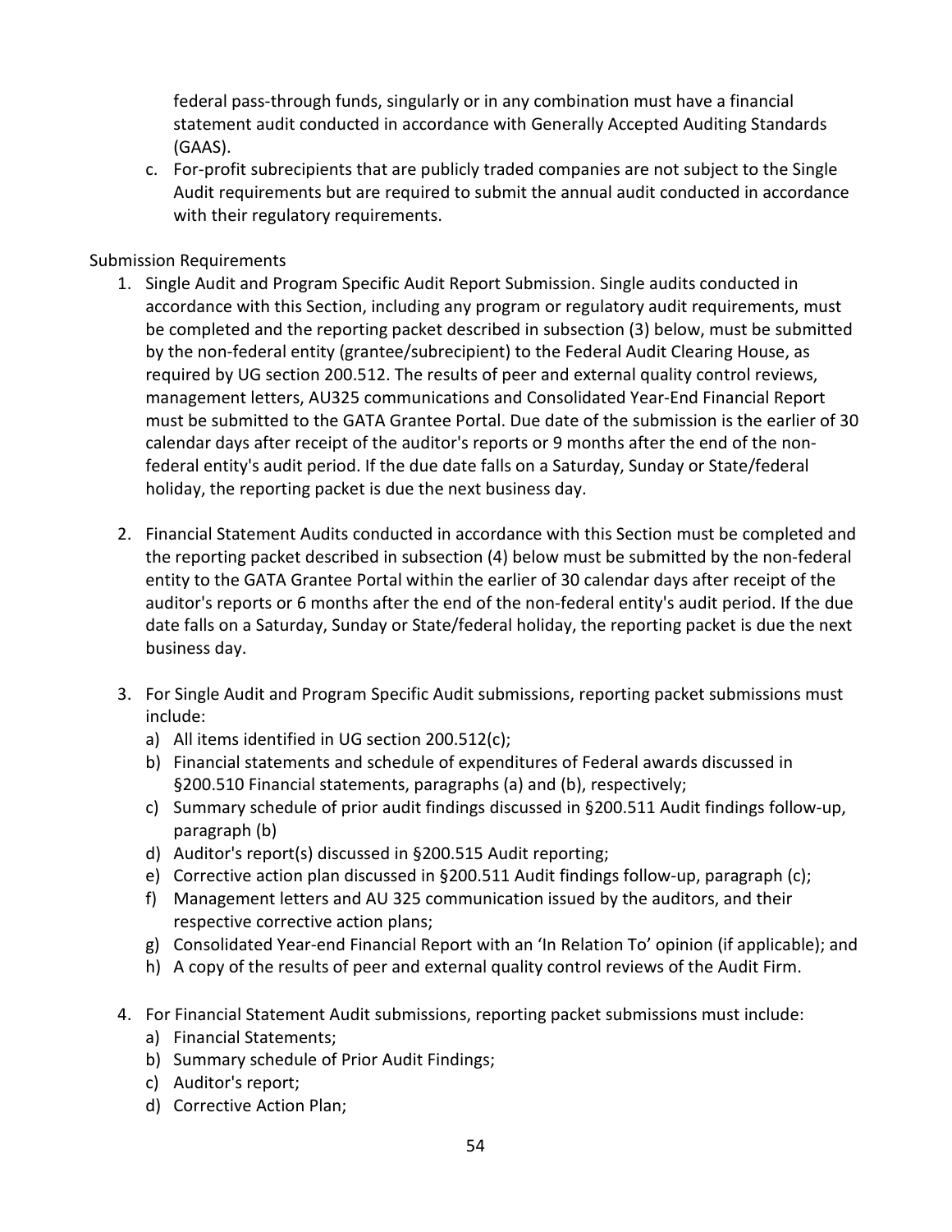federal pass-through funds, singularly or in any combination must have a financial statement audit conducted in accordance with Generally Accepted Auditing Standards (GAAS).

c. For-profit subrecipients that are publicly traded companies are not subject to the Single Audit requirements but are required to submit the annual audit conducted in accordance with their regulatory requirements.

Submission Requirements

1. Single Audit and Program Specific Audit Report Submission. Single audits conducted in accordance with this Section, including any program or regulatory audit requirements, must be completed and the reporting packet described in subsection (3) below, must be submitted by the non-federal entity (grantee/subrecipient) to the Federal Audit Clearing House, as required by UG section 200.512. The results of peer and external quality control reviews, management letters, AU325 communications and Consolidated Year-End Financial Report must be submitted to the GATA Grantee Portal. Due date of the submission is the earlier of 30 calendar days after receipt of the auditor's reports or 9 months after the end of the non-federal entity's audit period. If the due date falls on a Saturday, Sunday or State/federal holiday, the reporting packet is due the next business day.

2. Financial Statement Audits conducted in accordance with this Section must be completed and the reporting packet described in subsection (4) below must be submitted by the non-federal entity to the GATA Grantee Portal within the earlier of 30 calendar days after receipt of the auditor's reports or 6 months after the end of the non-federal entity's audit period. If the due date falls on a Saturday, Sunday or State/federal holiday, the reporting packet is due the next business day.

3. For Single Audit and Program Specific Audit submissions, reporting packet submissions must include:
   a) All items identified in UG section 200.512(c);
   b) Financial statements and schedule of expenditures of Federal awards discussed in §200.510 Financial statements, paragraphs (a) and (b), respectively;
   c) Summary schedule of prior audit findings discussed in §200.511 Audit findings follow-up, paragraph (b)
   d) Auditor's report(s) discussed in §200.515 Audit reporting;
   e) Corrective action plan discussed in §200.511 Audit findings follow-up, paragraph (c);
   f) Management letters and AU 325 communication issued by the auditors, and their respective corrective action plans;
   g) Consolidated Year-end Financial Report with an 'In Relation To' opinion (if applicable); and
   h) A copy of the results of peer and external quality control reviews of the Audit Firm.

4. For Financial Statement Audit submissions, reporting packet submissions must include:
   a) Financial Statements;
   b) Summary schedule of Prior Audit Findings;
   c) Auditor's report;
   d) Corrective Action Plan;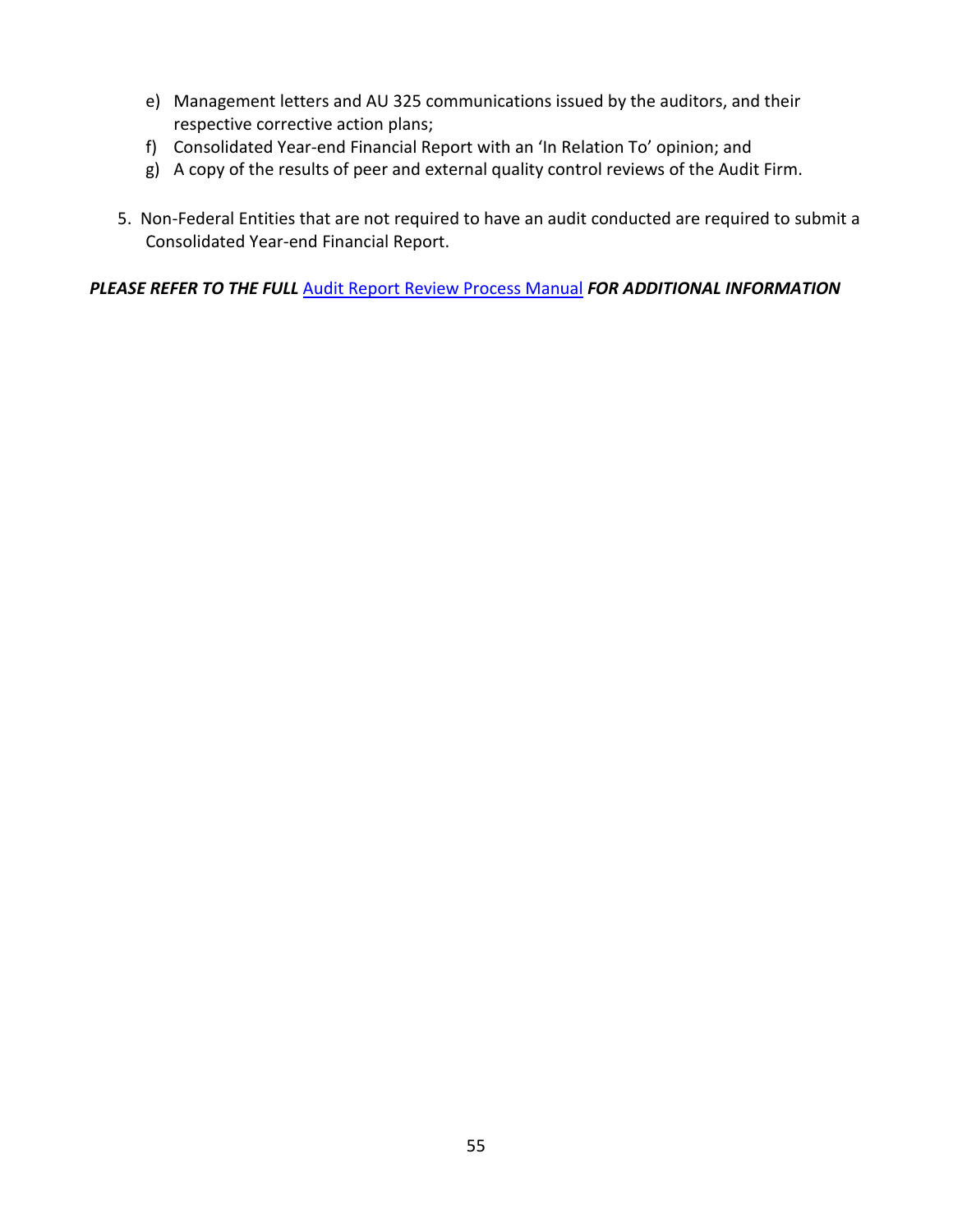e) Management letters and AU 325 communications issued by the auditors, and their respective corrective action plans;
f) Consolidated Year-end Financial Report with an 'In Relation To' opinion; and
g) A copy of the results of peer and external quality control reviews of the Audit Firm.

5. Non-Federal Entities that are not required to have an audit conducted are required to submit a Consolidated Year-end Financial Report.

***PLEASE REFER TO THE FULL*** Audit Report Review Process Manual ***FOR ADDITIONAL INFORMATION***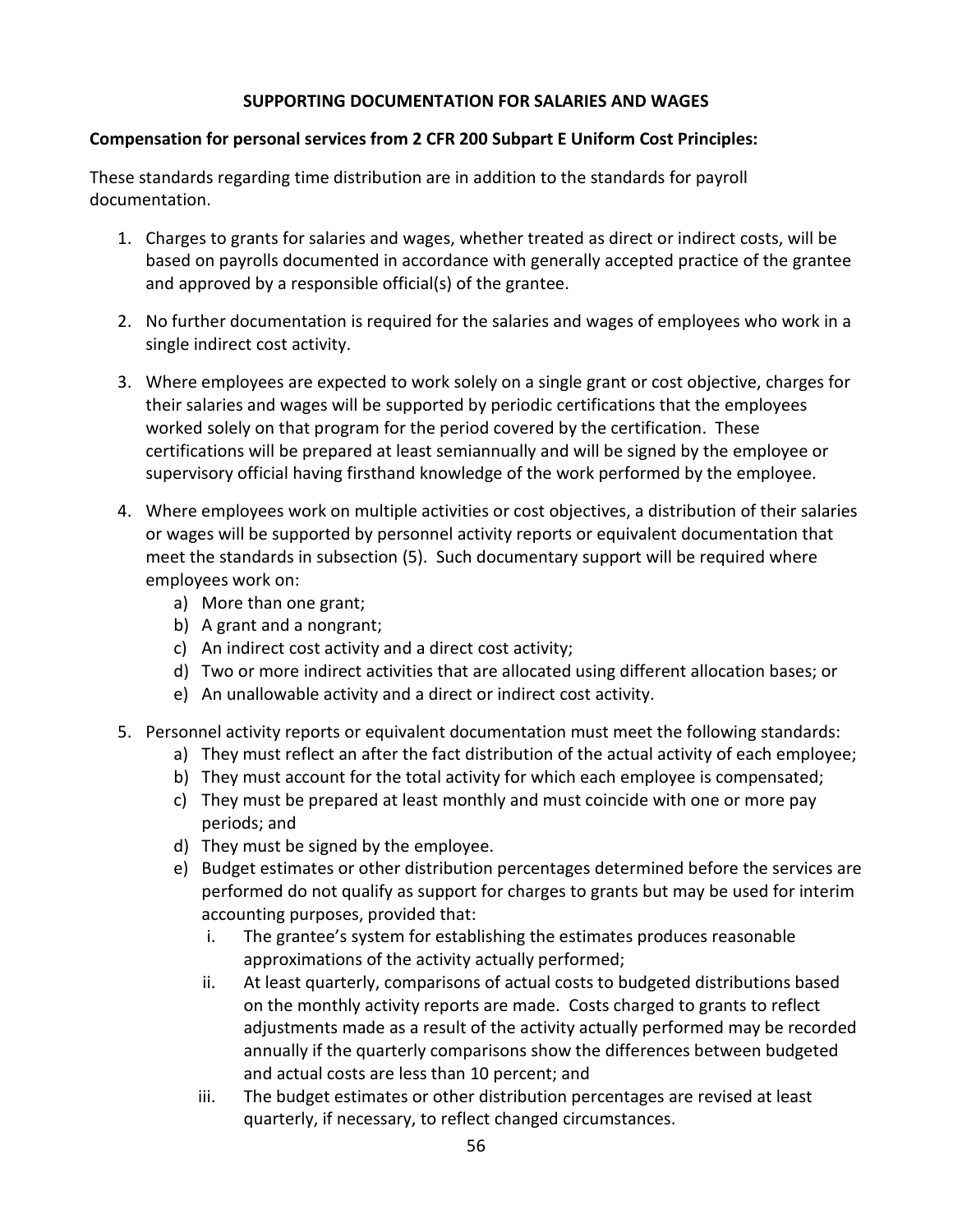## SUPPORTING DOCUMENTATION FOR SALARIES AND WAGES

**Compensation for personal services from 2 CFR 200 Subpart E Uniform Cost Principles:**

These standards regarding time distribution are in addition to the standards for payroll documentation.

1. Charges to grants for salaries and wages, whether treated as direct or indirect costs, will be based on payrolls documented in accordance with generally accepted practice of the grantee and approved by a responsible official(s) of the grantee.
2. No further documentation is required for the salaries and wages of employees who work in a single indirect cost activity.
3. Where employees are expected to work solely on a single grant or cost objective, charges for their salaries and wages will be supported by periodic certifications that the employees worked solely on that program for the period covered by the certification. These certifications will be prepared at least semiannually and will be signed by the employee or supervisory official having firsthand knowledge of the work performed by the employee.
4. Where employees work on multiple activities or cost objectives, a distribution of their salaries or wages will be supported by personnel activity reports or equivalent documentation that meet the standards in subsection (5). Such documentary support will be required where employees work on:
   a) More than one grant;
   b) A grant and a nongrant;
   c) An indirect cost activity and a direct cost activity;
   d) Two or more indirect activities that are allocated using different allocation bases; or
   e) An unallowable activity and a direct or indirect cost activity.
5. Personnel activity reports or equivalent documentation must meet the following standards:
   a) They must reflect an after the fact distribution of the actual activity of each employee;
   b) They must account for the total activity for which each employee is compensated;
   c) They must be prepared at least monthly and must coincide with one or more pay periods; and
   d) They must be signed by the employee.
   e) Budget estimates or other distribution percentages determined before the services are performed do not qualify as support for charges to grants but may be used for interim accounting purposes, provided that:
      i. The grantee's system for establishing the estimates produces reasonable approximations of the activity actually performed;
      ii. At least quarterly, comparisons of actual costs to budgeted distributions based on the monthly activity reports are made. Costs charged to grants to reflect adjustments made as a result of the activity actually performed may be recorded annually if the quarterly comparisons show the differences between budgeted and actual costs are less than 10 percent; and
      iii. The budget estimates or other distribution percentages are revised at least quarterly, if necessary, to reflect changed circumstances.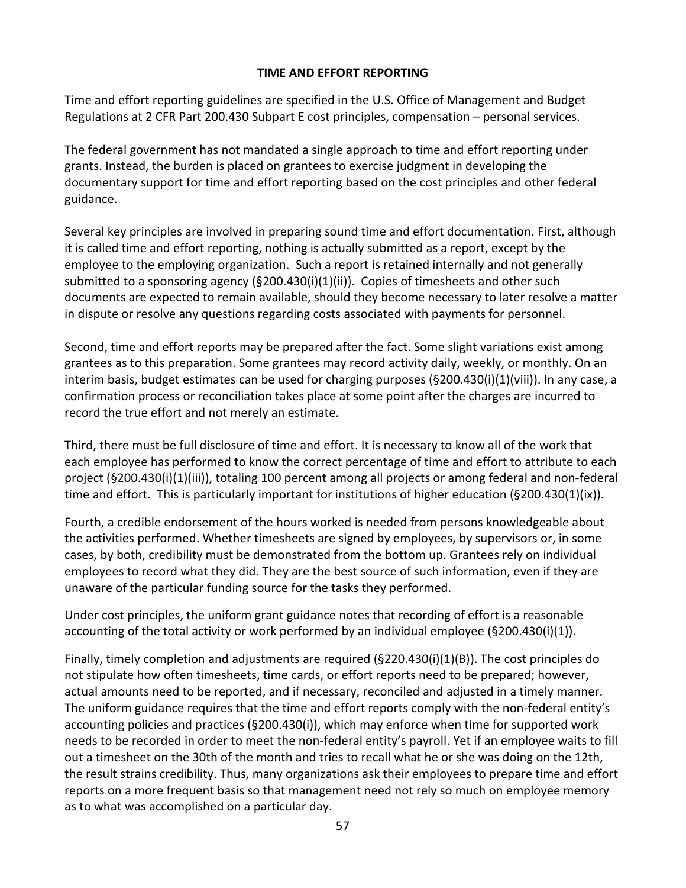# TIME AND EFFORT REPORTING

Time and effort reporting guidelines are specified in the U.S. Office of Management and Budget Regulations at 2 CFR Part 200.430 Subpart E cost principles, compensation – personal services.

The federal government has not mandated a single approach to time and effort reporting under grants. Instead, the burden is placed on grantees to exercise judgment in developing the documentary support for time and effort reporting based on the cost principles and other federal guidance.

Several key principles are involved in preparing sound time and effort documentation. First, although it is called time and effort reporting, nothing is actually submitted as a report, except by the employee to the employing organization. Such a report is retained internally and not generally submitted to a sponsoring agency (§200.430(i)(1)(ii)). Copies of timesheets and other such documents are expected to remain available, should they become necessary to later resolve a matter in dispute or resolve any questions regarding costs associated with payments for personnel.

Second, time and effort reports may be prepared after the fact. Some slight variations exist among grantees as to this preparation. Some grantees may record activity daily, weekly, or monthly. On an interim basis, budget estimates can be used for charging purposes (§200.430(i)(1)(viii)). In any case, a confirmation process or reconciliation takes place at some point after the charges are incurred to record the true effort and not merely an estimate.

Third, there must be full disclosure of time and effort. It is necessary to know all of the work that each employee has performed to know the correct percentage of time and effort to attribute to each project (§200.430(i)(1)(iii)), totaling 100 percent among all projects or among federal and non-federal time and effort. This is particularly important for institutions of higher education (§200.430(1)(ix)).

Fourth, a credible endorsement of the hours worked is needed from persons knowledgeable about the activities performed. Whether timesheets are signed by employees, by supervisors or, in some cases, by both, credibility must be demonstrated from the bottom up. Grantees rely on individual employees to record what they did. They are the best source of such information, even if they are unaware of the particular funding source for the tasks they performed.

Under cost principles, the uniform grant guidance notes that recording of effort is a reasonable accounting of the total activity or work performed by an individual employee (§200.430(i)(1)).

Finally, timely completion and adjustments are required (§220.430(i)(1)(B)). The cost principles do not stipulate how often timesheets, time cards, or effort reports need to be prepared; however, actual amounts need to be reported, and if necessary, reconciled and adjusted in a timely manner. The uniform guidance requires that the time and effort reports comply with the non-federal entity's accounting policies and practices (§200.430(i)), which may enforce when time for supported work needs to be recorded in order to meet the non-federal entity's payroll. Yet if an employee waits to fill out a timesheet on the 30th of the month and tries to recall what he or she was doing on the 12th, the result strains credibility. Thus, many organizations ask their employees to prepare time and effort reports on a more frequent basis so that management need not rely so much on employee memory as to what was accomplished on a particular day.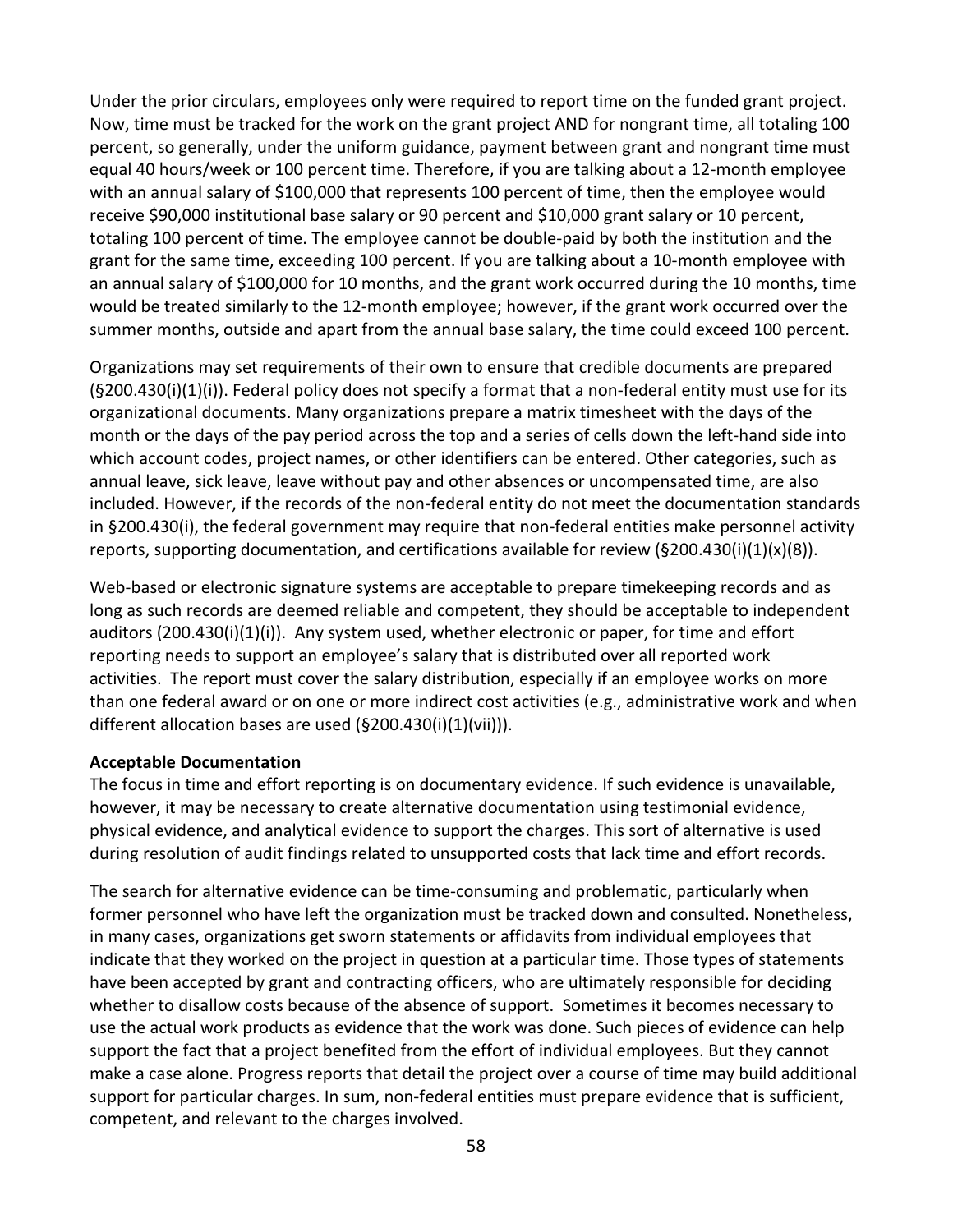Under the prior circulars, employees only were required to report time on the funded grant project. Now, time must be tracked for the work on the grant project AND for nongrant time, all totaling 100 percent, so generally, under the uniform guidance, payment between grant and nongrant time must equal 40 hours/week or 100 percent time. Therefore, if you are talking about a 12-month employee with an annual salary of $100,000 that represents 100 percent of time, then the employee would receive $90,000 institutional base salary or 90 percent and $10,000 grant salary or 10 percent, totaling 100 percent of time. The employee cannot be double-paid by both the institution and the grant for the same time, exceeding 100 percent. If you are talking about a 10-month employee with an annual salary of $100,000 for 10 months, and the grant work occurred during the 10 months, time would be treated similarly to the 12-month employee; however, if the grant work occurred over the summer months, outside and apart from the annual base salary, the time could exceed 100 percent.

Organizations may set requirements of their own to ensure that credible documents are prepared (§200.430(i)(1)(i)). Federal policy does not specify a format that a non-federal entity must use for its organizational documents. Many organizations prepare a matrix timesheet with the days of the month or the days of the pay period across the top and a series of cells down the left-hand side into which account codes, project names, or other identifiers can be entered. Other categories, such as annual leave, sick leave, leave without pay and other absences or uncompensated time, are also included. However, if the records of the non-federal entity do not meet the documentation standards in §200.430(i), the federal government may require that non-federal entities make personnel activity reports, supporting documentation, and certifications available for review (§200.430(i)(1)(x)(8)).

Web-based or electronic signature systems are acceptable to prepare timekeeping records and as long as such records are deemed reliable and competent, they should be acceptable to independent auditors (200.430(i)(1)(i)). Any system used, whether electronic or paper, for time and effort reporting needs to support an employee's salary that is distributed over all reported work activities. The report must cover the salary distribution, especially if an employee works on more than one federal award or on one or more indirect cost activities (e.g., administrative work and when different allocation bases are used (§200.430(i)(1)(vii))).

**Acceptable Documentation**

The focus in time and effort reporting is on documentary evidence. If such evidence is unavailable, however, it may be necessary to create alternative documentation using testimonial evidence, physical evidence, and analytical evidence to support the charges. This sort of alternative is used during resolution of audit findings related to unsupported costs that lack time and effort records.

The search for alternative evidence can be time-consuming and problematic, particularly when former personnel who have left the organization must be tracked down and consulted. Nonetheless, in many cases, organizations get sworn statements or affidavits from individual employees that indicate that they worked on the project in question at a particular time. Those types of statements have been accepted by grant and contracting officers, who are ultimately responsible for deciding whether to disallow costs because of the absence of support. Sometimes it becomes necessary to use the actual work products as evidence that the work was done. Such pieces of evidence can help support the fact that a project benefited from the effort of individual employees. But they cannot make a case alone. Progress reports that detail the project over a course of time may build additional support for particular charges. In sum, non-federal entities must prepare evidence that is sufficient, competent, and relevant to the charges involved.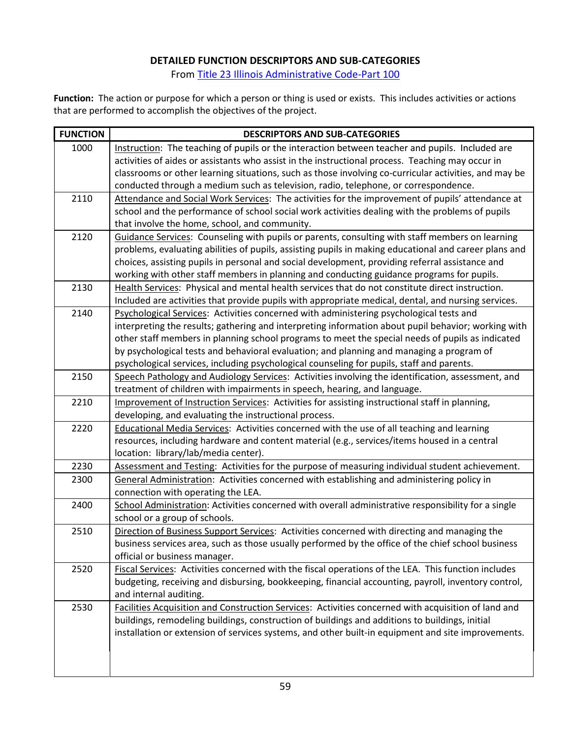# DETAILED FUNCTION DESCRIPTORS AND SUB-CATEGORIES

From [Title 23 Illinois Administrative Code-Part 100]

**Function:** The action or purpose for which a person or thing is used or exists. This includes activities or actions that are performed to accomplish the objectives of the project.

| FUNCTION | DESCRIPTORS AND SUB-CATEGORIES |
|---|---|
| 1000 | Instruction: The teaching of pupils or the interaction between teacher and pupils. Included are activities of aides or assistants who assist in the instructional process. Teaching may occur in classrooms or other learning situations, such as those involving co-curricular activities, and may be conducted through a medium such as television, radio, telephone, or correspondence. |
| 2110 | Attendance and Social Work Services: The activities for the improvement of pupils' attendance at school and the performance of school social work activities dealing with the problems of pupils that involve the home, school, and community. |
| 2120 | Guidance Services: Counseling with pupils or parents, consulting with staff members on learning problems, evaluating abilities of pupils, assisting pupils in making educational and career plans and choices, assisting pupils in personal and social development, providing referral assistance and working with other staff members in planning and conducting guidance programs for pupils. |
| 2130 | Health Services: Physical and mental health services that do not constitute direct instruction. Included are activities that provide pupils with appropriate medical, dental, and nursing services. |
| 2140 | Psychological Services: Activities concerned with administering psychological tests and interpreting the results; gathering and interpreting information about pupil behavior; working with other staff members in planning school programs to meet the special needs of pupils as indicated by psychological tests and behavioral evaluation; and planning and managing a program of psychological services, including psychological counseling for pupils, staff and parents. |
| 2150 | Speech Pathology and Audiology Services: Activities involving the identification, assessment, and treatment of children with impairments in speech, hearing, and language. |
| 2210 | Improvement of Instruction Services: Activities for assisting instructional staff in planning, developing, and evaluating the instructional process. |
| 2220 | Educational Media Services: Activities concerned with the use of all teaching and learning resources, including hardware and content material (e.g., services/items housed in a central location: library/lab/media center). |
| 2230 | Assessment and Testing: Activities for the purpose of measuring individual student achievement. |
| 2300 | General Administration: Activities concerned with establishing and administering policy in connection with operating the LEA. |
| 2400 | School Administration: Activities concerned with overall administrative responsibility for a single school or a group of schools. |
| 2510 | Direction of Business Support Services: Activities concerned with directing and managing the business services area, such as those usually performed by the office of the chief school business official or business manager. |
| 2520 | Fiscal Services: Activities concerned with the fiscal operations of the LEA. This function includes budgeting, receiving and disbursing, bookkeeping, financial accounting, payroll, inventory control, and internal auditing. |
| 2530 | Facilities Acquisition and Construction Services: Activities concerned with acquisition of land and buildings, remodeling buildings, construction of buildings and additions to buildings, initial installation or extension of services systems, and other built-in equipment and site improvements. |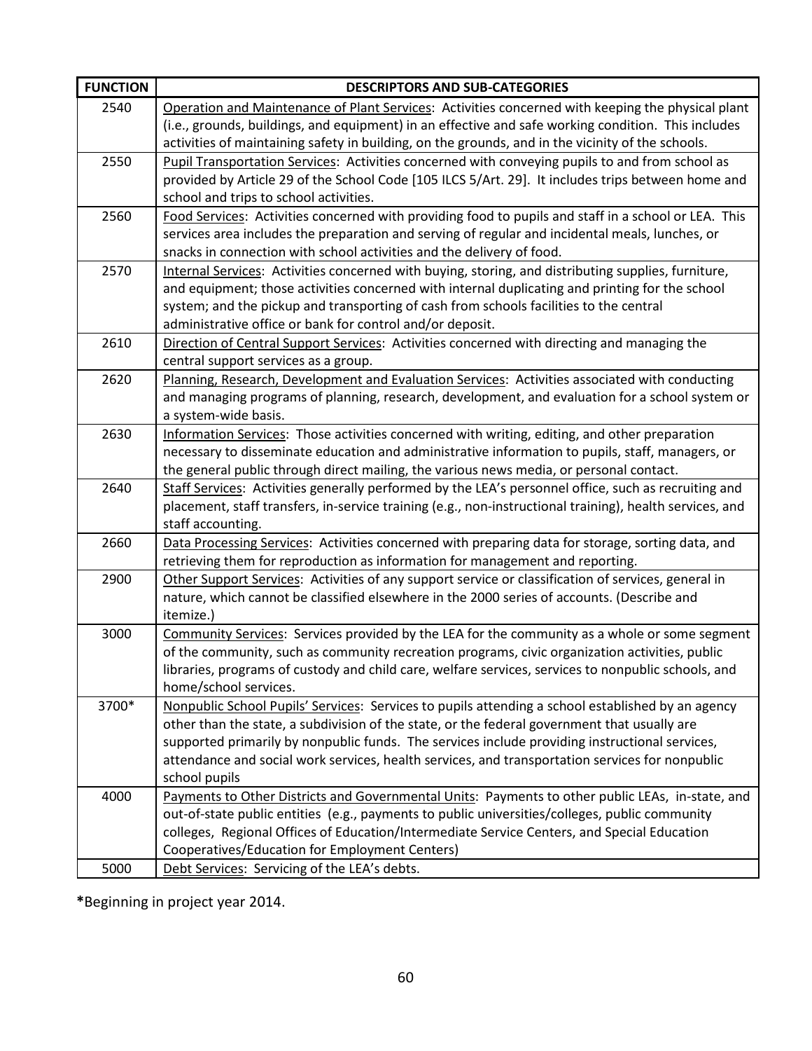| FUNCTION | DESCRIPTORS AND SUB-CATEGORIES |
|---|---|
| 2540 | Operation and Maintenance of Plant Services: Activities concerned with keeping the physical plant (i.e., grounds, buildings, and equipment) in an effective and safe working condition. This includes activities of maintaining safety in building, on the grounds, and in the vicinity of the schools. |
| 2550 | Pupil Transportation Services: Activities concerned with conveying pupils to and from school as provided by Article 29 of the School Code [105 ILCS 5/Art. 29]. It includes trips between home and school and trips to school activities. |
| 2560 | Food Services: Activities concerned with providing food to pupils and staff in a school or LEA. This services area includes the preparation and serving of regular and incidental meals, lunches, or snacks in connection with school activities and the delivery of food. |
| 2570 | Internal Services: Activities concerned with buying, storing, and distributing supplies, furniture, and equipment; those activities concerned with internal duplicating and printing for the school system; and the pickup and transporting of cash from schools facilities to the central administrative office or bank for control and/or deposit. |
| 2610 | Direction of Central Support Services: Activities concerned with directing and managing the central support services as a group. |
| 2620 | Planning, Research, Development and Evaluation Services: Activities associated with conducting and managing programs of planning, research, development, and evaluation for a school system or a system-wide basis. |
| 2630 | Information Services: Those activities concerned with writing, editing, and other preparation necessary to disseminate education and administrative information to pupils, staff, managers, or the general public through direct mailing, the various news media, or personal contact. |
| 2640 | Staff Services: Activities generally performed by the LEA's personnel office, such as recruiting and placement, staff transfers, in-service training (e.g., non-instructional training), health services, and staff accounting. |
| 2660 | Data Processing Services: Activities concerned with preparing data for storage, sorting data, and retrieving them for reproduction as information for management and reporting. |
| 2900 | Other Support Services: Activities of any support service or classification of services, general in nature, which cannot be classified elsewhere in the 2000 series of accounts. (Describe and itemize.) |
| 3000 | Community Services: Services provided by the LEA for the community as a whole or some segment of the community, such as community recreation programs, civic organization activities, public libraries, programs of custody and child care, welfare services, services to nonpublic schools, and home/school services. |
| 3700* | Nonpublic School Pupils' Services: Services to pupils attending a school established by an agency other than the state, a subdivision of the state, or the federal government that usually are supported primarily by nonpublic funds. The services include providing instructional services, attendance and social work services, health services, and transportation services for nonpublic school pupils |
| 4000 | Payments to Other Districts and Governmental Units: Payments to other public LEAs, in-state, and out-of-state public entities (e.g., payments to public universities/colleges, public community colleges, Regional Offices of Education/Intermediate Service Centers, and Special Education Cooperatives/Education for Employment Centers) |
| 5000 | Debt Services: Servicing of the LEA's debts. |

**\***Beginning in project year 2014.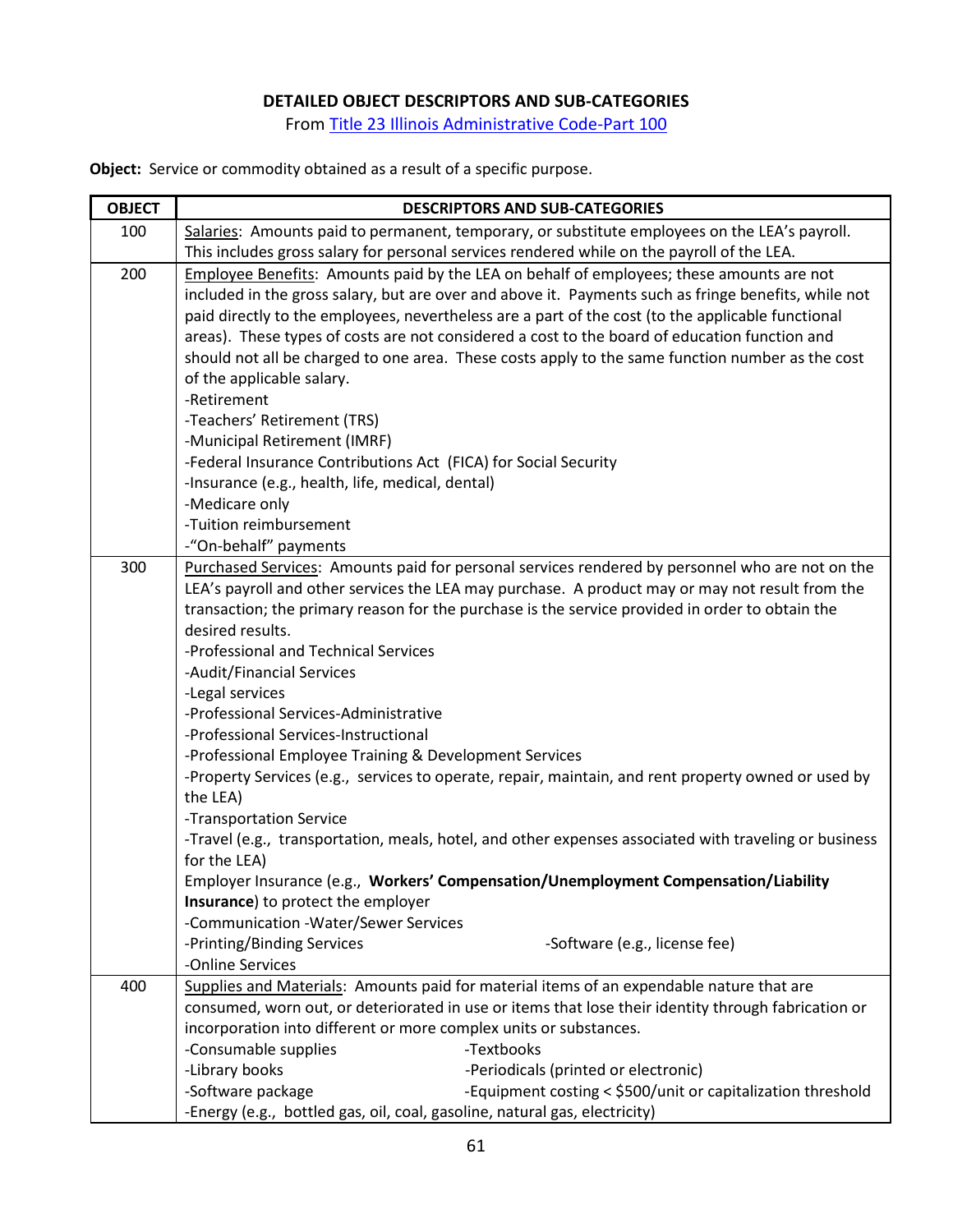# DETAILED OBJECT DESCRIPTORS AND SUB-CATEGORIES

From Title 23 Illinois Administrative Code-Part 100

**Object:** Service or commodity obtained as a result of a specific purpose.

| OBJECT | DESCRIPTORS AND SUB-CATEGORIES |
|---|---|
| 100 | Salaries: Amounts paid to permanent, temporary, or substitute employees on the LEA's payroll. This includes gross salary for personal services rendered while on the payroll of the LEA. |
| 200 | Employee Benefits: Amounts paid by the LEA on behalf of employees; these amounts are not included in the gross salary, but are over and above it. Payments such as fringe benefits, while not paid directly to the employees, nevertheless are a part of the cost (to the applicable functional areas). These types of costs are not considered a cost to the board of education function and should not all be charged to one area. These costs apply to the same function number as the cost of the applicable salary.<br>-Retirement<br>-Teachers' Retirement (TRS)<br>-Municipal Retirement (IMRF)<br>-Federal Insurance Contributions Act (FICA) for Social Security<br>-Insurance (e.g., health, life, medical, dental)<br>-Medicare only<br>-Tuition reimbursement<br>-"On-behalf" payments |
| 300 | Purchased Services: Amounts paid for personal services rendered by personnel who are not on the LEA's payroll and other services the LEA may purchase. A product may or may not result from the transaction; the primary reason for the purchase is the service provided in order to obtain the desired results.<br>-Professional and Technical Services<br>-Audit/Financial Services<br>-Legal services<br>-Professional Services-Administrative<br>-Professional Services-Instructional<br>-Professional Employee Training & Development Services<br>-Property Services (e.g., services to operate, repair, maintain, and rent property owned or used by the LEA)<br>-Transportation Service<br>-Travel (e.g., transportation, meals, hotel, and other expenses associated with traveling or business for the LEA)<br>Employer Insurance (e.g., **Workers' Compensation/Unemployment Compensation/Liability Insurance**) to protect the employer<br>-Communication -Water/Sewer Services<br>-Printing/Binding Services -Software (e.g., license fee)<br>-Online Services |
| 400 | Supplies and Materials: Amounts paid for material items of an expendable nature that are consumed, worn out, or deteriorated in use or items that lose their identity through fabrication or incorporation into different or more complex units or substances.<br>-Consumable supplies -Textbooks<br>-Library books -Periodicals (printed or electronic)<br>-Software package -Equipment costing < $500/unit or capitalization threshold<br>-Energy (e.g., bottled gas, oil, coal, gasoline, natural gas, electricity) |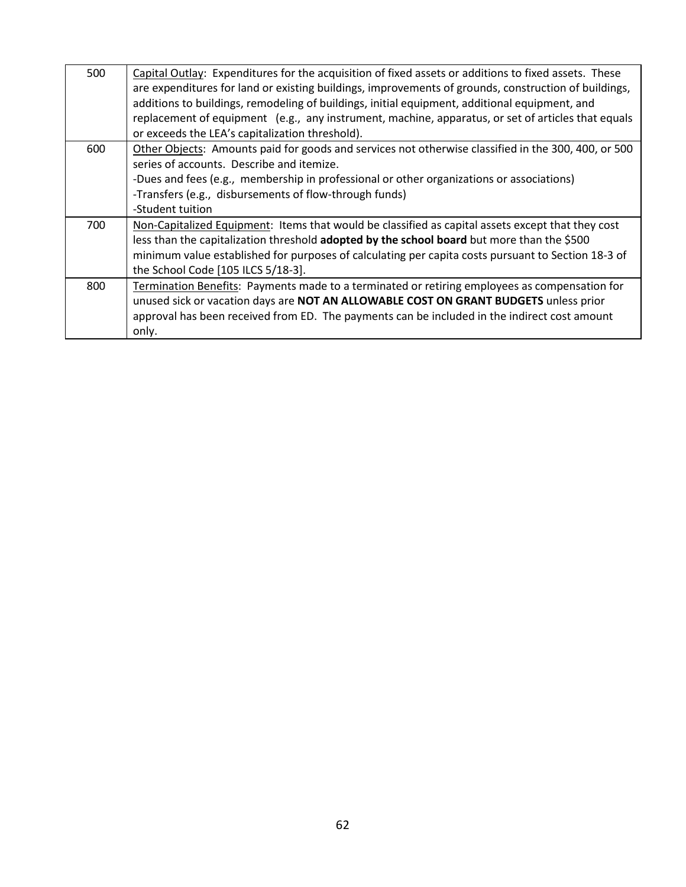| | |
|---|---|
| 500 | Capital Outlay: Expenditures for the acquisition of fixed assets or additions to fixed assets. These are expenditures for land or existing buildings, improvements of grounds, construction of buildings, additions to buildings, remodeling of buildings, initial equipment, additional equipment, and replacement of equipment (e.g., any instrument, machine, apparatus, or set of articles that equals or exceeds the LEA's capitalization threshold). |
| 600 | Other Objects: Amounts paid for goods and services not otherwise classified in the 300, 400, or 500 series of accounts. Describe and itemize.<br>-Dues and fees (e.g., membership in professional or other organizations or associations)<br>-Transfers (e.g., disbursements of flow-through funds)<br>-Student tuition |
| 700 | Non-Capitalized Equipment: Items that would be classified as capital assets except that they cost less than the capitalization threshold **adopted by the school board** but more than the $500 minimum value established for purposes of calculating per capita costs pursuant to Section 18-3 of the School Code [105 ILCS 5/18-3]. |
| 800 | Termination Benefits: Payments made to a terminated or retiring employees as compensation for unused sick or vacation days are **NOT AN ALLOWABLE COST ON GRANT BUDGETS** unless prior approval has been received from ED. The payments can be included in the indirect cost amount only. |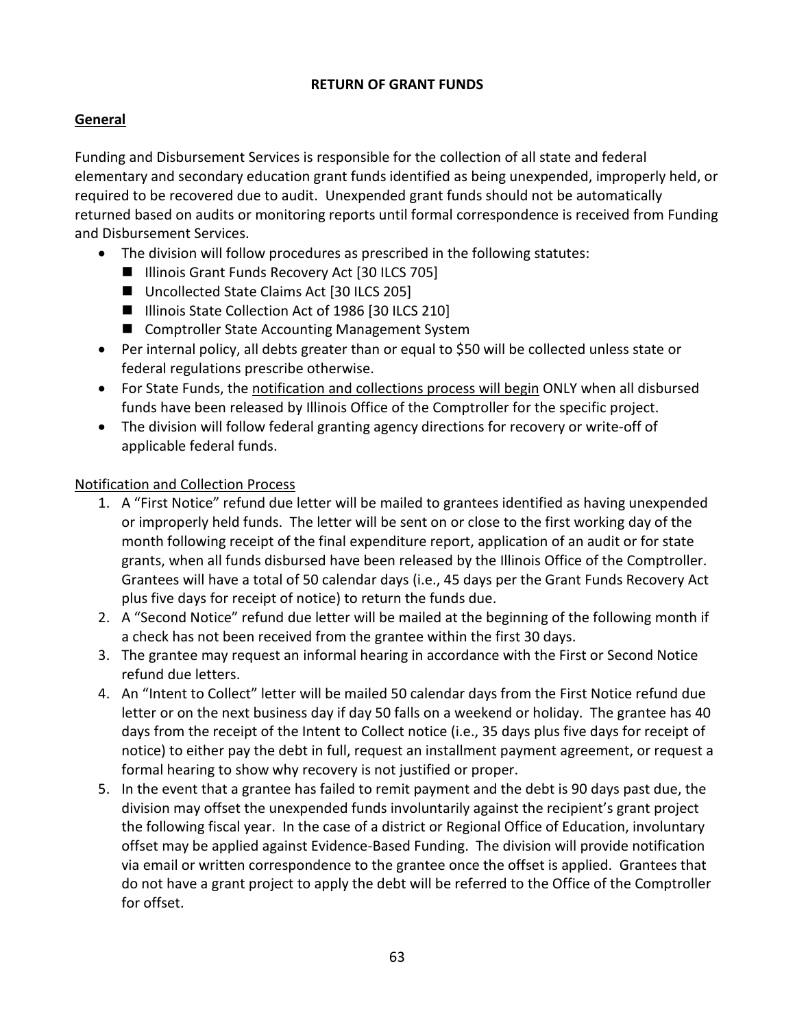# RETURN OF GRANT FUNDS

## General

Funding and Disbursement Services is responsible for the collection of all state and federal elementary and secondary education grant funds identified as being unexpended, improperly held, or required to be recovered due to audit. Unexpended grant funds should not be automatically returned based on audits or monitoring reports until formal correspondence is received from Funding and Disbursement Services.

- The division will follow procedures as prescribed in the following statutes:
  - Illinois Grant Funds Recovery Act [30 ILCS 705]
  - Uncollected State Claims Act [30 ILCS 205]
  - Illinois State Collection Act of 1986 [30 ILCS 210]
  - Comptroller State Accounting Management System
- Per internal policy, all debts greater than or equal to $50 will be collected unless state or federal regulations prescribe otherwise.
- For State Funds, the notification and collections process will begin ONLY when all disbursed funds have been released by Illinois Office of the Comptroller for the specific project.
- The division will follow federal granting agency directions for recovery or write-off of applicable federal funds.

### Notification and Collection Process

1. A "First Notice" refund due letter will be mailed to grantees identified as having unexpended or improperly held funds. The letter will be sent on or close to the first working day of the month following receipt of the final expenditure report, application of an audit or for state grants, when all funds disbursed have been released by the Illinois Office of the Comptroller. Grantees will have a total of 50 calendar days (i.e., 45 days per the Grant Funds Recovery Act plus five days for receipt of notice) to return the funds due.
2. A "Second Notice" refund due letter will be mailed at the beginning of the following month if a check has not been received from the grantee within the first 30 days.
3. The grantee may request an informal hearing in accordance with the First or Second Notice refund due letters.
4. An "Intent to Collect" letter will be mailed 50 calendar days from the First Notice refund due letter or on the next business day if day 50 falls on a weekend or holiday. The grantee has 40 days from the receipt of the Intent to Collect notice (i.e., 35 days plus five days for receipt of notice) to either pay the debt in full, request an installment payment agreement, or request a formal hearing to show why recovery is not justified or proper.
5. In the event that a grantee has failed to remit payment and the debt is 90 days past due, the division may offset the unexpended funds involuntarily against the recipient's grant project the following fiscal year. In the case of a district or Regional Office of Education, involuntary offset may be applied against Evidence-Based Funding. The division will provide notification via email or written correspondence to the grantee once the offset is applied. Grantees that do not have a grant project to apply the debt will be referred to the Office of the Comptroller for offset.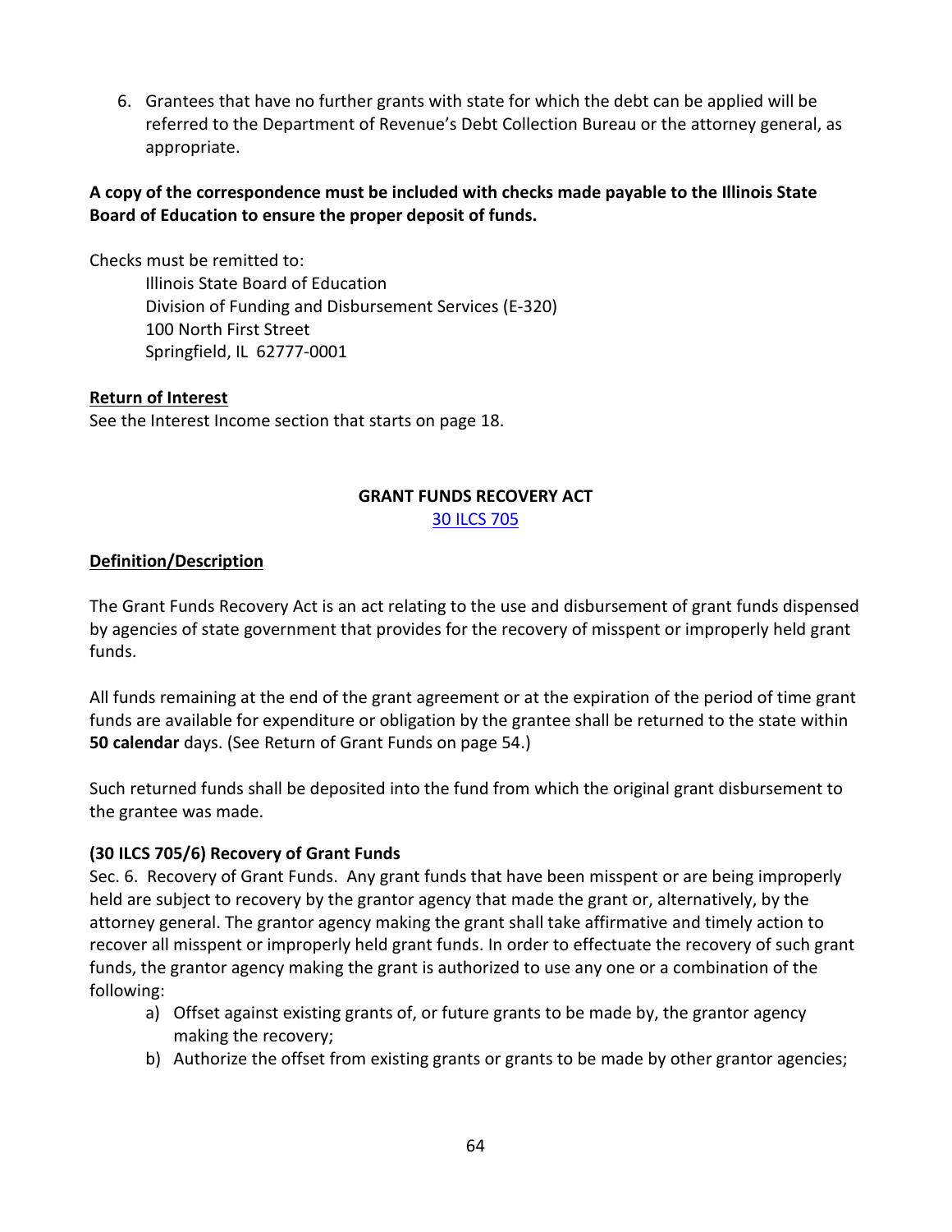6. Grantees that have no further grants with state for which the debt can be applied will be referred to the Department of Revenue's Debt Collection Bureau or the attorney general, as appropriate.

**A copy of the correspondence must be included with checks made payable to the Illinois State Board of Education to ensure the proper deposit of funds.**

Checks must be remitted to:

Illinois State Board of Education
Division of Funding and Disbursement Services (E-320)
100 North First Street
Springfield, IL 62777-0001

**Return of Interest**

See the Interest Income section that starts on page 18.

## GRANT FUNDS RECOVERY ACT

[30 ILCS 705]

**Definition/Description**

The Grant Funds Recovery Act is an act relating to the use and disbursement of grant funds dispensed by agencies of state government that provides for the recovery of misspent or improperly held grant funds.

All funds remaining at the end of the grant agreement or at the expiration of the period of time grant funds are available for expenditure or obligation by the grantee shall be returned to the state within **50 calendar** days. (See Return of Grant Funds on page 54.)

Such returned funds shall be deposited into the fund from which the original grant disbursement to the grantee was made.

**(30 ILCS 705/6) Recovery of Grant Funds**

Sec. 6. Recovery of Grant Funds. Any grant funds that have been misspent or are being improperly held are subject to recovery by the grantor agency that made the grant or, alternatively, by the attorney general. The grantor agency making the grant shall take affirmative and timely action to recover all misspent or improperly held grant funds. In order to effectuate the recovery of such grant funds, the grantor agency making the grant is authorized to use any one or a combination of the following:

a) Offset against existing grants of, or future grants to be made by, the grantor agency making the recovery;
b) Authorize the offset from existing grants or grants to be made by other grantor agencies;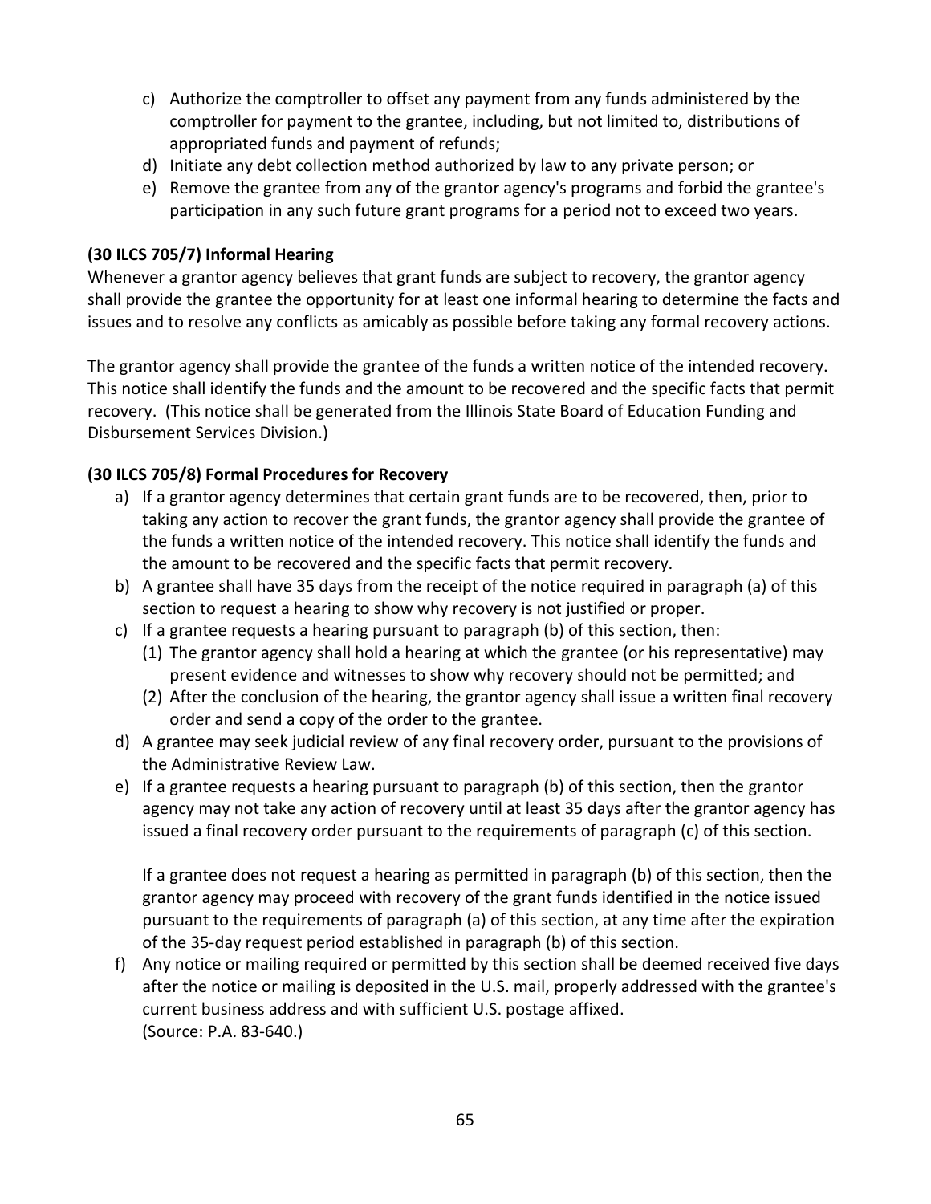c) Authorize the comptroller to offset any payment from any funds administered by the comptroller for payment to the grantee, including, but not limited to, distributions of appropriated funds and payment of refunds;
d) Initiate any debt collection method authorized by law to any private person; or
e) Remove the grantee from any of the grantor agency's programs and forbid the grantee's participation in any such future grant programs for a period not to exceed two years.

**(30 ILCS 705/7) Informal Hearing**

Whenever a grantor agency believes that grant funds are subject to recovery, the grantor agency shall provide the grantee the opportunity for at least one informal hearing to determine the facts and issues and to resolve any conflicts as amicably as possible before taking any formal recovery actions.

The grantor agency shall provide the grantee of the funds a written notice of the intended recovery. This notice shall identify the funds and the amount to be recovered and the specific facts that permit recovery. (This notice shall be generated from the Illinois State Board of Education Funding and Disbursement Services Division.)

**(30 ILCS 705/8) Formal Procedures for Recovery**

a) If a grantor agency determines that certain grant funds are to be recovered, then, prior to taking any action to recover the grant funds, the grantor agency shall provide the grantee of the funds a written notice of the intended recovery. This notice shall identify the funds and the amount to be recovered and the specific facts that permit recovery.
b) A grantee shall have 35 days from the receipt of the notice required in paragraph (a) of this section to request a hearing to show why recovery is not justified or proper.
c) If a grantee requests a hearing pursuant to paragraph (b) of this section, then:
   (1) The grantor agency shall hold a hearing at which the grantee (or his representative) may present evidence and witnesses to show why recovery should not be permitted; and
   (2) After the conclusion of the hearing, the grantor agency shall issue a written final recovery order and send a copy of the order to the grantee.
d) A grantee may seek judicial review of any final recovery order, pursuant to the provisions of the Administrative Review Law.
e) If a grantee requests a hearing pursuant to paragraph (b) of this section, then the grantor agency may not take any action of recovery until at least 35 days after the grantor agency has issued a final recovery order pursuant to the requirements of paragraph (c) of this section.

   If a grantee does not request a hearing as permitted in paragraph (b) of this section, then the grantor agency may proceed with recovery of the grant funds identified in the notice issued pursuant to the requirements of paragraph (a) of this section, at any time after the expiration of the 35-day request period established in paragraph (b) of this section.
f) Any notice or mailing required or permitted by this section shall be deemed received five days after the notice or mailing is deposited in the U.S. mail, properly addressed with the grantee's current business address and with sufficient U.S. postage affixed.
   (Source: P.A. 83-640.)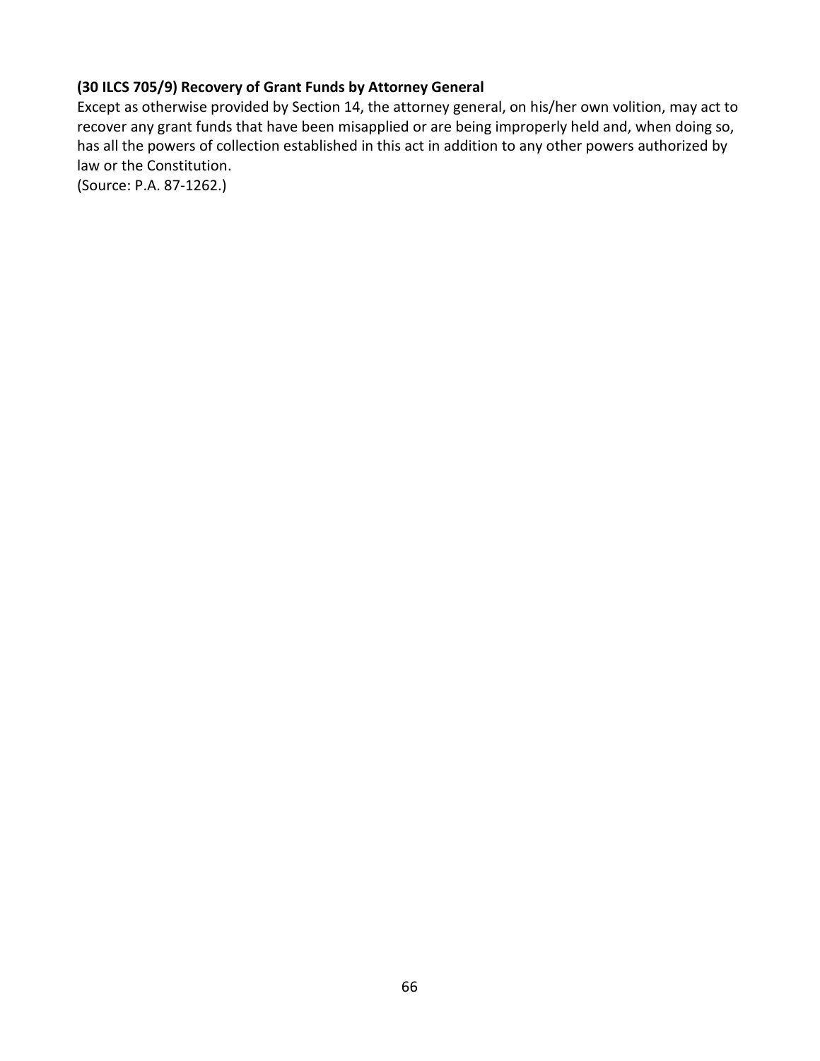**(30 ILCS 705/9) Recovery of Grant Funds by Attorney General**

Except as otherwise provided by Section 14, the attorney general, on his/her own volition, may act to recover any grant funds that have been misapplied or are being improperly held and, when doing so, has all the powers of collection established in this act in addition to any other powers authorized by law or the Constitution.

(Source: P.A. 87-1262.)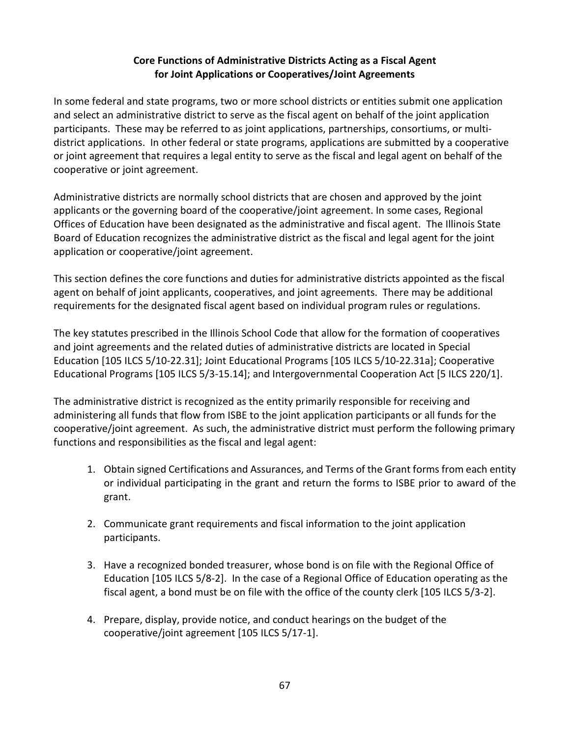## Core Functions of Administrative Districts Acting as a Fiscal Agent for Joint Applications or Cooperatives/Joint Agreements

In some federal and state programs, two or more school districts or entities submit one application and select an administrative district to serve as the fiscal agent on behalf of the joint application participants. These may be referred to as joint applications, partnerships, consortiums, or multi-district applications. In other federal or state programs, applications are submitted by a cooperative or joint agreement that requires a legal entity to serve as the fiscal and legal agent on behalf of the cooperative or joint agreement.

Administrative districts are normally school districts that are chosen and approved by the joint applicants or the governing board of the cooperative/joint agreement. In some cases, Regional Offices of Education have been designated as the administrative and fiscal agent. The Illinois State Board of Education recognizes the administrative district as the fiscal and legal agent for the joint application or cooperative/joint agreement.

This section defines the core functions and duties for administrative districts appointed as the fiscal agent on behalf of joint applicants, cooperatives, and joint agreements. There may be additional requirements for the designated fiscal agent based on individual program rules or regulations.

The key statutes prescribed in the Illinois School Code that allow for the formation of cooperatives and joint agreements and the related duties of administrative districts are located in Special Education [105 ILCS 5/10-22.31]; Joint Educational Programs [105 ILCS 5/10-22.31a]; Cooperative Educational Programs [105 ILCS 5/3-15.14]; and Intergovernmental Cooperation Act [5 ILCS 220/1].

The administrative district is recognized as the entity primarily responsible for receiving and administering all funds that flow from ISBE to the joint application participants or all funds for the cooperative/joint agreement. As such, the administrative district must perform the following primary functions and responsibilities as the fiscal and legal agent:

1. Obtain signed Certifications and Assurances, and Terms of the Grant forms from each entity or individual participating in the grant and return the forms to ISBE prior to award of the grant.

2. Communicate grant requirements and fiscal information to the joint application participants.

3. Have a recognized bonded treasurer, whose bond is on file with the Regional Office of Education [105 ILCS 5/8-2]. In the case of a Regional Office of Education operating as the fiscal agent, a bond must be on file with the office of the county clerk [105 ILCS 5/3-2].

4. Prepare, display, provide notice, and conduct hearings on the budget of the cooperative/joint agreement [105 ILCS 5/17-1].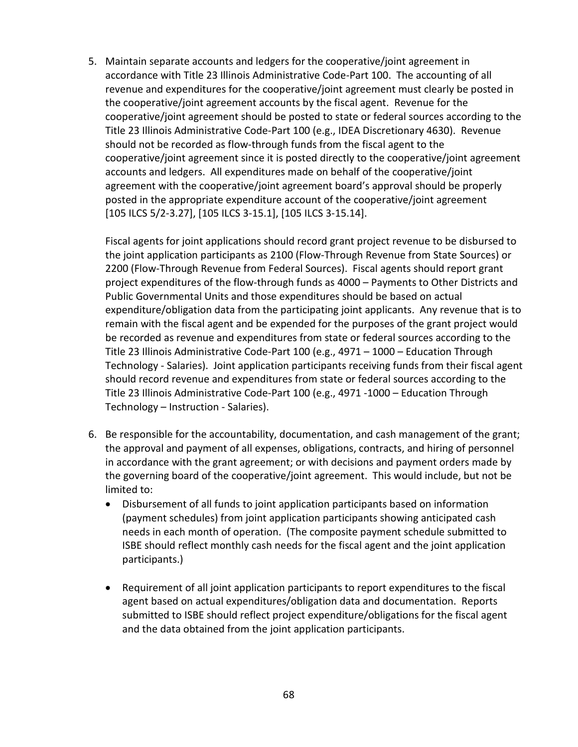5. Maintain separate accounts and ledgers for the cooperative/joint agreement in accordance with Title 23 Illinois Administrative Code-Part 100. The accounting of all revenue and expenditures for the cooperative/joint agreement must clearly be posted in the cooperative/joint agreement accounts by the fiscal agent. Revenue for the cooperative/joint agreement should be posted to state or federal sources according to the Title 23 Illinois Administrative Code-Part 100 (e.g., IDEA Discretionary 4630). Revenue should not be recorded as flow-through funds from the fiscal agent to the cooperative/joint agreement since it is posted directly to the cooperative/joint agreement accounts and ledgers. All expenditures made on behalf of the cooperative/joint agreement with the cooperative/joint agreement board's approval should be properly posted in the appropriate expenditure account of the cooperative/joint agreement [105 ILCS 5/2-3.27], [105 ILCS 3-15.1], [105 ILCS 3-15.14].

   Fiscal agents for joint applications should record grant project revenue to be disbursed to the joint application participants as 2100 (Flow-Through Revenue from State Sources) or 2200 (Flow-Through Revenue from Federal Sources). Fiscal agents should report grant project expenditures of the flow-through funds as 4000 – Payments to Other Districts and Public Governmental Units and those expenditures should be based on actual expenditure/obligation data from the participating joint applicants. Any revenue that is to remain with the fiscal agent and be expended for the purposes of the grant project would be recorded as revenue and expenditures from state or federal sources according to the Title 23 Illinois Administrative Code-Part 100 (e.g., 4971 – 1000 – Education Through Technology - Salaries). Joint application participants receiving funds from their fiscal agent should record revenue and expenditures from state or federal sources according to the Title 23 Illinois Administrative Code-Part 100 (e.g., 4971 -1000 – Education Through Technology – Instruction - Salaries).

6. Be responsible for the accountability, documentation, and cash management of the grant; the approval and payment of all expenses, obligations, contracts, and hiring of personnel in accordance with the grant agreement; or with decisions and payment orders made by the governing board of the cooperative/joint agreement. This would include, but not be limited to:
   - Disbursement of all funds to joint application participants based on information (payment schedules) from joint application participants showing anticipated cash needs in each month of operation. (The composite payment schedule submitted to ISBE should reflect monthly cash needs for the fiscal agent and the joint application participants.)

   - Requirement of all joint application participants to report expenditures to the fiscal agent based on actual expenditures/obligation data and documentation. Reports submitted to ISBE should reflect project expenditure/obligations for the fiscal agent and the data obtained from the joint application participants.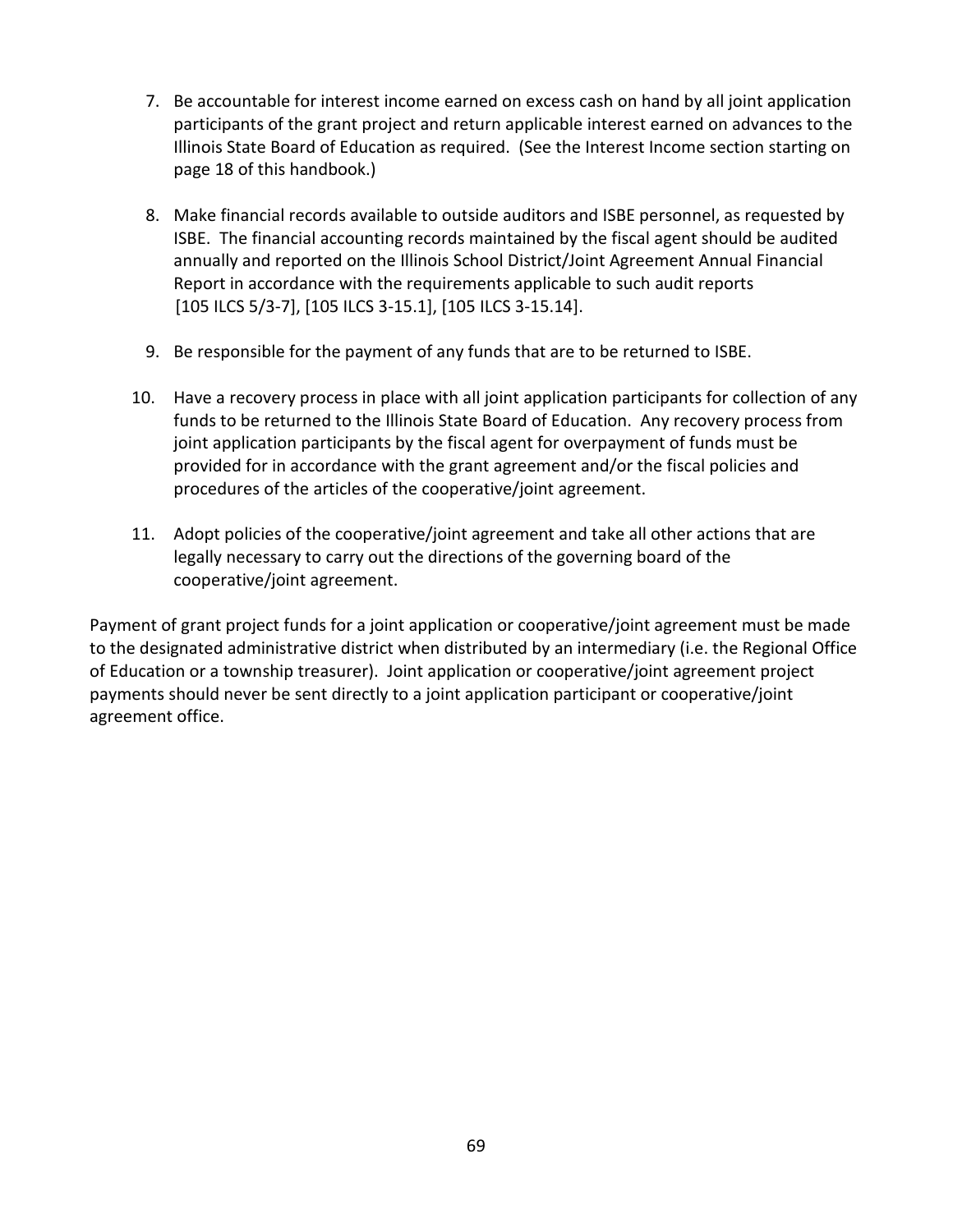7. Be accountable for interest income earned on excess cash on hand by all joint application participants of the grant project and return applicable interest earned on advances to the Illinois State Board of Education as required. (See the Interest Income section starting on page 18 of this handbook.)

8. Make financial records available to outside auditors and ISBE personnel, as requested by ISBE. The financial accounting records maintained by the fiscal agent should be audited annually and reported on the Illinois School District/Joint Agreement Annual Financial Report in accordance with the requirements applicable to such audit reports [105 ILCS 5/3-7], [105 ILCS 3-15.1], [105 ILCS 3-15.14].

9. Be responsible for the payment of any funds that are to be returned to ISBE.

10. Have a recovery process in place with all joint application participants for collection of any funds to be returned to the Illinois State Board of Education. Any recovery process from joint application participants by the fiscal agent for overpayment of funds must be provided for in accordance with the grant agreement and/or the fiscal policies and procedures of the articles of the cooperative/joint agreement.

11. Adopt policies of the cooperative/joint agreement and take all other actions that are legally necessary to carry out the directions of the governing board of the cooperative/joint agreement.

Payment of grant project funds for a joint application or cooperative/joint agreement must be made to the designated administrative district when distributed by an intermediary (i.e. the Regional Office of Education or a township treasurer). Joint application or cooperative/joint agreement project payments should never be sent directly to a joint application participant or cooperative/joint agreement office.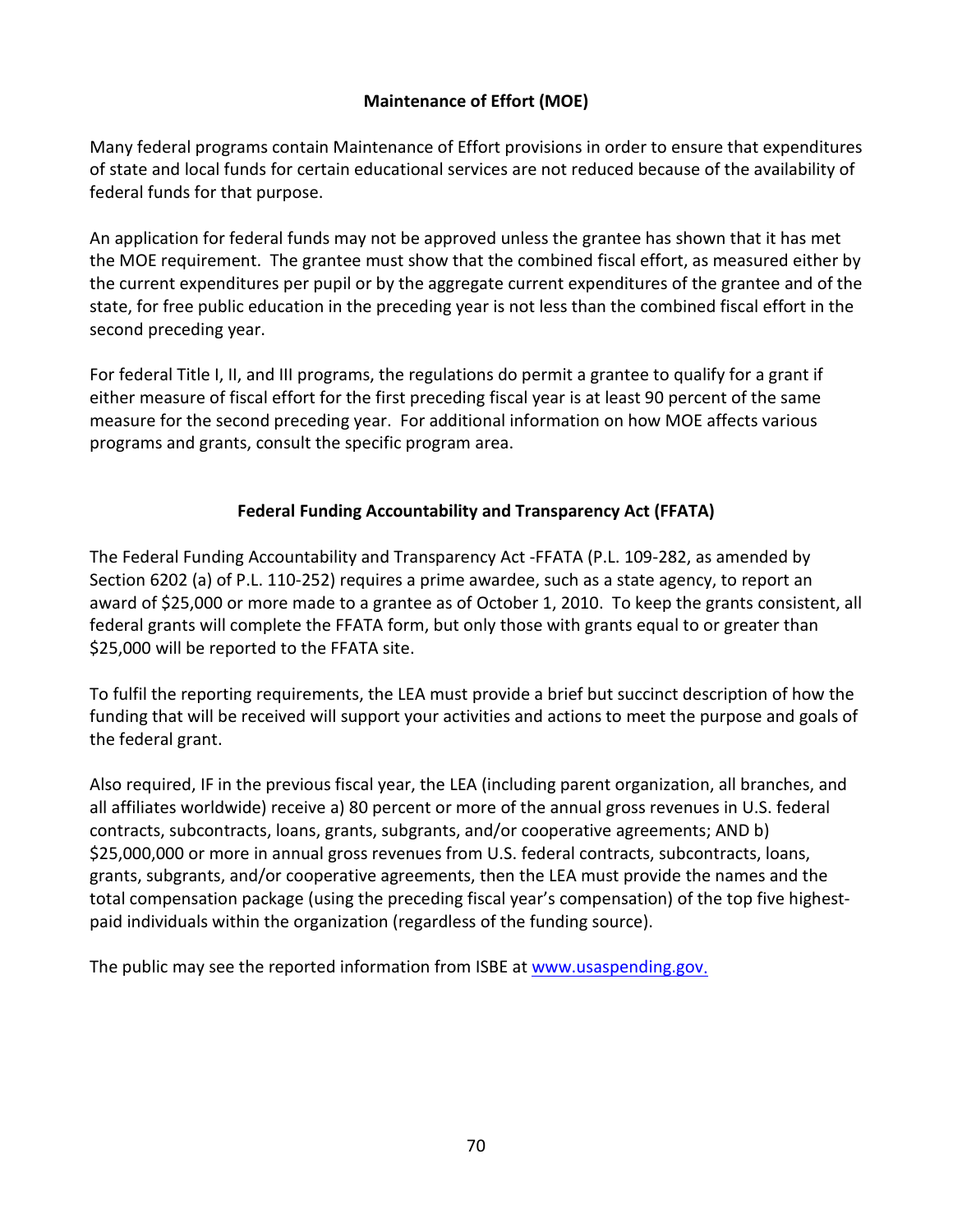## Maintenance of Effort (MOE)

Many federal programs contain Maintenance of Effort provisions in order to ensure that expenditures of state and local funds for certain educational services are not reduced because of the availability of federal funds for that purpose.

An application for federal funds may not be approved unless the grantee has shown that it has met the MOE requirement. The grantee must show that the combined fiscal effort, as measured either by the current expenditures per pupil or by the aggregate current expenditures of the grantee and of the state, for free public education in the preceding year is not less than the combined fiscal effort in the second preceding year.

For federal Title I, II, and III programs, the regulations do permit a grantee to qualify for a grant if either measure of fiscal effort for the first preceding fiscal year is at least 90 percent of the same measure for the second preceding year. For additional information on how MOE affects various programs and grants, consult the specific program area.

## Federal Funding Accountability and Transparency Act (FFATA)

The Federal Funding Accountability and Transparency Act -FFATA (P.L. 109-282, as amended by Section 6202 (a) of P.L. 110-252) requires a prime awardee, such as a state agency, to report an award of $25,000 or more made to a grantee as of October 1, 2010. To keep the grants consistent, all federal grants will complete the FFATA form, but only those with grants equal to or greater than $25,000 will be reported to the FFATA site.

To fulfil the reporting requirements, the LEA must provide a brief but succinct description of how the funding that will be received will support your activities and actions to meet the purpose and goals of the federal grant.

Also required, IF in the previous fiscal year, the LEA (including parent organization, all branches, and all affiliates worldwide) receive a) 80 percent or more of the annual gross revenues in U.S. federal contracts, subcontracts, loans, grants, subgrants, and/or cooperative agreements; AND b) $25,000,000 or more in annual gross revenues from U.S. federal contracts, subcontracts, loans, grants, subgrants, and/or cooperative agreements, then the LEA must provide the names and the total compensation package (using the preceding fiscal year's compensation) of the top five highest-paid individuals within the organization (regardless of the funding source).

The public may see the reported information from ISBE at [www.usaspending.gov.](http://www.usaspending.gov)